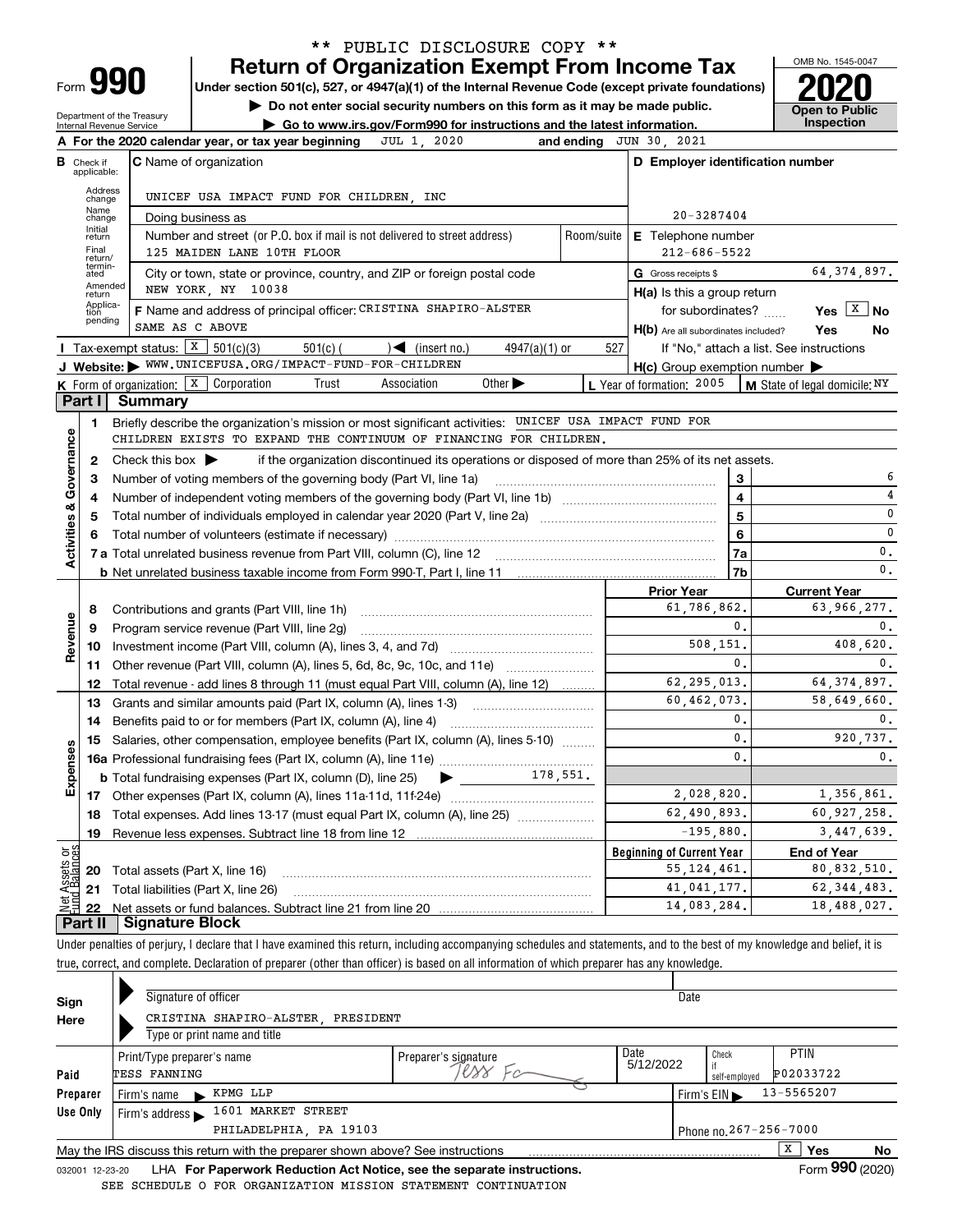\*\* PUBLIC DISCLOSURE COPY \*\*

# Form 990 — Return of Organization Exempt From Income Tax

Under section 501(c), 527, or 4947(a)(1) of the Internal Revenue Code (except private foundations)

▶ Do not enter social security numbers on this form as it may be made public.

▶ Go to www.irs.gov/Form990 for instructions and the latest information.

OMB No. 1545-0047 | **2020** | **Open to Public Inspection**

Department of the Treasury
Internal Revenue Service

**A** For the 2020 calendar year, or tax year beginning JUL 1, 2020 and ending JUN 30, 2021

**B** Check if applicable: Address change, Name change, Initial return, Final return/terminated, Amended return, Application pending

**C** Name of organization: UNICEF USA IMPACT FUND FOR CHILDREN, INC

Doing business as

Number and street (or P.O. box if mail is not delivered to street address): 125 MAIDEN LANE 10TH FLOOR | Room/suite

City or town, state or province, country, and ZIP or foreign postal code: NEW YORK, NY 10038

**D** Employer identification number: 20-3287404

**E** Telephone number: 212-686-5522

**G** Gross receipts $ 64,374,897.

**F** Name and address of principal officer: CRISTINA SHAPIRO-ALSTER, SAME AS C ABOVE

**H(a)** Is this a group return for subordinates? Yes [X] No

**H(b)** Are all subordinates included? Yes No — If "No," attach a list. See instructions

**H(c)** Group exemption number ▶

**I** Tax-exempt status: [X] 501(c)(3) 501(c) ( ) ◀ (insert no.) 4947(a)(1) or 527

**J** Website: ▶ WWW.UNICEFUSA.ORG/IMPACT-FUND-FOR-CHILDREN

**K** Form of organization: [X] Corporation Trust Association Other ▶

**L** Year of formation: 2005 | **M** State of legal domicile: NY

## Part I Summary

### Activities & Governance

1 Briefly describe the organization's mission or most significant activities: UNICEF USA IMPACT FUND FOR CHILDREN EXISTS TO EXPAND THE CONTINUUM OF FINANCING FOR CHILDREN.

2 Check this box ▶ if the organization discontinued its operations or disposed of more than 25% of its net assets.

| Line | Description | | Value |
|---|---|---|---|
| 3 | Number of voting members of the governing body (Part VI, line 1a) | 3 | 6 |
| 4 | Number of independent voting members of the governing body (Part VI, line 1b) | 4 | 4 |
| 5 | Total number of individuals employed in calendar year 2020 (Part V, line 2a) | 5 | 0 |
| 6 | Total number of volunteers (estimate if necessary) | 6 | 0 |
| 7a | Total unrelated business revenue from Part VIII, column (C), line 12 | 7a | 0. |
| 7b | Net unrelated business taxable income from Form 990-T, Part I, line 11 | 7b | 0. |

### Revenue / Expenses

| Line | Description | Prior Year | Current Year |
|---|---|---|---|
| 8 | Contributions and grants (Part VIII, line 1h) | 61,786,862. | 63,966,277. |
| 9 | Program service revenue (Part VIII, line 2g) | 0. | 0. |
| 10 | Investment income (Part VIII, column (A), lines 3, 4, and 7d) | 508,151. | 408,620. |
| 11 | Other revenue (Part VIII, column (A), lines 5, 6d, 8c, 9c, 10c, and 11e) | 0. | 0. |
| 12 | Total revenue - add lines 8 through 11 (must equal Part VIII, column (A), line 12) | 62,295,013. | 64,374,897. |
| 13 | Grants and similar amounts paid (Part IX, column (A), lines 1-3) | 60,462,073. | 58,649,660. |
| 14 | Benefits paid to or for members (Part IX, column (A), line 4) | 0. | 0. |
| 15 | Salaries, other compensation, employee benefits (Part IX, column (A), lines 5-10) | 0. | 920,737. |
| 16a | Professional fundraising fees (Part IX, column (A), line 11e) | 0. | 0. |
| b | Total fundraising expenses (Part IX, column (D), line 25) ▶ 178,551. | | |
| 17 | Other expenses (Part IX, column (A), lines 11a-11d, 11f-24e) | 2,028,820. | 1,356,861. |
| 18 | Total expenses. Add lines 13-17 (must equal Part IX, column (A), line 25) | 62,490,893. | 60,927,258. |
| 19 | Revenue less expenses. Subtract line 18 from line 12 | -195,880. | 3,447,639. |

### Net Assets or Fund Balances

| Line | Description | Beginning of Current Year | End of Year |
|---|---|---|---|
| 20 | Total assets (Part X, line 16) | 55,124,461. | 80,832,510. |
| 21 | Total liabilities (Part X, line 26) | 41,041,177. | 62,344,483. |
| 22 | Net assets or fund balances. Subtract line 21 from line 20 | 14,083,284. | 18,488,027. |

## Part II Signature Block

Under penalties of perjury, I declare that I have examined this return, including accompanying schedules and statements, and to the best of my knowledge and belief, it is true, correct, and complete. Declaration of preparer (other than officer) is based on all information of which preparer has any knowledge.

**Sign Here**

Signature of officer | Date

CRISTINA SHAPIRO-ALSTER, PRESIDENT
Type or print name and title

**Paid Preparer Use Only**

| Print/Type preparer's name | Preparer's signature | Date | Check if self-employed | PTIN |
|---|---|---|---|---|
| TESS FANNING | Tess Fa | 5/12/2022 | | P02033722 |

Firm's name ▶ KPMG LLP | Firm's EIN ▶ 13-5565207

Firm's address ▶ 1601 MARKET STREET, PHILADELPHIA, PA 19103 | Phone no. 267-256-7000

May the IRS discuss this return with the preparer shown above? See instructions [X] Yes No

032001 12-23-20 LHA For Paperwork Reduction Act Notice, see the separate instructions. Form **990** (2020)

SEE SCHEDULE O FOR ORGANIZATION MISSION STATEMENT CONTINUATION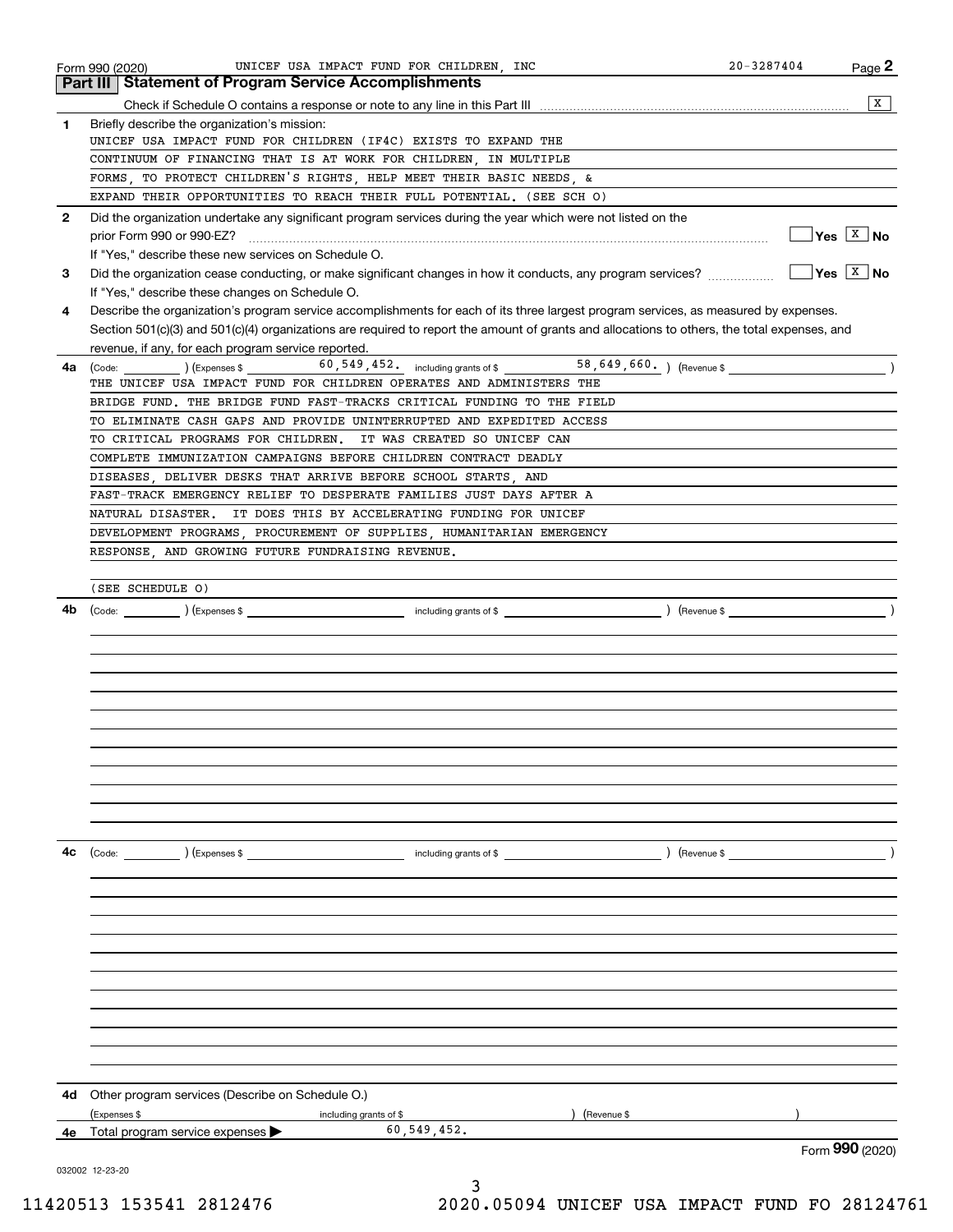Form 990 (2020) UNICEF USA IMPACT FUND FOR CHILDREN, INC 20-3287404

## Part III Statement of Program Service Accomplishments

Check if Schedule O contains a response or note to any line in this Part III [X]

**1** Briefly describe the organization's mission:

UNICEF USA IMPACT FUND FOR CHILDREN (IF4C) EXISTS TO EXPAND THE CONTINUUM OF FINANCING THAT IS AT WORK FOR CHILDREN, IN MULTIPLE FORMS, TO PROTECT CHILDREN'S RIGHTS, HELP MEET THEIR BASIC NEEDS, & EXPAND THEIR OPPORTUNITIES TO REACH THEIR FULL POTENTIAL. (SEE SCH O)

**2** Did the organization undertake any significant program services during the year which were not listed on the prior Form 990 or 990-EZ? [ ] Yes [X] No

If "Yes," describe these new services on Schedule O.

**3** Did the organization cease conducting, or make significant changes in how it conducts, any program services? [ ] Yes [X] No

If "Yes," describe these changes on Schedule O.

**4** Describe the organization's program service accomplishments for each of its three largest program services, as measured by expenses. Section 501(c)(3) and 501(c)(4) organizations are required to report the amount of grants and allocations to others, the total expenses, and revenue, if any, for each program service reported.

**4a** (Code: ) (Expenses $ 60,549,452. including grants of $ 58,649,660. ) (Revenue $ )

THE UNICEF USA IMPACT FUND FOR CHILDREN OPERATES AND ADMINISTERS THE BRIDGE FUND. THE BRIDGE FUND FAST-TRACKS CRITICAL FUNDING TO THE FIELD TO ELIMINATE CASH GAPS AND PROVIDE UNINTERRUPTED AND EXPEDITED ACCESS TO CRITICAL PROGRAMS FOR CHILDREN. IT WAS CREATED SO UNICEF CAN COMPLETE IMMUNIZATION CAMPAIGNS BEFORE CHILDREN CONTRACT DEADLY DISEASES, DELIVER DESKS THAT ARRIVE BEFORE SCHOOL STARTS, AND FAST-TRACK EMERGENCY RELIEF TO DESPERATE FAMILIES JUST DAYS AFTER A NATURAL DISASTER. IT DOES THIS BY ACCELERATING FUNDING FOR UNICEF DEVELOPMENT PROGRAMS, PROCUREMENT OF SUPPLIES, HUMANITARIAN EMERGENCY RESPONSE, AND GROWING FUTURE FUNDRAISING REVENUE.

(SEE SCHEDULE O)

**4b** (Code: ) (Expenses $ including grants of $ ) (Revenue $ )

**4c** (Code: ) (Expenses $ including grants of $ ) (Revenue $ )

**4d** Other program services (Describe on Schedule O.)

(Expenses $ including grants of $ ) (Revenue $ )

**4e** Total program service expenses ▶ 60,549,452.

Form **990** (2020)

032002 12-23-20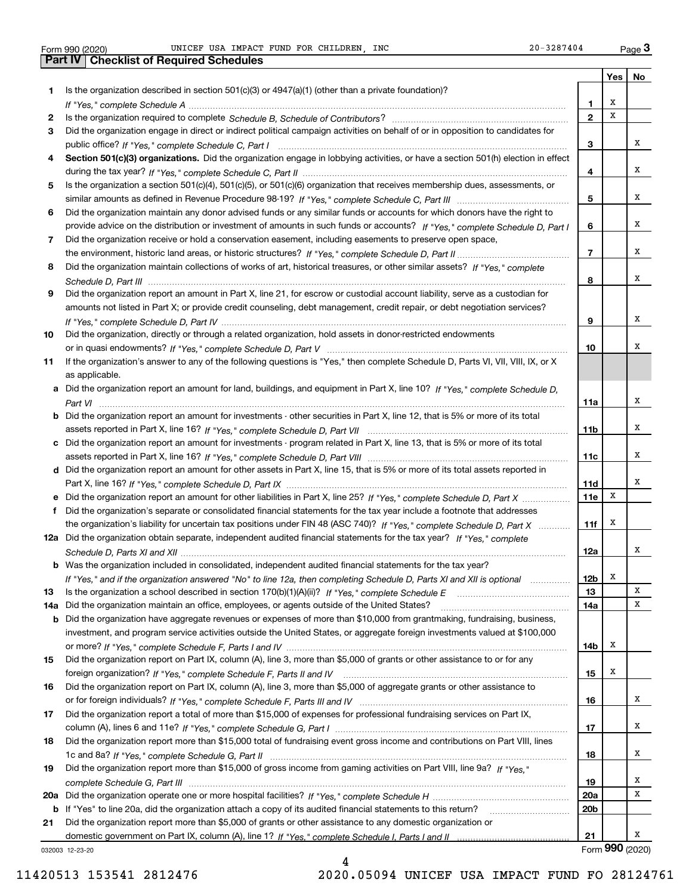Form 990 (2020) UNICEF USA IMPACT FUND FOR CHILDREN, INC 20-3287404

## Part IV Checklist of Required Schedules

| | | | Yes | No |
|---|---|---|---|---|
| 1 | Is the organization described in section 501(c)(3) or 4947(a)(1) (other than a private foundation)? *If "Yes," complete Schedule A* | 1 | X | |
| 2 | Is the organization required to complete *Schedule B, Schedule of Contributors*? | 2 | X | |
| 3 | Did the organization engage in direct or indirect political campaign activities on behalf of or in opposition to candidates for public office? *If "Yes," complete Schedule C, Part I* | 3 | | X |
| 4 | **Section 501(c)(3) organizations.** Did the organization engage in lobbying activities, or have a section 501(h) election in effect during the tax year? *If "Yes," complete Schedule C, Part II* | 4 | | X |
| 5 | Is the organization a section 501(c)(4), 501(c)(5), or 501(c)(6) organization that receives membership dues, assessments, or similar amounts as defined in Revenue Procedure 98-19? *If "Yes," complete Schedule C, Part III* | 5 | | X |
| 6 | Did the organization maintain any donor advised funds or any similar funds or accounts for which donors have the right to provide advice on the distribution or investment of amounts in such funds or accounts? *If "Yes," complete Schedule D, Part I* | 6 | | X |
| 7 | Did the organization receive or hold a conservation easement, including easements to preserve open space, the environment, historic land areas, or historic structures? *If "Yes," complete Schedule D, Part II* | 7 | | X |
| 8 | Did the organization maintain collections of works of art, historical treasures, or other similar assets? *If "Yes," complete Schedule D, Part III* | 8 | | X |
| 9 | Did the organization report an amount in Part X, line 21, for escrow or custodial account liability, serve as a custodian for amounts not listed in Part X; or provide credit counseling, debt management, credit repair, or debt negotiation services? *If "Yes," complete Schedule D, Part IV* | 9 | | X |
| 10 | Did the organization, directly or through a related organization, hold assets in donor-restricted endowments or in quasi endowments? *If "Yes," complete Schedule D, Part V* | 10 | | X |
| 11 | If the organization's answer to any of the following questions is "Yes," then complete Schedule D, Parts VI, VII, VIII, IX, or X as applicable. | | | |
| a | Did the organization report an amount for land, buildings, and equipment in Part X, line 10? *If "Yes," complete Schedule D, Part VI* | 11a | | X |
| b | Did the organization report an amount for investments - other securities in Part X, line 12, that is 5% or more of its total assets reported in Part X, line 16? *If "Yes," complete Schedule D, Part VII* | 11b | | X |
| c | Did the organization report an amount for investments - program related in Part X, line 13, that is 5% or more of its total assets reported in Part X, line 16? *If "Yes," complete Schedule D, Part VIII* | 11c | | X |
| d | Did the organization report an amount for other assets in Part X, line 15, that is 5% or more of its total assets reported in Part X, line 16? *If "Yes," complete Schedule D, Part IX* | 11d | | X |
| e | Did the organization report an amount for other liabilities in Part X, line 25? *If "Yes," complete Schedule D, Part X* | 11e | X | |
| f | Did the organization's separate or consolidated financial statements for the tax year include a footnote that addresses the organization's liability for uncertain tax positions under FIN 48 (ASC 740)? *If "Yes," complete Schedule D, Part X* | 11f | X | |
| 12a | Did the organization obtain separate, independent audited financial statements for the tax year? *If "Yes," complete Schedule D, Parts XI and XII* | 12a | | X |
| b | Was the organization included in consolidated, independent audited financial statements for the tax year? *If "Yes," and if the organization answered "No" to line 12a, then completing Schedule D, Parts XI and XII is optional* | 12b | X | |
| 13 | Is the organization a school described in section 170(b)(1)(A)(ii)? *If "Yes," complete Schedule E* | 13 | | X |
| 14a | Did the organization maintain an office, employees, or agents outside of the United States? | 14a | | X |
| b | Did the organization have aggregate revenues or expenses of more than $10,000 from grantmaking, fundraising, business, investment, and program service activities outside the United States, or aggregate foreign investments valued at $100,000 or more? *If "Yes," complete Schedule F, Parts I and IV* | 14b | X | |
| 15 | Did the organization report on Part IX, column (A), line 3, more than $5,000 of grants or other assistance to or for any foreign organization? *If "Yes," complete Schedule F, Parts II and IV* | 15 | X | |
| 16 | Did the organization report on Part IX, column (A), line 3, more than $5,000 of aggregate grants or other assistance to or for foreign individuals? *If "Yes," complete Schedule F, Parts III and IV* | 16 | | X |
| 17 | Did the organization report a total of more than $15,000 of expenses for professional fundraising services on Part IX, column (A), lines 6 and 11e? *If "Yes," complete Schedule G, Part I* | 17 | | X |
| 18 | Did the organization report more than $15,000 total of fundraising event gross income and contributions on Part VIII, lines 1c and 8a? *If "Yes," complete Schedule G, Part II* | 18 | | X |
| 19 | Did the organization report more than $15,000 of gross income from gaming activities on Part VIII, line 9a? *If "Yes," complete Schedule G, Part III* | 19 | | X |
| 20a | Did the organization operate one or more hospital facilities? *If "Yes," complete Schedule H* | 20a | | X |
| b | If "Yes" to line 20a, did the organization attach a copy of its audited financial statements to this return? | 20b | | |
| 21 | Did the organization report more than $5,000 of grants or other assistance to any domestic organization or domestic government on Part IX, column (A), line 1? *If "Yes," complete Schedule I, Parts I and II* | 21 | | X |

032003 12-23-20

Form **990** (2020)

11420513 153541 2812476 2020.05094 UNICEF USA IMPACT FUND FO 28124761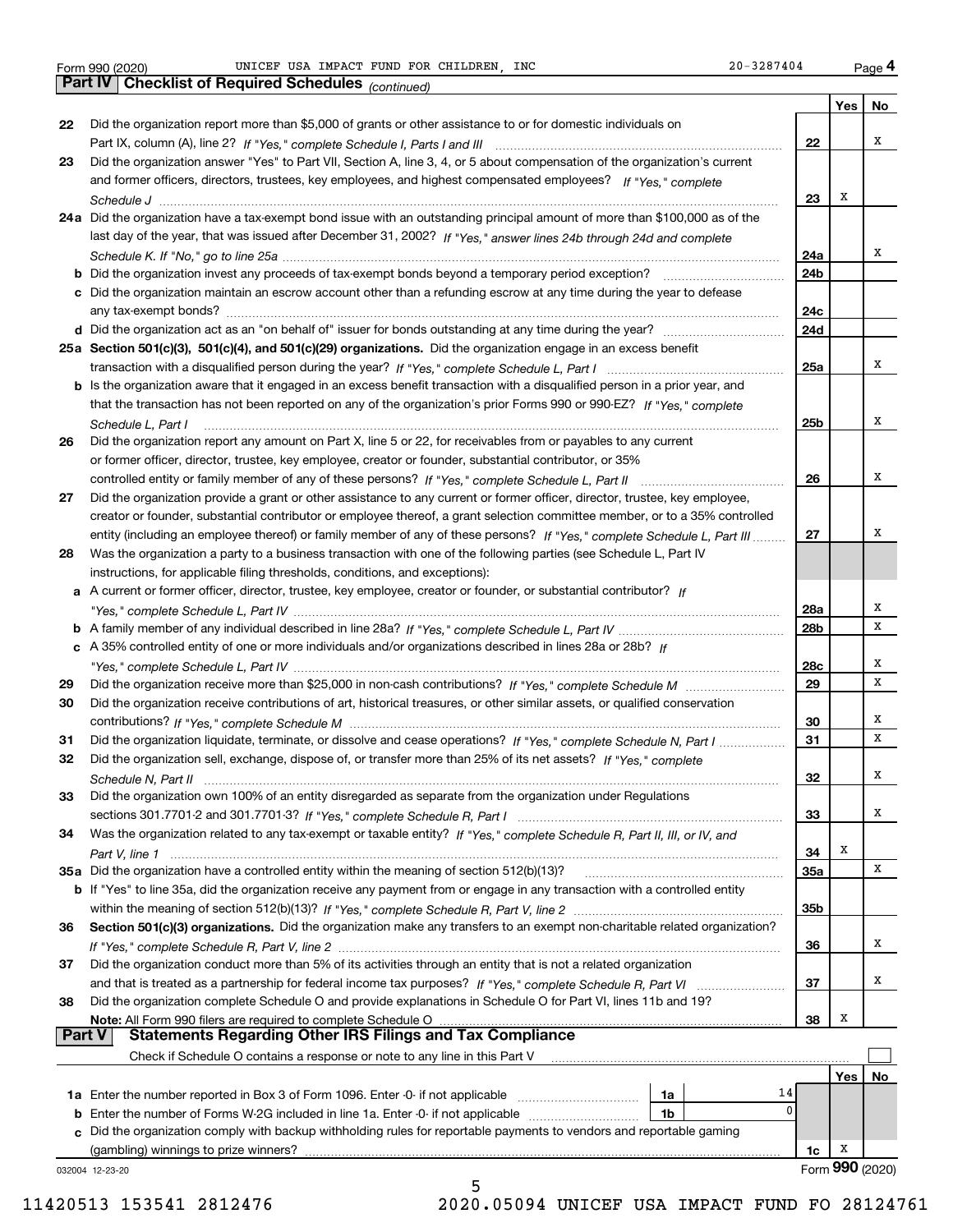Form 990 (2020) UNICEF USA IMPACT FUND FOR CHILDREN, INC 20-3287404

## Part IV Checklist of Required Schedules *(continued)*

| | | | Yes | No |
|---|---|---|---|---|
| 22 | Did the organization report more than $5,000 of grants or other assistance to or for domestic individuals on Part IX, column (A), line 2? *If "Yes," complete Schedule I, Parts I and III* | 22 | | X |
| 23 | Did the organization answer "Yes" to Part VII, Section A, line 3, 4, or 5 about compensation of the organization's current and former officers, directors, trustees, key employees, and highest compensated employees? *If "Yes," complete Schedule J* | 23 | X | |
| 24a | Did the organization have a tax-exempt bond issue with an outstanding principal amount of more than $100,000 as of the last day of the year, that was issued after December 31, 2002? *If "Yes," answer lines 24b through 24d and complete Schedule K. If "No," go to line 25a* | 24a | | X |
| b | Did the organization invest any proceeds of tax-exempt bonds beyond a temporary period exception? | 24b | | |
| c | Did the organization maintain an escrow account other than a refunding escrow at any time during the year to defease any tax-exempt bonds? | 24c | | |
| d | Did the organization act as an "on behalf of" issuer for bonds outstanding at any time during the year? | 24d | | |
| 25a | **Section 501(c)(3), 501(c)(4), and 501(c)(29) organizations.** Did the organization engage in an excess benefit transaction with a disqualified person during the year? *If "Yes," complete Schedule L, Part I* | 25a | | X |
| b | Is the organization aware that it engaged in an excess benefit transaction with a disqualified person in a prior year, and that the transaction has not been reported on any of the organization's prior Forms 990 or 990-EZ? *If "Yes," complete Schedule L, Part I* | 25b | | X |
| 26 | Did the organization report any amount on Part X, line 5 or 22, for receivables from or payables to any current or former officer, director, trustee, key employee, creator or founder, substantial contributor, or 35% controlled entity or family member of any of these persons? *If "Yes," complete Schedule L, Part II* | 26 | | X |
| 27 | Did the organization provide a grant or other assistance to any current or former officer, director, trustee, key employee, creator or founder, substantial contributor or employee thereof, a grant selection committee member, or to a 35% controlled entity (including an employee thereof) or family member of any of these persons? *If "Yes," complete Schedule L, Part III* | 27 | | X |
| 28 | Was the organization a party to a business transaction with one of the following parties (see Schedule L, Part IV instructions, for applicable filing thresholds, conditions, and exceptions): | | | |
| a | A current or former officer, director, trustee, key employee, creator or founder, or substantial contributor? *If "Yes," complete Schedule L, Part IV* | 28a | | X |
| b | A family member of any individual described in line 28a? *If "Yes," complete Schedule L, Part IV* | 28b | | X |
| c | A 35% controlled entity of one or more individuals and/or organizations described in lines 28a or 28b? *If "Yes," complete Schedule L, Part IV* | 28c | | X |
| 29 | Did the organization receive more than $25,000 in non-cash contributions? *If "Yes," complete Schedule M* | 29 | | X |
| 30 | Did the organization receive contributions of art, historical treasures, or other similar assets, or qualified conservation contributions? *If "Yes," complete Schedule M* | 30 | | X |
| 31 | Did the organization liquidate, terminate, or dissolve and cease operations? *If "Yes," complete Schedule N, Part I* | 31 | | X |
| 32 | Did the organization sell, exchange, dispose of, or transfer more than 25% of its net assets? *If "Yes," complete Schedule N, Part II* | 32 | | X |
| 33 | Did the organization own 100% of an entity disregarded as separate from the organization under Regulations sections 301.7701-2 and 301.7701-3? *If "Yes," complete Schedule R, Part I* | 33 | | X |
| 34 | Was the organization related to any tax-exempt or taxable entity? *If "Yes," complete Schedule R, Part II, III, or IV, and Part V, line 1* | 34 | X | |
| 35a | Did the organization have a controlled entity within the meaning of section 512(b)(13)? | 35a | | X |
| b | If "Yes" to line 35a, did the organization receive any payment from or engage in any transaction with a controlled entity within the meaning of section 512(b)(13)? *If "Yes," complete Schedule R, Part V, line 2* | 35b | | |
| 36 | **Section 501(c)(3) organizations.** Did the organization make any transfers to an exempt non-charitable related organization? *If "Yes," complete Schedule R, Part V, line 2* | 36 | | X |
| 37 | Did the organization conduct more than 5% of its activities through an entity that is not a related organization and that is treated as a partnership for federal income tax purposes? *If "Yes," complete Schedule R, Part VI* | 37 | | X |
| 38 | Did the organization complete Schedule O and provide explanations in Schedule O for Part VI, lines 11b and 19? **Note:** All Form 990 filers are required to complete Schedule O | 38 | X | |

## Part V Statements Regarding Other IRS Filings and Tax Compliance

Check if Schedule O contains a response or note to any line in this Part V ☐

| | | | | | Yes | No |
|---|---|---|---|---|---|---|
| 1a | Enter the number reported in Box 3 of Form 1096. Enter -0- if not applicable | 1a | 14 | | | |
| b | Enter the number of Forms W-2G included in line 1a. Enter -0- if not applicable | 1b | 0 | | | |
| c | Did the organization comply with backup withholding rules for reportable payments to vendors and reportable gaming (gambling) winnings to prize winners? | | | 1c | X | |

032004 12-23-20

Form **990** (2020)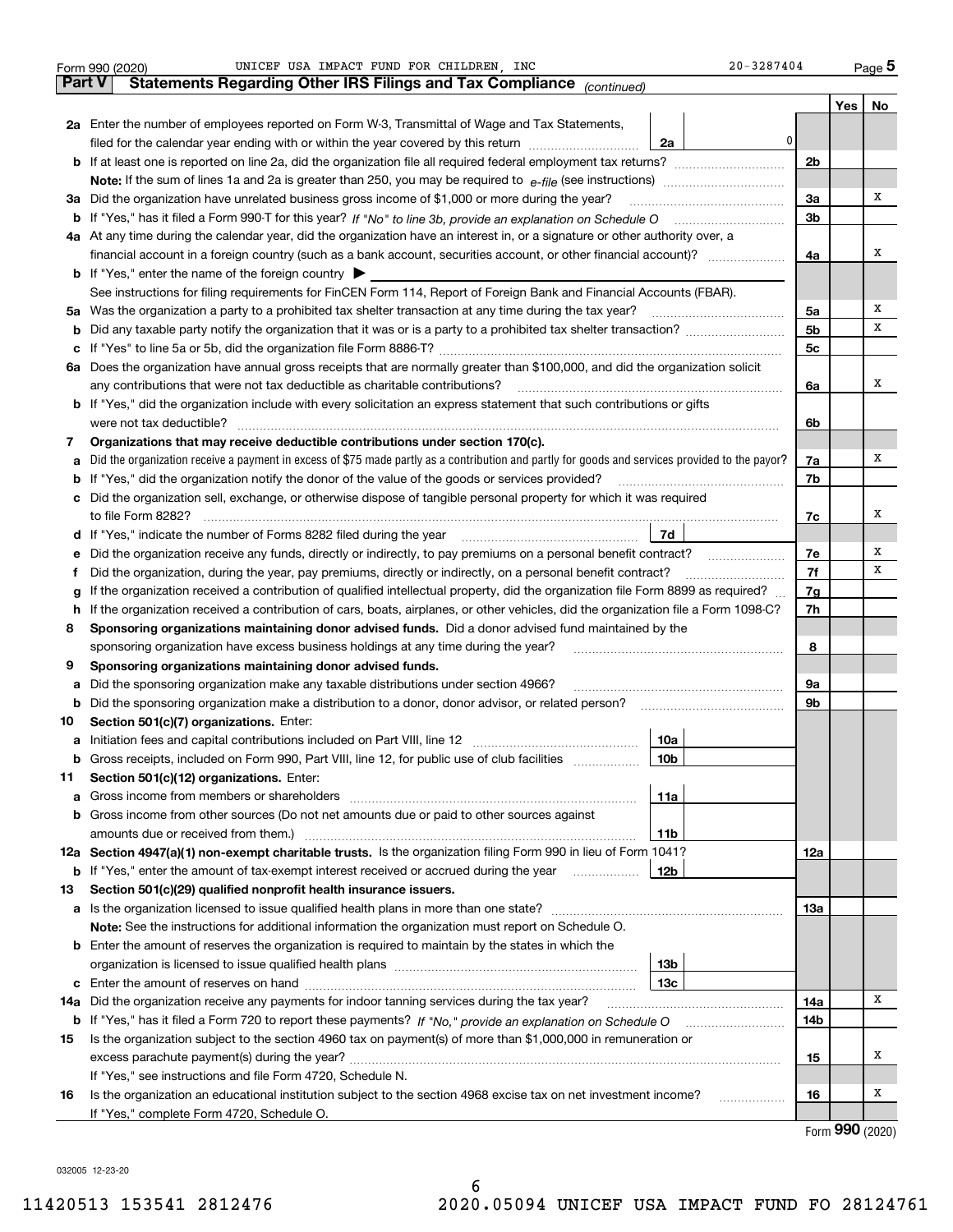Form 990 (2020) UNICEF USA IMPACT FUND FOR CHILDREN, INC 20-3287404 Page 5

**Part V Statements Regarding Other IRS Filings and Tax Compliance** *(continued)*

| | | | | Yes | No |
|---|---|---|---|---|---|
| **2a** | Enter the number of employees reported on Form W-3, Transmittal of Wage and Tax Statements, filed for the calendar year ending with or within the year covered by this return | 2a | 0 | | |
| **b** | If at least one is reported on line 2a, did the organization file all required federal employment tax returns? | | 2b | | |
| | **Note:** If the sum of lines 1a and 2a is greater than 250, you may be required to *e-file* (see instructions) | | | | |
| **3a** | Did the organization have unrelated business gross income of $1,000 or more during the year? | | 3a | | X |
| **b** | If "Yes," has it filed a Form 990-T for this year? *If "No" to line 3b, provide an explanation on Schedule O* | | 3b | | |
| **4a** | At any time during the calendar year, did the organization have an interest in, or a signature or other authority over, a financial account in a foreign country (such as a bank account, securities account, or other financial account)? | | 4a | | X |
| **b** | If "Yes," enter the name of the foreign country ▶ | | | | |
| | See instructions for filing requirements for FinCEN Form 114, Report of Foreign Bank and Financial Accounts (FBAR). | | | | |
| **5a** | Was the organization a party to a prohibited tax shelter transaction at any time during the tax year? | | 5a | | X |
| **b** | Did any taxable party notify the organization that it was or is a party to a prohibited tax shelter transaction? | | 5b | | X |
| **c** | If "Yes" to line 5a or 5b, did the organization file Form 8886-T? | | 5c | | |
| **6a** | Does the organization have annual gross receipts that are normally greater than $100,000, and did the organization solicit any contributions that were not tax deductible as charitable contributions? | | 6a | | X |
| **b** | If "Yes," did the organization include with every solicitation an express statement that such contributions or gifts were not tax deductible? | | 6b | | |
| **7** | **Organizations that may receive deductible contributions under section 170(c).** | | | | |
| **a** | Did the organization receive a payment in excess of $75 made partly as a contribution and partly for goods and services provided to the payor? | | 7a | | X |
| **b** | If "Yes," did the organization notify the donor of the value of the goods or services provided? | | 7b | | |
| **c** | Did the organization sell, exchange, or otherwise dispose of tangible personal property for which it was required to file Form 8282? | | 7c | | X |
| **d** | If "Yes," indicate the number of Forms 8282 filed during the year | 7d | | | |
| **e** | Did the organization receive any funds, directly or indirectly, to pay premiums on a personal benefit contract? | | 7e | | X |
| **f** | Did the organization, during the year, pay premiums, directly or indirectly, on a personal benefit contract? | | 7f | | X |
| **g** | If the organization received a contribution of qualified intellectual property, did the organization file Form 8899 as required? | | 7g | | |
| **h** | If the organization received a contribution of cars, boats, airplanes, or other vehicles, did the organization file a Form 1098-C? | | 7h | | |
| **8** | **Sponsoring organizations maintaining donor advised funds.** Did a donor advised fund maintained by the sponsoring organization have excess business holdings at any time during the year? | | 8 | | |
| **9** | **Sponsoring organizations maintaining donor advised funds.** | | | | |
| **a** | Did the sponsoring organization make any taxable distributions under section 4966? | | 9a | | |
| **b** | Did the sponsoring organization make a distribution to a donor, donor advisor, or related person? | | 9b | | |
| **10** | **Section 501(c)(7) organizations.** Enter: | | | | |
| **a** | Initiation fees and capital contributions included on Part VIII, line 12 | 10a | | | |
| **b** | Gross receipts, included on Form 990, Part VIII, line 12, for public use of club facilities | 10b | | | |
| **11** | **Section 501(c)(12) organizations.** Enter: | | | | |
| **a** | Gross income from members or shareholders | 11a | | | |
| **b** | Gross income from other sources (Do not net amounts due or paid to other sources against amounts due or received from them.) | 11b | | | |
| **12a** | **Section 4947(a)(1) non-exempt charitable trusts.** Is the organization filing Form 990 in lieu of Form 1041? | | 12a | | |
| **b** | If "Yes," enter the amount of tax-exempt interest received or accrued during the year | 12b | | | |
| **13** | **Section 501(c)(29) qualified nonprofit health insurance issuers.** | | | | |
| **a** | Is the organization licensed to issue qualified health plans in more than one state? | | 13a | | |
| | **Note:** See the instructions for additional information the organization must report on Schedule O. | | | | |
| **b** | Enter the amount of reserves the organization is required to maintain by the states in which the organization is licensed to issue qualified health plans | 13b | | | |
| **c** | Enter the amount of reserves on hand | 13c | | | |
| **14a** | Did the organization receive any payments for indoor tanning services during the tax year? | | 14a | | X |
| **b** | If "Yes," has it filed a Form 720 to report these payments? *If "No," provide an explanation on Schedule O* | | 14b | | |
| **15** | Is the organization subject to the section 4960 tax on payment(s) of more than $1,000,000 in remuneration or excess parachute payment(s) during the year? | | 15 | | X |
| | If "Yes," see instructions and file Form 4720, Schedule N. | | | | |
| **16** | Is the organization an educational institution subject to the section 4968 excise tax on net investment income? | | 16 | | X |
| | If "Yes," complete Form 4720, Schedule O. | | | | |

Form **990** (2020)

032005 12-23-20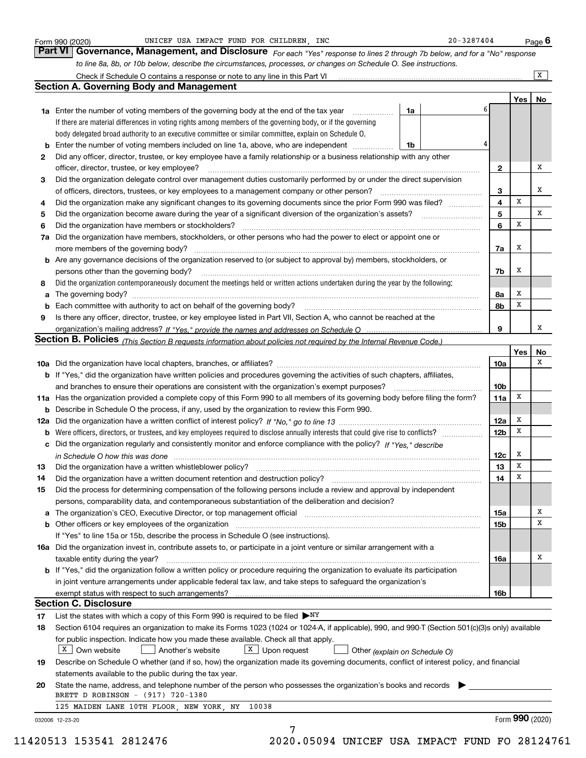Form 990 (2020) UNICEF USA IMPACT FUND FOR CHILDREN, INC 20-3287404 Page 6

**Part VI Governance, Management, and Disclosure** *For each "Yes" response to lines 2 through 7b below, and for a "No" response to line 8a, 8b, or 10b below, describe the circumstances, processes, or changes on Schedule O. See instructions.*

Check if Schedule O contains a response or note to any line in this Part VI .......... [X]

## Section A. Governing Body and Management

| | | | Yes | No |
|---|---|---|---|---|
| **1a** | Enter the number of voting members of the governing body at the end of the tax year ... **1a** 6<br>If there are material differences in voting rights among members of the governing body, or if the governing body delegated broad authority to an executive committee or similar committee, explain on Schedule O. | | | |
| **b** | Enter the number of voting members included on line 1a, above, who are independent ... **1b** 4 | | | |
| **2** | Did any officer, director, trustee, or key employee have a family relationship or a business relationship with any other officer, director, trustee, or key employee? | **2** | | X |
| **3** | Did the organization delegate control over management duties customarily performed by or under the direct supervision of officers, directors, trustees, or key employees to a management company or other person? | **3** | | X |
| **4** | Did the organization make any significant changes to its governing documents since the prior Form 990 was filed? | **4** | X | |
| **5** | Did the organization become aware during the year of a significant diversion of the organization's assets? | **5** | | X |
| **6** | Did the organization have members or stockholders? | **6** | X | |
| **7a** | Did the organization have members, stockholders, or other persons who had the power to elect or appoint one or more members of the governing body? | **7a** | X | |
| **b** | Are any governance decisions of the organization reserved to (or subject to approval by) members, stockholders, or persons other than the governing body? | **7b** | X | |
| **8** | Did the organization contemporaneously document the meetings held or written actions undertaken during the year by the following: | | | |
| **a** | The governing body? | **8a** | X | |
| **b** | Each committee with authority to act on behalf of the governing body? | **8b** | X | |
| **9** | Is there any officer, director, trustee, or key employee listed in Part VII, Section A, who cannot be reached at the organization's mailing address? *If "Yes," provide the names and addresses on Schedule O* | **9** | | X |

## Section B. Policies *(This Section B requests information about policies not required by the Internal Revenue Code.)*

| | | | Yes | No |
|---|---|---|---|---|
| **10a** | Did the organization have local chapters, branches, or affiliates? | **10a** | | X |
| **b** | If "Yes," did the organization have written policies and procedures governing the activities of such chapters, affiliates, and branches to ensure their operations are consistent with the organization's exempt purposes? | **10b** | | |
| **11a** | Has the organization provided a complete copy of this Form 990 to all members of its governing body before filing the form? | **11a** | X | |
| **b** | Describe in Schedule O the process, if any, used by the organization to review this Form 990. | | | |
| **12a** | Did the organization have a written conflict of interest policy? *If "No," go to line 13* | **12a** | X | |
| **b** | Were officers, directors, or trustees, and key employees required to disclose annually interests that could give rise to conflicts? | **12b** | X | |
| **c** | Did the organization regularly and consistently monitor and enforce compliance with the policy? *If "Yes," describe in Schedule O how this was done* | **12c** | X | |
| **13** | Did the organization have a written whistleblower policy? | **13** | X | |
| **14** | Did the organization have a written document retention and destruction policy? | **14** | X | |
| **15** | Did the process for determining compensation of the following persons include a review and approval by independent persons, comparability data, and contemporaneous substantiation of the deliberation and decision? | | | |
| **a** | The organization's CEO, Executive Director, or top management official | **15a** | | X |
| **b** | Other officers or key employees of the organization<br>If "Yes" to line 15a or 15b, describe the process in Schedule O (see instructions). | **15b** | | X |
| **16a** | Did the organization invest in, contribute assets to, or participate in a joint venture or similar arrangement with a taxable entity during the year? | **16a** | | X |
| **b** | If "Yes," did the organization follow a written policy or procedure requiring the organization to evaluate its participation in joint venture arrangements under applicable federal tax law, and take steps to safeguard the organization's exempt status with respect to such arrangements? | **16b** | | |

## Section C. Disclosure

**17** List the states with which a copy of this Form 990 is required to be filed ▶ NY

**18** Section 6104 requires an organization to make its Forms 1023 (1024 or 1024-A, if applicable), 990, and 990-T (Section 501(c)(3)s only) available for public inspection. Indicate how you made these available. Check all that apply.
[X] Own website [ ] Another's website [X] Upon request [ ] Other *(explain on Schedule O)*

**19** Describe on Schedule O whether (and if so, how) the organization made its governing documents, conflict of interest policy, and financial statements available to the public during the tax year.

**20** State the name, address, and telephone number of the person who possesses the organization's books and records ▶
BRETT D ROBINSON - (917) 720-1380
125 MAIDEN LANE 10TH FLOOR, NEW YORK, NY 10038

032006 12-23-20 Form **990** (2020)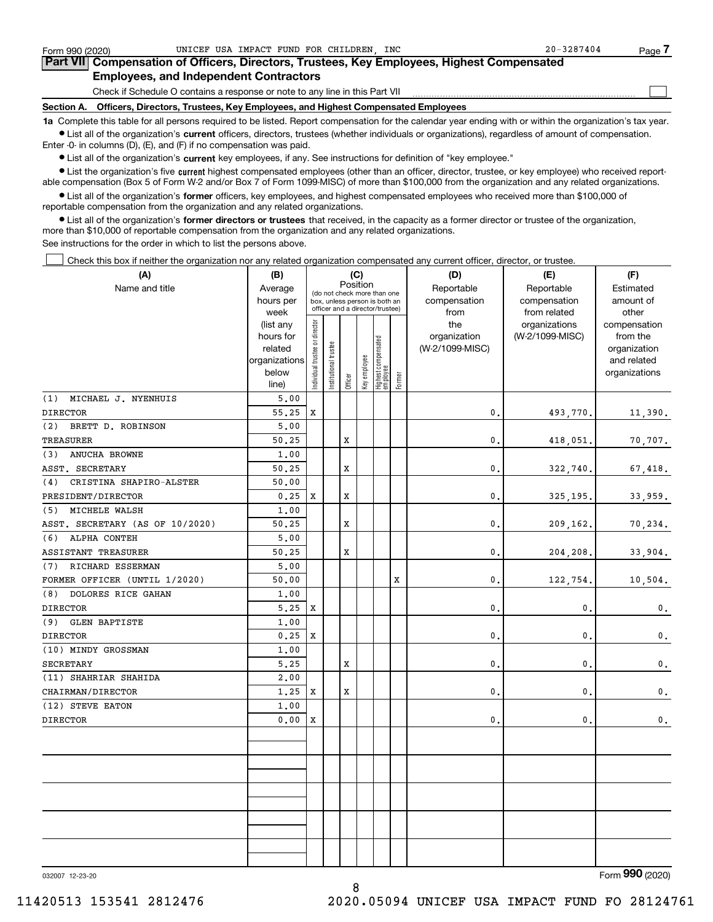Form 990 (2020) UNICEF USA IMPACT FUND FOR CHILDREN, INC 20-3287404

## Part VII Compensation of Officers, Directors, Trustees, Key Employees, Highest Compensated Employees, and Independent Contractors

Check if Schedule O contains a response or note to any line in this Part VII ☐

### Section A. Officers, Directors, Trustees, Key Employees, and Highest Compensated Employees

**1a** Complete this table for all persons required to be listed. Report compensation for the calendar year ending with or within the organization's tax year.

- List all of the organization's **current** officers, directors, trustees (whether individuals or organizations), regardless of amount of compensation. Enter -0- in columns (D), (E), and (F) if no compensation was paid.
- List all of the organization's **current** key employees, if any. See instructions for definition of "key employee."
- List the organization's five **current** highest compensated employees (other than an officer, director, trustee, or key employee) who received reportable compensation (Box 5 of Form W-2 and/or Box 7 of Form 1099-MISC) of more than $100,000 from the organization and any related organizations.
- List all of the organization's **former** officers, key employees, and highest compensated employees who received more than $100,000 of reportable compensation from the organization and any related organizations.
- List all of the organization's **former directors or trustees** that received, in the capacity as a former director or trustee of the organization, more than $10,000 of reportable compensation from the organization and any related organizations.

See instructions for the order in which to list the persons above.

☐ Check this box if neither the organization nor any related organization compensated any current officer, director, or trustee.

| (A) Name and title | (B) Average hours per week (list any hours for related organizations below line) | (C) Position: Individual trustee or director | Institutional trustee | Officer | Key employee | Highest compensated employee | Former | (D) Reportable compensation from the organization (W-2/1099-MISC) | (E) Reportable compensation from related organizations (W-2/1099-MISC) | (F) Estimated amount of other compensation from the organization and related organizations |
|---|---|---|---|---|---|---|---|---|---|---|
| (1) MICHAEL J. NYENHUIS<br>DIRECTOR | 5.00<br>55.25 | X | | | | | | 0. | 493,770. | 11,390. |
| (2) BRETT D. ROBINSON<br>TREASURER | 5.00<br>50.25 | | | X | | | | 0. | 418,051. | 70,707. |
| (3) ANUCHA BROWNE<br>ASST. SECRETARY | 1.00<br>50.25 | | | X | | | | 0. | 322,740. | 67,418. |
| (4) CRISTINA SHAPIRO-ALSTER<br>PRESIDENT/DIRECTOR | 50.00<br>0.25 | X | | X | | | | 0. | 325,195. | 33,959. |
| (5) MICHELE WALSH<br>ASST. SECRETARY (AS OF 10/2020) | 1.00<br>50.25 | | | X | | | | 0. | 209,162. | 70,234. |
| (6) ALPHA CONTEH<br>ASSISTANT TREASURER | 5.00<br>50.25 | | | X | | | | 0. | 204,208. | 33,904. |
| (7) RICHARD ESSERMAN<br>FORMER OFFICER (UNTIL 1/2020) | 5.00<br>50.00 | | | | | | X | 0. | 122,754. | 10,504. |
| (8) DOLORES RICE GAHAN<br>DIRECTOR | 1.00<br>5.25 | X | | | | | | 0. | 0. | 0. |
| (9) GLEN BAPTISTE<br>DIRECTOR | 1.00<br>0.25 | X | | | | | | 0. | 0. | 0. |
| (10) MINDY GROSSMAN<br>SECRETARY | 1.00<br>5.25 | | | X | | | | 0. | 0. | 0. |
| (11) SHAHRIAR SHAHIDA<br>CHAIRMAN/DIRECTOR | 2.00<br>1.25 | X | | X | | | | 0. | 0. | 0. |
| (12) STEVE EATON<br>DIRECTOR | 1.00<br>0.00 | X | | | | | | 0. | 0. | 0. |

032007 12-23-20

Form 990 (2020)

11420513 153541 2812476 2020.05094 UNICEF USA IMPACT FUND FO 28124761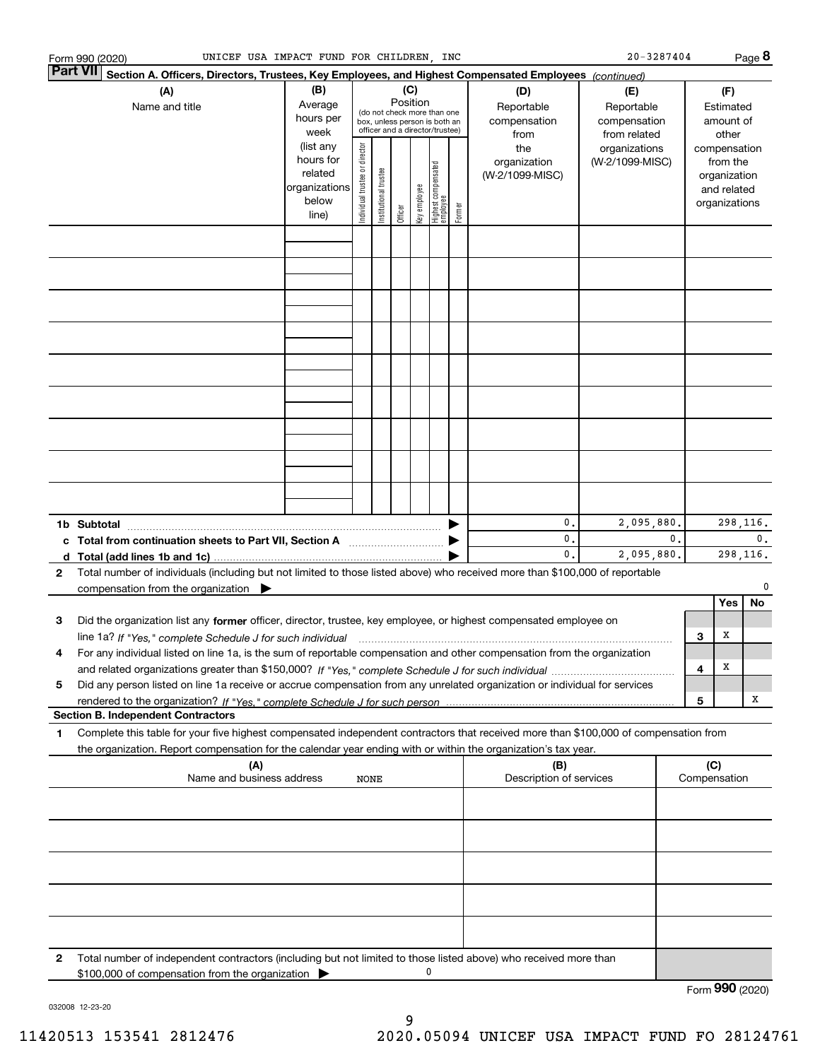Form 990 (2020) UNICEF USA IMPACT FUND FOR CHILDREN, INC 20-3287404 Page 8

**Part VII Section A. Officers, Directors, Trustees, Key Employees, and Highest Compensated Employees** *(continued)*

| (A) Name and title | (B) Average hours per week (list any hours for related organizations below line) | (C) Position (do not check more than one box, unless person is both an officer and a director/trustee): Individual trustee or director | Institutional trustee | Officer | Key employee | Highest compensated employee | Former | (D) Reportable compensation from the organization (W-2/1099-MISC) | (E) Reportable compensation from related organizations (W-2/1099-MISC) | (F) Estimated amount of other compensation from the organization and related organizations |
|---|---|---|---|---|---|---|---|---|---|---|
| | | | | | | | | | | |
| | | | | | | | | | | |
| | | | | | | | | | | |
| | | | | | | | | | | |
| | | | | | | | | | | |
| | | | | | | | | | | |
| | | | | | | | | | | |
| | | | | | | | | | | |
| | | | | | | | | | | |
| **1b Subtotal** | | | | | | | | 0. | 2,095,880. | 298,116. |
| **c Total from continuation sheets to Part VII, Section A** | | | | | | | | 0. | 0. | 0. |
| **d Total (add lines 1b and 1c)** | | | | | | | | 0. | 2,095,880. | 298,116. |

**2** Total number of individuals (including but not limited to those listed above) who received more than $100,000 of reportable compensation from the organization ▶ 0

| | | | Yes | No |
|---|---|---|---|---|
| **3** | Did the organization list any **former** officer, director, trustee, key employee, or highest compensated employee on line 1a? *If "Yes," complete Schedule J for such individual* | 3 | X | |
| **4** | For any individual listed on line 1a, is the sum of reportable compensation and other compensation from the organization and related organizations greater than $150,000? *If "Yes," complete Schedule J for such individual* | 4 | X | |
| **5** | Did any person listed on line 1a receive or accrue compensation from any unrelated organization or individual for services rendered to the organization? *If "Yes," complete Schedule J for such person* | 5 | | X |

**Section B. Independent Contractors**

**1** Complete this table for your five highest compensated independent contractors that received more than $100,000 of compensation from the organization. Report compensation for the calendar year ending with or within the organization's tax year.

| (A) Name and business address NONE | (B) Description of services | (C) Compensation |
|---|---|---|
| | | |
| | | |
| | | |
| | | |
| | | |

**2** Total number of independent contractors (including but not limited to those listed above) who received more than $100,000 of compensation from the organization ▶ 0

Form **990** (2020)

032008 12-23-20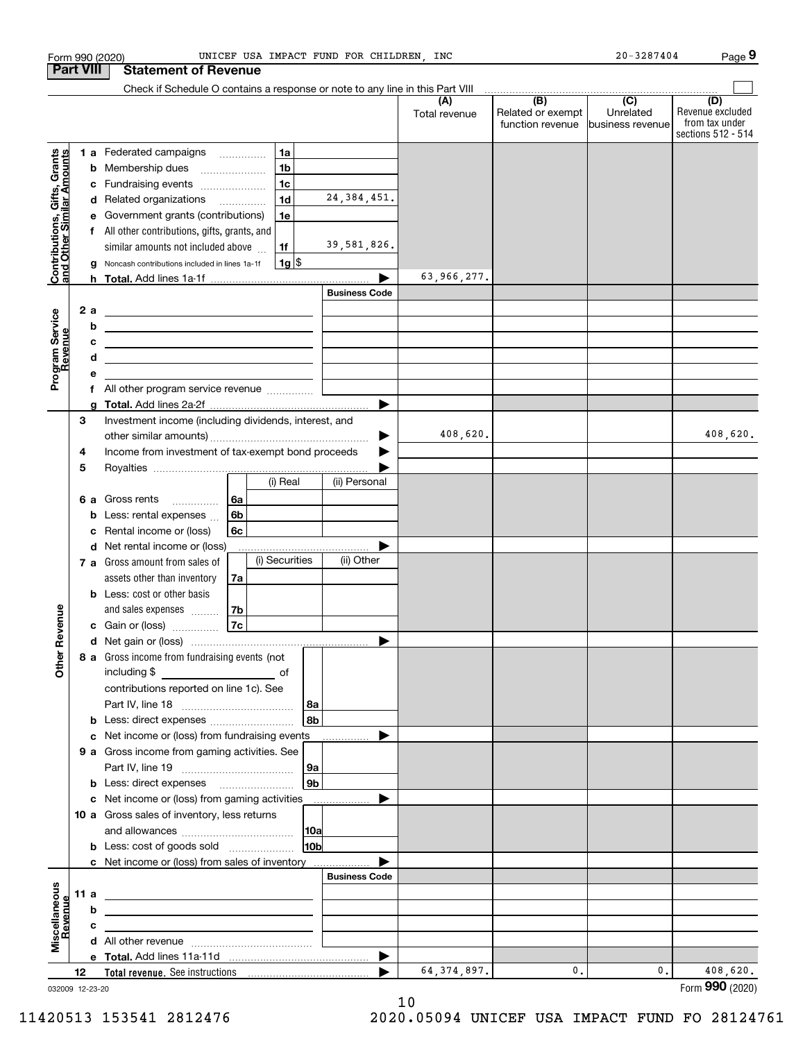Form 990 (2020) UNICEF USA IMPACT FUND FOR CHILDREN, INC 20-3287404

## Part VIII Statement of Revenue

Check if Schedule O contains a response or note to any line in this Part VIII

| | | | | (A) Total revenue | (B) Related or exempt function revenue | (C) Unrelated business revenue | (D) Revenue excluded from tax under sections 512 - 514 |
|---|---|---|---|---|---|---|---|
| **Contributions, Gifts, Grants and Other Similar Amounts** | 1 a | Federated campaigns | 1a | | | | | |
| | b | Membership dues | 1b | | | | | |
| | c | Fundraising events | 1c | | | | | |
| | d | Related organizations | 1d | 24,384,451. | | | | |
| | e | Government grants (contributions) | 1e | | | | | |
| | f | All other contributions, gifts, grants, and similar amounts not included above | 1f | 39,581,826. | | | | |
| | g | Noncash contributions included in lines 1a-1f | 1g $ | | | | | |
| | h | **Total.** Add lines 1a-1f | | | 63,966,277. | | | |
| **Program Service Revenue** | | | | Business Code | | | | |
| | 2 a | | | | | | | |
| | b | | | | | | | |
| | c | | | | | | | |
| | d | | | | | | | |
| | e | | | | | | | |
| | f | All other program service revenue | | | | | | |
| | g | **Total.** Add lines 2a-2f | | | | | | |
| **Other Revenue** | 3 | Investment income (including dividends, interest, and other similar amounts) | | | 408,620. | | | 408,620. |
| | 4 | Income from investment of tax-exempt bond proceeds | | | | | | |
| | 5 | Royalties | | | | | | |
| | | | (i) Real | (ii) Personal | | | | |
| | 6 a | Gross rents | 6a | | | | | |
| | b | Less: rental expenses | 6b | | | | | |
| | c | Rental income or (loss) | 6c | | | | | |
| | d | Net rental income or (loss) | | | | | | |
| | | | (i) Securities | (ii) Other | | | | |
| | 7 a | Gross amount from sales of assets other than inventory | 7a | | | | | |
| | b | Less: cost or other basis and sales expenses | 7b | | | | | |
| | c | Gain or (loss) | 7c | | | | | |
| | d | Net gain or (loss) | | | | | | |
| | 8 a | Gross income from fundraising events (not including $ ______ of contributions reported on line 1c). See Part IV, line 18 | 8a | | | | | |
| | b | Less: direct expenses | 8b | | | | | |
| | c | Net income or (loss) from fundraising events | | | | | | |
| | 9 a | Gross income from gaming activities. See Part IV, line 19 | 9a | | | | | |
| | b | Less: direct expenses | 9b | | | | | |
| | c | Net income or (loss) from gaming activities | | | | | | |
| | 10 a | Gross sales of inventory, less returns and allowances | 10a | | | | | |
| | b | Less: cost of goods sold | 10b | | | | | |
| | c | Net income or (loss) from sales of inventory | | | | | | |
| **Miscellaneous Revenue** | | | | Business Code | | | | |
| | 11 a | | | | | | | |
| | b | | | | | | | |
| | c | | | | | | | |
| | d | All other revenue | | | | | | |
| | e | **Total.** Add lines 11a-11d | | | | | | |
| | 12 | **Total revenue.** See instructions | | | 64,374,897. | 0. | 0. | 408,620. |

032009 12-23-20

Form **990** (2020)

11420513 153541 2812476 2020.05094 UNICEF USA IMPACT FUND FO 28124761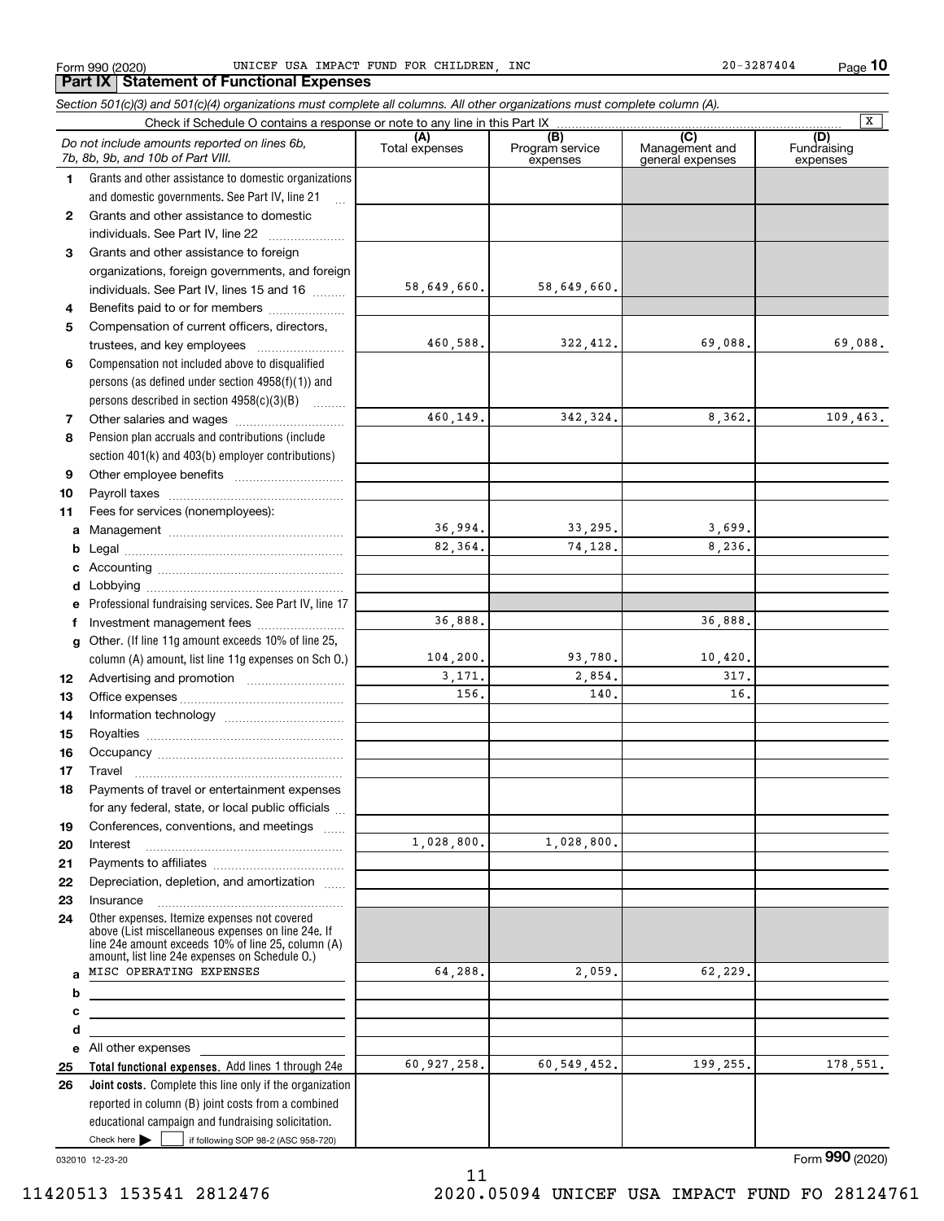Form 990 (2020) UNICEF USA IMPACT FUND FOR CHILDREN, INC 20-3287404

## Part IX Statement of Functional Expenses

*Section 501(c)(3) and 501(c)(4) organizations must complete all columns. All other organizations must complete column (A).*

Check if Schedule O contains a response or note to any line in this Part IX [X]

| | *Do not include amounts reported on lines 6b, 7b, 8b, 9b, and 10b of Part VIII.* | (A) Total expenses | (B) Program service expenses | (C) Management and general expenses | (D) Fundraising expenses |
|---|---|---|---|---|---|
| 1 | Grants and other assistance to domestic organizations and domestic governments. See Part IV, line 21 | | | | |
| 2 | Grants and other assistance to domestic individuals. See Part IV, line 22 | | | | |
| 3 | Grants and other assistance to foreign organizations, foreign governments, and foreign individuals. See Part IV, lines 15 and 16 | 58,649,660. | 58,649,660. | | |
| 4 | Benefits paid to or for members | | | | |
| 5 | Compensation of current officers, directors, trustees, and key employees | 460,588. | 322,412. | 69,088. | 69,088. |
| 6 | Compensation not included above to disqualified persons (as defined under section 4958(f)(1)) and persons described in section 4958(c)(3)(B) | | | | |
| 7 | Other salaries and wages | 460,149. | 342,324. | 8,362. | 109,463. |
| 8 | Pension plan accruals and contributions (include section 401(k) and 403(b) employer contributions) | | | | |
| 9 | Other employee benefits | | | | |
| 10 | Payroll taxes | | | | |
| 11 | Fees for services (nonemployees): | | | | |
| a | Management | 36,994. | 33,295. | 3,699. | |
| b | Legal | 82,364. | 74,128. | 8,236. | |
| c | Accounting | | | | |
| d | Lobbying | | | | |
| e | Professional fundraising services. See Part IV, line 17 | | | | |
| f | Investment management fees | 36,888. | | 36,888. | |
| g | Other. (If line 11g amount exceeds 10% of line 25, column (A) amount, list line 11g expenses on Sch O.) | 104,200. | 93,780. | 10,420. | |
| 12 | Advertising and promotion | 3,171. | 2,854. | 317. | |
| 13 | Office expenses | 156. | 140. | 16. | |
| 14 | Information technology | | | | |
| 15 | Royalties | | | | |
| 16 | Occupancy | | | | |
| 17 | Travel | | | | |
| 18 | Payments of travel or entertainment expenses for any federal, state, or local public officials | | | | |
| 19 | Conferences, conventions, and meetings | | | | |
| 20 | Interest | 1,028,800. | 1,028,800. | | |
| 21 | Payments to affiliates | | | | |
| 22 | Depreciation, depletion, and amortization | | | | |
| 23 | Insurance | | | | |
| 24 | Other expenses. Itemize expenses not covered above (List miscellaneous expenses on line 24e. If line 24e amount exceeds 10% of line 25, column (A) amount, list line 24e expenses on Schedule O.) | | | | |
| a | MISC OPERATING EXPENSES | 64,288. | 2,059. | 62,229. | |
| b | | | | | |
| c | | | | | |
| d | | | | | |
| e | All other expenses | | | | |
| 25 | **Total functional expenses.** Add lines 1 through 24e | 60,927,258. | 60,549,452. | 199,255. | 178,551. |
| 26 | **Joint costs.** Complete this line only if the organization reported in column (B) joint costs from a combined educational campaign and fundraising solicitation. Check here [ ] if following SOP 98-2 (ASC 958-720) | | | | |

032010 12-23-20

Form **990** (2020)

11420513 153541 2812476 2020.05094 UNICEF USA IMPACT FUND FO 28124761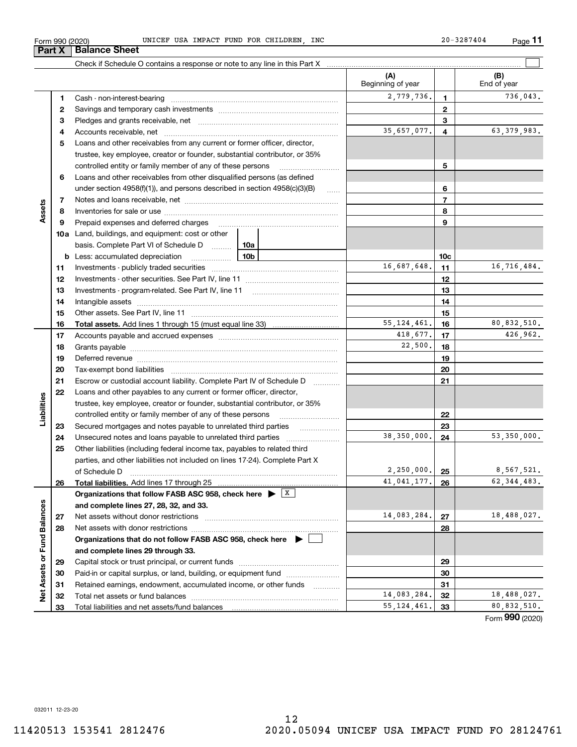Form 990 (2020) UNICEF USA IMPACT FUND FOR CHILDREN, INC 20-3287404

## Part X Balance Sheet

Check if Schedule O contains a response or note to any line in this Part X ☐

| | | | (A) Beginning of year | | (B) End of year |
|---|---|---|---|---|---|
| Assets | 1 | Cash - non-interest-bearing | 2,779,736. | 1 | 736,043. |
| | 2 | Savings and temporary cash investments | | 2 | |
| | 3 | Pledges and grants receivable, net | | 3 | |
| | 4 | Accounts receivable, net | 35,657,077. | 4 | 63,379,983. |
| | 5 | Loans and other receivables from any current or former officer, director, trustee, key employee, creator or founder, substantial contributor, or 35% controlled entity or family member of any of these persons | | 5 | |
| | 6 | Loans and other receivables from other disqualified persons (as defined under section 4958(f)(1)), and persons described in section 4958(c)(3)(B) | | 6 | |
| | 7 | Notes and loans receivable, net | | 7 | |
| | 8 | Inventories for sale or use | | 8 | |
| | 9 | Prepaid expenses and deferred charges | | 9 | |
| | 10a | Land, buildings, and equipment: cost or other basis. Complete Part VI of Schedule D (10a) | | | |
| | b | Less: accumulated depreciation (10b) | | 10c | |
| | 11 | Investments - publicly traded securities | 16,687,648. | 11 | 16,716,484. |
| | 12 | Investments - other securities. See Part IV, line 11 | | 12 | |
| | 13 | Investments - program-related. See Part IV, line 11 | | 13 | |
| | 14 | Intangible assets | | 14 | |
| | 15 | Other assets. See Part IV, line 11 | | 15 | |
| | 16 | **Total assets.** Add lines 1 through 15 (must equal line 33) | 55,124,461. | 16 | 80,832,510. |
| Liabilities | 17 | Accounts payable and accrued expenses | 418,677. | 17 | 426,962. |
| | 18 | Grants payable | 22,500. | 18 | |
| | 19 | Deferred revenue | | 19 | |
| | 20 | Tax-exempt bond liabilities | | 20 | |
| | 21 | Escrow or custodial account liability. Complete Part IV of Schedule D | | 21 | |
| | 22 | Loans and other payables to any current or former officer, director, trustee, key employee, creator or founder, substantial contributor, or 35% controlled entity or family member of any of these persons | | 22 | |
| | 23 | Secured mortgages and notes payable to unrelated third parties | | 23 | |
| | 24 | Unsecured notes and loans payable to unrelated third parties | 38,350,000. | 24 | 53,350,000. |
| | 25 | Other liabilities (including federal income tax, payables to related third parties, and other liabilities not included on lines 17-24). Complete Part X of Schedule D | 2,250,000. | 25 | 8,567,521. |
| | 26 | **Total liabilities.** Add lines 17 through 25 | 41,041,177. | 26 | 62,344,483. |
| Net Assets or Fund Balances | | **Organizations that follow FASB ASC 958, check here ▶ ☒ and complete lines 27, 28, 32, and 33.** | | | |
| | 27 | Net assets without donor restrictions | 14,083,284. | 27 | 18,488,027. |
| | 28 | Net assets with donor restrictions | | 28 | |
| | | **Organizations that do not follow FASB ASC 958, check here ▶ ☐ and complete lines 29 through 33.** | | | |
| | 29 | Capital stock or trust principal, or current funds | | 29 | |
| | 30 | Paid-in or capital surplus, or land, building, or equipment fund | | 30 | |
| | 31 | Retained earnings, endowment, accumulated income, or other funds | | 31 | |
| | 32 | Total net assets or fund balances | 14,083,284. | 32 | 18,488,027. |
| | 33 | Total liabilities and net assets/fund balances | 55,124,461. | 33 | 80,832,510. |

Form **990** (2020)

032011 12-23-20

11420513 153541 2812476 2020.05094 UNICEF USA IMPACT FUND FO 28124761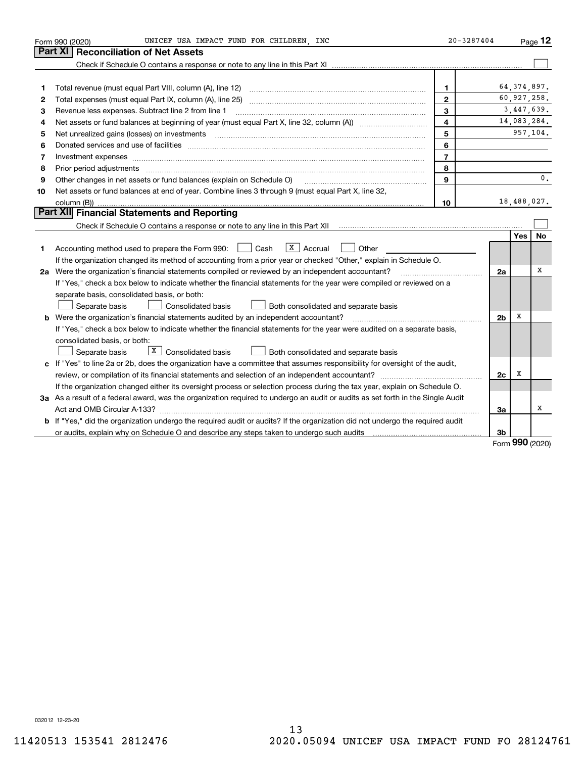Form 990 (2020) UNICEF USA IMPACT FUND FOR CHILDREN, INC 20-3287404

## Part XI Reconciliation of Net Assets

Check if Schedule O contains a response or note to any line in this Part XI ☐

| | | | |
|---|---|---|---|
| 1 | Total revenue (must equal Part VIII, column (A), line 12) | 1 | 64,374,897. |
| 2 | Total expenses (must equal Part IX, column (A), line 25) | 2 | 60,927,258. |
| 3 | Revenue less expenses. Subtract line 2 from line 1 | 3 | 3,447,639. |
| 4 | Net assets or fund balances at beginning of year (must equal Part X, line 32, column (A)) | 4 | 14,083,284. |
| 5 | Net unrealized gains (losses) on investments | 5 | 957,104. |
| 6 | Donated services and use of facilities | 6 | |
| 7 | Investment expenses | 7 | |
| 8 | Prior period adjustments | 8 | |
| 9 | Other changes in net assets or fund balances (explain on Schedule O) | 9 | 0. |
| 10 | Net assets or fund balances at end of year. Combine lines 3 through 9 (must equal Part X, line 32, column (B)) | 10 | 18,488,027. |

## Part XII Financial Statements and Reporting

Check if Schedule O contains a response or note to any line in this Part XII ☐

| | | | Yes | No |
|---|---|---|---|---|
| 1 | Accounting method used to prepare the Form 990: ☐ Cash ☒ Accrual ☐ Other<br>If the organization changed its method of accounting from a prior year or checked "Other," explain in Schedule O. | | | |
| 2a | Were the organization's financial statements compiled or reviewed by an independent accountant?<br>If "Yes," check a box below to indicate whether the financial statements for the year were compiled or reviewed on a separate basis, consolidated basis, or both:<br>☐ Separate basis ☐ Consolidated basis ☐ Both consolidated and separate basis | 2a | | X |
| b | Were the organization's financial statements audited by an independent accountant?<br>If "Yes," check a box below to indicate whether the financial statements for the year were audited on a separate basis, consolidated basis, or both:<br>☐ Separate basis ☒ Consolidated basis ☐ Both consolidated and separate basis | 2b | X | |
| c | If "Yes" to line 2a or 2b, does the organization have a committee that assumes responsibility for oversight of the audit, review, or compilation of its financial statements and selection of an independent accountant?<br>If the organization changed either its oversight process or selection process during the tax year, explain on Schedule O. | 2c | X | |
| 3a | As a result of a federal award, was the organization required to undergo an audit or audits as set forth in the Single Audit Act and OMB Circular A-133? | 3a | | X |
| b | If "Yes," did the organization undergo the required audit or audits? If the organization did not undergo the required audit or audits, explain why on Schedule O and describe any steps taken to undergo such audits | 3b | | |

Form **990** (2020)

032012 12-23-20

11420513 153541 2812476 2020.05094 UNICEF USA IMPACT FUND FO 28124761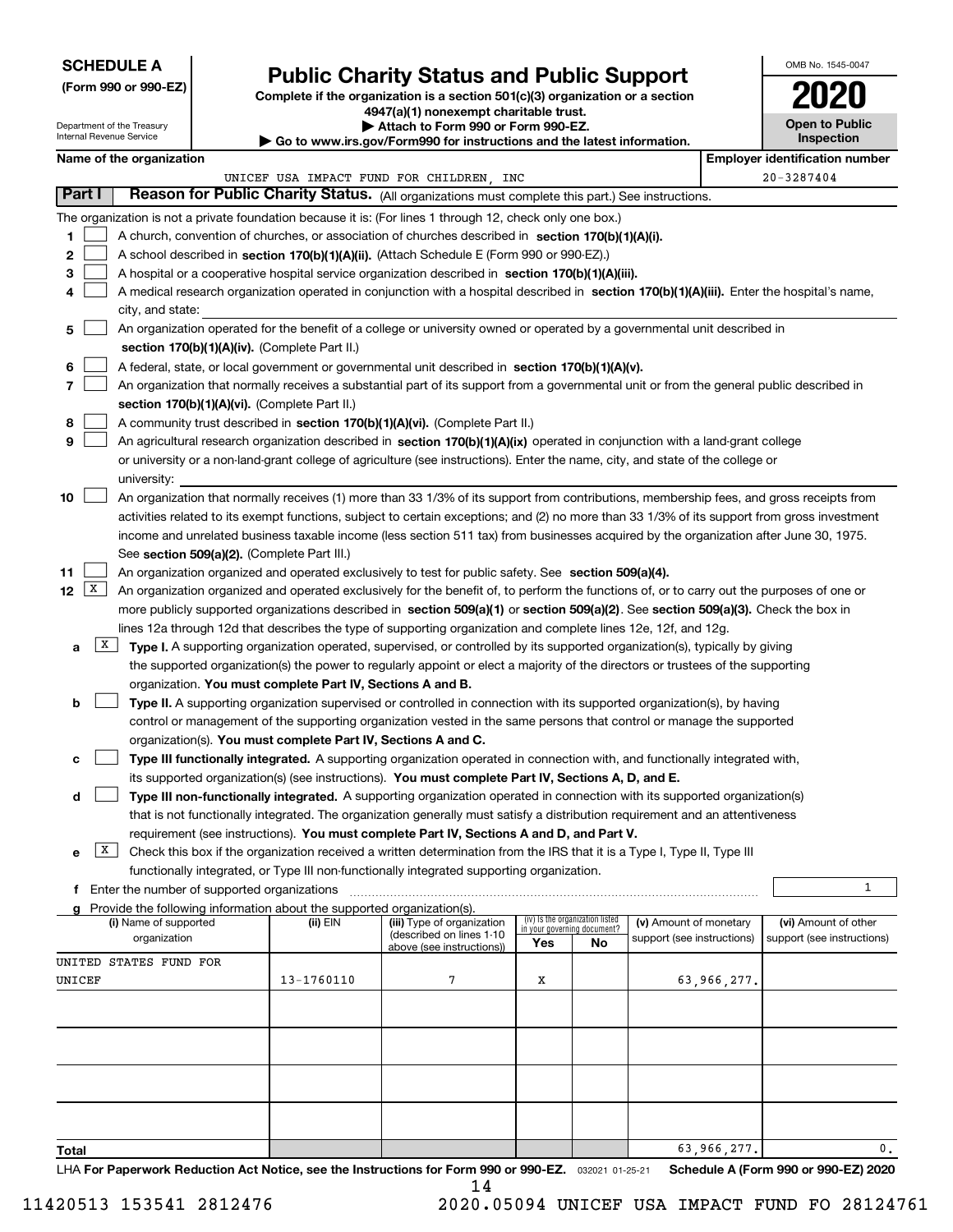**SCHEDULE A**
**(Form 990 or 990-EZ)**

Department of the Treasury
Internal Revenue Service

# Public Charity Status and Public Support

**Complete if the organization is a section 501(c)(3) organization or a section 4947(a)(1) nonexempt charitable trust.**
**▶ Attach to Form 990 or Form 990-EZ.**
**▶ Go to www.irs.gov/Form990 for instructions and the latest information.**

OMB No. 1545-0047

**2020**

**Open to Public Inspection**

**Name of the organization:** UNICEF USA IMPACT FUND FOR CHILDREN, INC

**Employer identification number:** 20-3287404

## Part I — Reason for Public Charity Status. (All organizations must complete this part.) See instructions.

The organization is not a private foundation because it is: (For lines 1 through 12, check only one box.)

1. [ ] A church, convention of churches, or association of churches described in **section 170(b)(1)(A)(i).**
2. [ ] A school described in **section 170(b)(1)(A)(ii).** (Attach Schedule E (Form 990 or 990-EZ).)
3. [ ] A hospital or a cooperative hospital service organization described in **section 170(b)(1)(A)(iii).**
4. [ ] A medical research organization operated in conjunction with a hospital described in **section 170(b)(1)(A)(iii).** Enter the hospital's name, city, and state:
5. [ ] An organization operated for the benefit of a college or university owned or operated by a governmental unit described in **section 170(b)(1)(A)(iv).** (Complete Part II.)
6. [ ] A federal, state, or local government or governmental unit described in **section 170(b)(1)(A)(v).**
7. [ ] An organization that normally receives a substantial part of its support from a governmental unit or from the general public described in **section 170(b)(1)(A)(vi).** (Complete Part II.)
8. [ ] A community trust described in **section 170(b)(1)(A)(vi).** (Complete Part II.)
9. [ ] An agricultural research organization described in **section 170(b)(1)(A)(ix)** operated in conjunction with a land-grant college or university or a non-land-grant college of agriculture (see instructions). Enter the name, city, and state of the college or university:
10. [ ] An organization that normally receives (1) more than 33 1/3% of its support from contributions, membership fees, and gross receipts from activities related to its exempt functions, subject to certain exceptions; and (2) no more than 33 1/3% of its support from gross investment income and unrelated business taxable income (less section 511 tax) from businesses acquired by the organization after June 30, 1975. See **section 509(a)(2).** (Complete Part III.)
11. [ ] An organization organized and operated exclusively to test for public safety. See **section 509(a)(4).**
12. [X] An organization organized and operated exclusively for the benefit of, to perform the functions of, or to carry out the purposes of one or more publicly supported organizations described in **section 509(a)(1)** or **section 509(a)(2)**. See **section 509(a)(3).** Check the box in lines 12a through 12d that describes the type of supporting organization and complete lines 12e, 12f, and 12g.
   - **a** [X] **Type I.** A supporting organization operated, supervised, or controlled by its supported organization(s), typically by giving the supported organization(s) the power to regularly appoint or elect a majority of the directors or trustees of the supporting organization. **You must complete Part IV, Sections A and B.**
   - **b** [ ] **Type II.** A supporting organization supervised or controlled in connection with its supported organization(s), by having control or management of the supporting organization vested in the same persons that control or manage the supported organization(s). **You must complete Part IV, Sections A and C.**
   - **c** [ ] **Type III functionally integrated.** A supporting organization operated in connection with, and functionally integrated with, its supported organization(s) (see instructions). **You must complete Part IV, Sections A, D, and E.**
   - **d** [ ] **Type III non-functionally integrated.** A supporting organization operated in connection with its supported organization(s) that is not functionally integrated. The organization generally must satisfy a distribution requirement and an attentiveness requirement (see instructions). **You must complete Part IV, Sections A and D, and Part V.**
   - **e** [X] Check this box if the organization received a written determination from the IRS that it is a Type I, Type II, Type III functionally integrated, or Type III non-functionally integrated supporting organization.
   - **f** Enter the number of supported organizations: 1
   - **g** Provide the following information about the supported organization(s).

| (i) Name of supported organization | (ii) EIN | (iii) Type of organization (described on lines 1-10 above (see instructions)) | (iv) Is the organization listed in your governing document? Yes | No | (v) Amount of monetary support (see instructions) | (vi) Amount of other support (see instructions) |
|---|---|---|---|---|---|---|
| UNITED STATES FUND FOR UNICEF | 13-1760110 | 7 | X | | 63,966,277. | |
| | | | | | | |
| | | | | | | |
| | | | | | | |
| | | | | | | |
| **Total** | | | | | 63,966,277. | 0. |

LHA **For Paperwork Reduction Act Notice, see the Instructions for Form 990 or 990-EZ.** 032021 01-25-21 **Schedule A (Form 990 or 990-EZ) 2020**

11420513 153541 2812476 2020.05094 UNICEF USA IMPACT FUND FO 28124761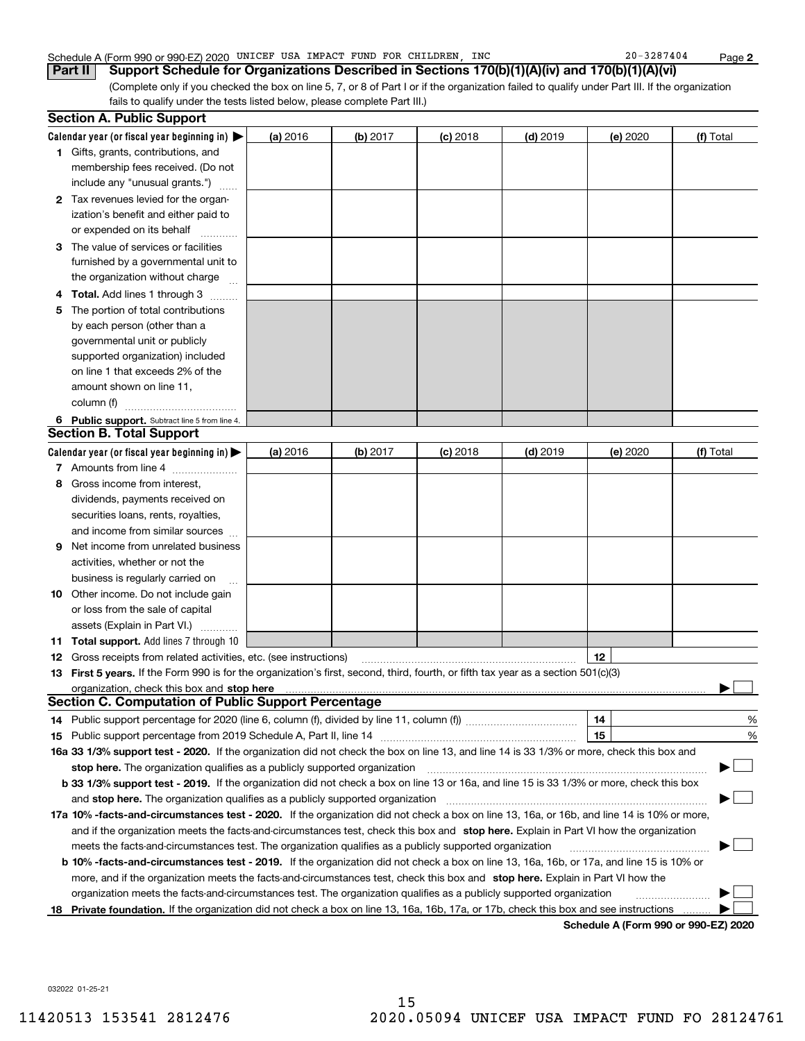Schedule A (Form 990 or 990-EZ) 2020 UNICEF USA IMPACT FUND FOR CHILDREN, INC 20-3287404

**Part II** **Support Schedule for Organizations Described in Sections 170(b)(1)(A)(iv) and 170(b)(1)(A)(vi)**

(Complete only if you checked the box on line 5, 7, or 8 of Part I or if the organization failed to qualify under Part III. If the organization fails to qualify under the tests listed below, please complete Part III.)

## Section A. Public Support

| Calendar year (or fiscal year beginning in) ▶ | (a) 2016 | (b) 2017 | (c) 2018 | (d) 2019 | (e) 2020 | (f) Total |
|---|---|---|---|---|---|---|
| **1** Gifts, grants, contributions, and membership fees received. (Do not include any "unusual grants.") | | | | | | |
| **2** Tax revenues levied for the organization's benefit and either paid to or expended on its behalf | | | | | | |
| **3** The value of services or facilities furnished by a governmental unit to the organization without charge | | | | | | |
| **4** **Total.** Add lines 1 through 3 | | | | | | |
| **5** The portion of total contributions by each person (other than a governmental unit or publicly supported organization) included on line 1 that exceeds 2% of the amount shown on line 11, column (f) | | | | | | |
| **6** **Public support.** Subtract line 5 from line 4. | | | | | | |

## Section B. Total Support

| Calendar year (or fiscal year beginning in) ▶ | (a) 2016 | (b) 2017 | (c) 2018 | (d) 2019 | (e) 2020 | (f) Total |
|---|---|---|---|---|---|---|
| **7** Amounts from line 4 | | | | | | |
| **8** Gross income from interest, dividends, payments received on securities loans, rents, royalties, and income from similar sources | | | | | | |
| **9** Net income from unrelated business activities, whether or not the business is regularly carried on | | | | | | |
| **10** Other income. Do not include gain or loss from the sale of capital assets (Explain in Part VI.) | | | | | | |
| **11** **Total support.** Add lines 7 through 10 | | | | | | |

**12** Gross receipts from related activities, etc. (see instructions) **12**

**13** **First 5 years.** If the Form 990 is for the organization's first, second, third, fourth, or fifth tax year as a section 501(c)(3) organization, check this box and **stop here** ▶ ☐

## Section C. Computation of Public Support Percentage

**14** Public support percentage for 2020 (line 6, column (f), divided by line 11, column (f)) **14** %

**15** Public support percentage from 2019 Schedule A, Part II, line 14 **15** %

**16a 33 1/3% support test - 2020.** If the organization did not check the box on line 13, and line 14 is 33 1/3% or more, check this box and **stop here.** The organization qualifies as a publicly supported organization ▶ ☐

**b 33 1/3% support test - 2019.** If the organization did not check a box on line 13 or 16a, and line 15 is 33 1/3% or more, check this box and **stop here.** The organization qualifies as a publicly supported organization ▶ ☐

**17a 10% -facts-and-circumstances test - 2020.** If the organization did not check a box on line 13, 16a, or 16b, and line 14 is 10% or more, and if the organization meets the facts-and-circumstances test, check this box and **stop here.** Explain in Part VI how the organization meets the facts-and-circumstances test. The organization qualifies as a publicly supported organization ▶ ☐

**b 10% -facts-and-circumstances test - 2019.** If the organization did not check a box on line 13, 16a, 16b, or 17a, and line 15 is 10% or more, and if the organization meets the facts-and-circumstances test, check this box and **stop here.** Explain in Part VI how the organization meets the facts-and-circumstances test. The organization qualifies as a publicly supported organization ▶ ☐

**18** **Private foundation.** If the organization did not check a box on line 13, 16a, 16b, 17a, or 17b, check this box and see instructions ▶ ☐

**Schedule A (Form 990 or 990-EZ) 2020**

032022 01-25-21

11420513 153541 2812476 2020.05094 UNICEF USA IMPACT FUND FO 28124761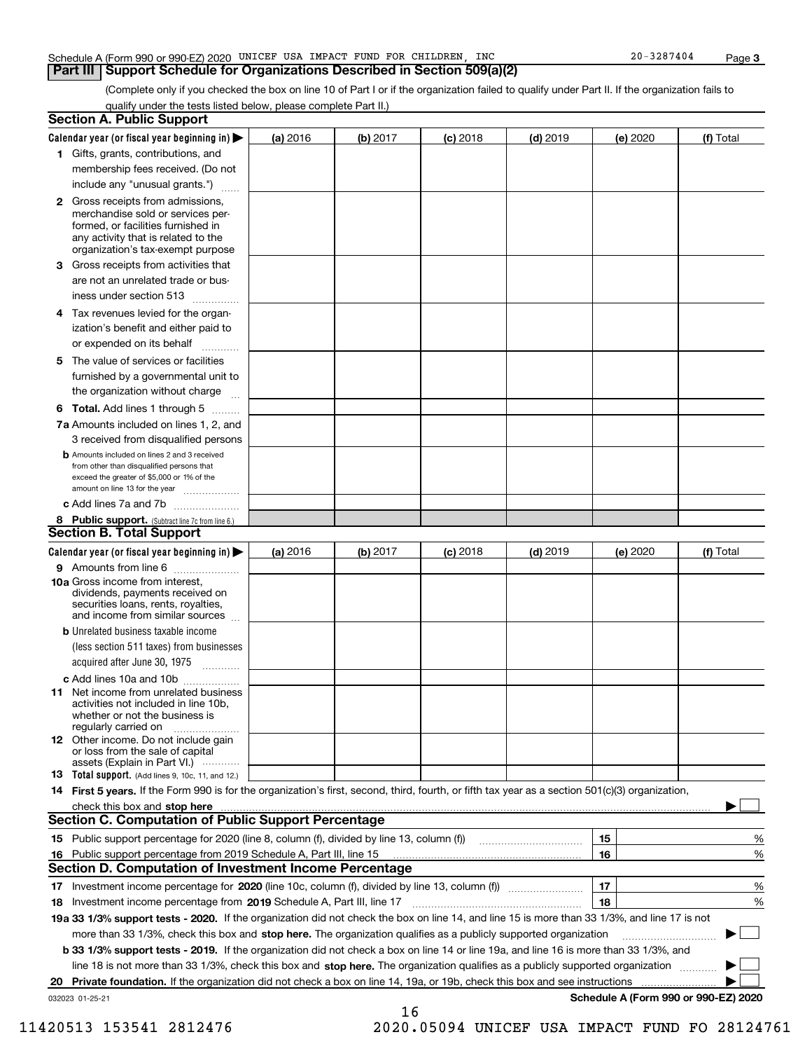Schedule A (Form 990 or 990-EZ) 2020 UNICEF USA IMPACT FUND FOR CHILDREN, INC 20-3287404

## Part III Support Schedule for Organizations Described in Section 509(a)(2)

(Complete only if you checked the box on line 10 of Part I or if the organization failed to qualify under Part II. If the organization fails to qualify under the tests listed below, please complete Part II.)

### Section A. Public Support

| Calendar year (or fiscal year beginning in) ▶ | (a) 2016 | (b) 2017 | (c) 2018 | (d) 2019 | (e) 2020 | (f) Total |
|---|---|---|---|---|---|---|
| 1 Gifts, grants, contributions, and membership fees received. (Do not include any "unusual grants.") | | | | | | |
| 2 Gross receipts from admissions, merchandise sold or services performed, or facilities furnished in any activity that is related to the organization's tax-exempt purpose | | | | | | |
| 3 Gross receipts from activities that are not an unrelated trade or business under section 513 | | | | | | |
| 4 Tax revenues levied for the organization's benefit and either paid to or expended on its behalf | | | | | | |
| 5 The value of services or facilities furnished by a governmental unit to the organization without charge | | | | | | |
| 6 **Total.** Add lines 1 through 5 | | | | | | |
| 7a Amounts included on lines 1, 2, and 3 received from disqualified persons | | | | | | |
| b Amounts included on lines 2 and 3 received from other than disqualified persons that exceed the greater of $5,000 or 1% of the amount on line 13 for the year | | | | | | |
| c Add lines 7a and 7b | | | | | | |
| 8 **Public support.** (Subtract line 7c from line 6.) | | | | | | |

### Section B. Total Support

| Calendar year (or fiscal year beginning in) ▶ | (a) 2016 | (b) 2017 | (c) 2018 | (d) 2019 | (e) 2020 | (f) Total |
|---|---|---|---|---|---|---|
| 9 Amounts from line 6 | | | | | | |
| 10a Gross income from interest, dividends, payments received on securities loans, rents, royalties, and income from similar sources | | | | | | |
| b Unrelated business taxable income (less section 511 taxes) from businesses acquired after June 30, 1975 | | | | | | |
| c Add lines 10a and 10b | | | | | | |
| 11 Net income from unrelated business activities not included in line 10b, whether or not the business is regularly carried on | | | | | | |
| 12 Other income. Do not include gain or loss from the sale of capital assets (Explain in Part VI.) | | | | | | |
| 13 **Total support.** (Add lines 9, 10c, 11, and 12.) | | | | | | |

14 **First 5 years.** If the Form 990 is for the organization's first, second, third, fourth, or fifth tax year as a section 501(c)(3) organization, check this box and **stop here** ▶ ☐

### Section C. Computation of Public Support Percentage

| | | | |
|---|---|---|---|
| 15 | Public support percentage for 2020 (line 8, column (f), divided by line 13, column (f)) | 15 | % |
| 16 | Public support percentage from 2019 Schedule A, Part III, line 15 | 16 | % |

### Section D. Computation of Investment Income Percentage

| | | | |
|---|---|---|---|
| 17 | Investment income percentage for **2020** (line 10c, column (f), divided by line 13, column (f)) | 17 | % |
| 18 | Investment income percentage from **2019** Schedule A, Part III, line 17 | 18 | % |

**19a 33 1/3% support tests - 2020.** If the organization did not check the box on line 14, and line 15 is more than 33 1/3%, and line 17 is not more than 33 1/3%, check this box and **stop here.** The organization qualifies as a publicly supported organization ▶ ☐

**b 33 1/3% support tests - 2019.** If the organization did not check a box on line 14 or line 19a, and line 16 is more than 33 1/3%, and line 18 is not more than 33 1/3%, check this box and **stop here.** The organization qualifies as a publicly supported organization ▶ ☐

**20 Private foundation.** If the organization did not check a box on line 14, 19a, or 19b, check this box and see instructions ▶ ☐

032023 01-25-21

**Schedule A (Form 990 or 990-EZ) 2020**

11420513 153541 2812476 2020.05094 UNICEF USA IMPACT FUND FO 28124761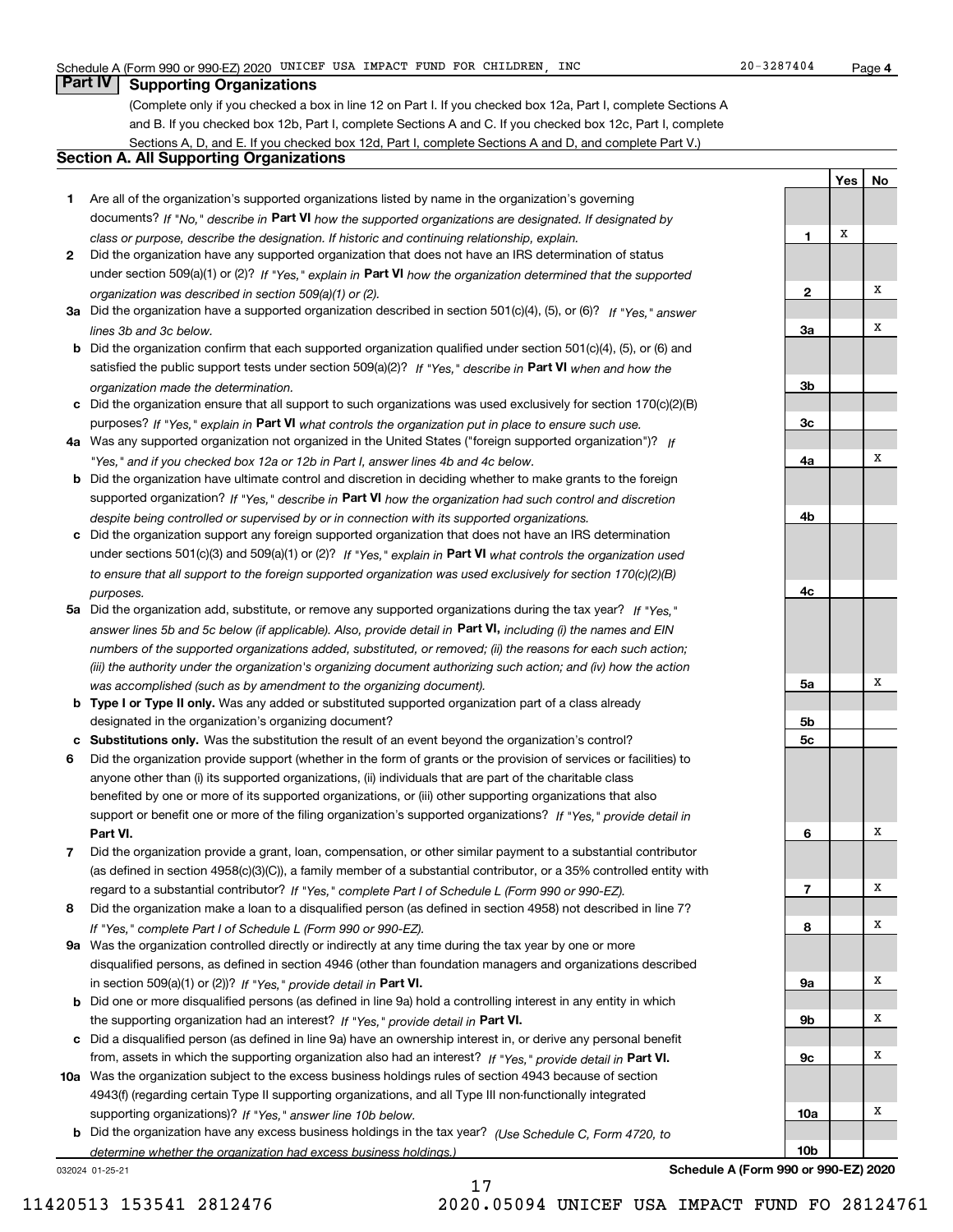Schedule A (Form 990 or 990-EZ) 2020 UNICEF USA IMPACT FUND FOR CHILDREN, INC 20-3287404 Page **4**

## Part IV Supporting Organizations

(Complete only if you checked a box in line 12 on Part I. If you checked box 12a, Part I, complete Sections A and B. If you checked box 12b, Part I, complete Sections A and C. If you checked box 12c, Part I, complete Sections A, D, and E. If you checked box 12d, Part I, complete Sections A and D, and complete Part V.)

### Section A. All Supporting Organizations

| | | Line | Yes | No |
|---|---|---|---|---|
| **1** | Are all of the organization's supported organizations listed by name in the organization's governing documents? *If "No," describe in* **Part VI** *how the supported organizations are designated. If designated by class or purpose, describe the designation. If historic and continuing relationship, explain.* | **1** | X | |
| **2** | Did the organization have any supported organization that does not have an IRS determination of status under section 509(a)(1) or (2)? *If "Yes," explain in* **Part VI** *how the organization determined that the supported organization was described in section 509(a)(1) or (2).* | **2** | | X |
| **3a** | Did the organization have a supported organization described in section 501(c)(4), (5), or (6)? *If "Yes," answer lines 3b and 3c below.* | **3a** | | X |
| **b** | Did the organization confirm that each supported organization qualified under section 501(c)(4), (5), or (6) and satisfied the public support tests under section 509(a)(2)? *If "Yes," describe in* **Part VI** *when and how the organization made the determination.* | **3b** | | |
| **c** | Did the organization ensure that all support to such organizations was used exclusively for section 170(c)(2)(B) purposes? *If "Yes," explain in* **Part VI** *what controls the organization put in place to ensure such use.* | **3c** | | |
| **4a** | Was any supported organization not organized in the United States ("foreign supported organization")? *If "Yes," and if you checked box 12a or 12b in Part I, answer lines 4b and 4c below.* | **4a** | | X |
| **b** | Did the organization have ultimate control and discretion in deciding whether to make grants to the foreign supported organization? *If "Yes," describe in* **Part VI** *how the organization had such control and discretion despite being controlled or supervised by or in connection with its supported organizations.* | **4b** | | |
| **c** | Did the organization support any foreign supported organization that does not have an IRS determination under sections 501(c)(3) and 509(a)(1) or (2)? *If "Yes," explain in* **Part VI** *what controls the organization used to ensure that all support to the foreign supported organization was used exclusively for section 170(c)(2)(B) purposes.* | **4c** | | |
| **5a** | Did the organization add, substitute, or remove any supported organizations during the tax year? *If "Yes," answer lines 5b and 5c below (if applicable). Also, provide detail in* **Part VI,** *including (i) the names and EIN numbers of the supported organizations added, substituted, or removed; (ii) the reasons for each such action; (iii) the authority under the organization's organizing document authorizing such action; and (iv) how the action was accomplished (such as by amendment to the organizing document).* | **5a** | | X |
| **b** | **Type I or Type II only.** Was any added or substituted supported organization part of a class already designated in the organization's organizing document? | **5b** | | |
| **c** | **Substitutions only.** Was the substitution the result of an event beyond the organization's control? | **5c** | | |
| **6** | Did the organization provide support (whether in the form of grants or the provision of services or facilities) to anyone other than (i) its supported organizations, (ii) individuals that are part of the charitable class benefited by one or more of its supported organizations, or (iii) other supporting organizations that also support or benefit one or more of the filing organization's supported organizations? *If "Yes," provide detail in* **Part VI.** | **6** | | X |
| **7** | Did the organization provide a grant, loan, compensation, or other similar payment to a substantial contributor (as defined in section 4958(c)(3)(C)), a family member of a substantial contributor, or a 35% controlled entity with regard to a substantial contributor? *If "Yes," complete Part I of Schedule L (Form 990 or 990-EZ).* | **7** | | X |
| **8** | Did the organization make a loan to a disqualified person (as defined in section 4958) not described in line 7? *If "Yes," complete Part I of Schedule L (Form 990 or 990-EZ).* | **8** | | X |
| **9a** | Was the organization controlled directly or indirectly at any time during the tax year by one or more disqualified persons, as defined in section 4946 (other than foundation managers and organizations described in section 509(a)(1) or (2))? *If "Yes," provide detail in* **Part VI.** | **9a** | | X |
| **b** | Did one or more disqualified persons (as defined in line 9a) hold a controlling interest in any entity in which the supporting organization had an interest? *If "Yes," provide detail in* **Part VI.** | **9b** | | X |
| **c** | Did a disqualified person (as defined in line 9a) have an ownership interest in, or derive any personal benefit from, assets in which the supporting organization also had an interest? *If "Yes," provide detail in* **Part VI.** | **9c** | | X |
| **10a** | Was the organization subject to the excess business holdings rules of section 4943 because of section 4943(f) (regarding certain Type II supporting organizations, and all Type III non-functionally integrated supporting organizations)? *If "Yes," answer line 10b below.* | **10a** | | X |
| **b** | Did the organization have any excess business holdings in the tax year? *(Use Schedule C, Form 4720, to determine whether the organization had excess business holdings.)* | **10b** | | |

032024 01-25-21 **Schedule A (Form 990 or 990-EZ) 2020**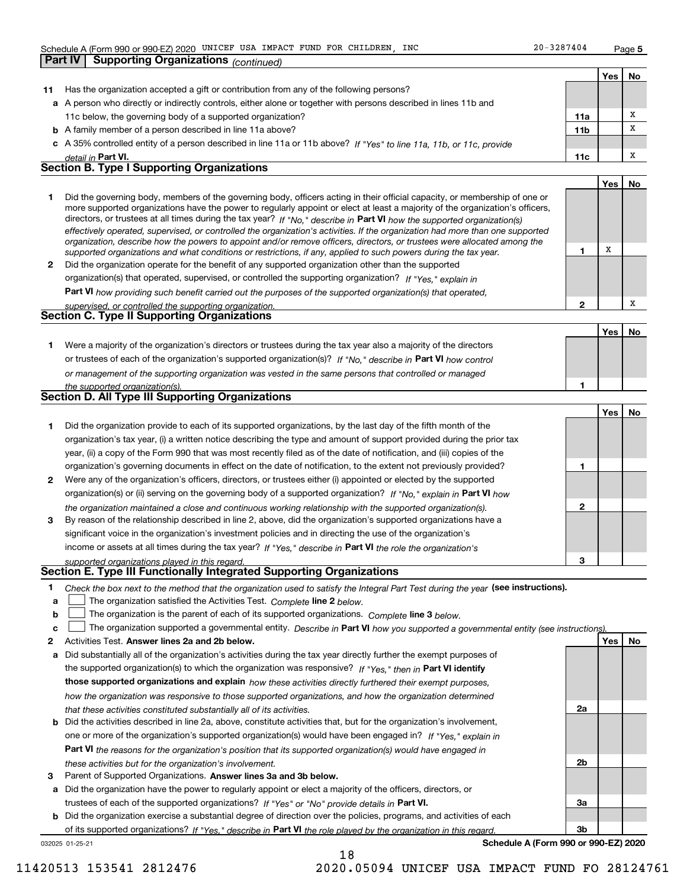Schedule A (Form 990 or 990-EZ) 2020 UNICEF USA IMPACT FUND FOR CHILDREN, INC 20-3287404

## Part IV Supporting Organizations *(continued)*

| | | | Yes | No |
|---|---|---|---|---|
| **11** | Has the organization accepted a gift or contribution from any of the following persons? | | | |
| **a** | A person who directly or indirectly controls, either alone or together with persons described in lines 11b and 11c below, the governing body of a supported organization? | **11a** | | X |
| **b** | A family member of a person described in line 11a above? | **11b** | | X |
| **c** | A 35% controlled entity of a person described in line 11a or 11b above? *If "Yes" to line 11a, 11b, or 11c, provide detail in* **Part VI.** | **11c** | | X |

### Section B. Type I Supporting Organizations

| | | | Yes | No |
|---|---|---|---|---|
| **1** | Did the governing body, members of the governing body, officers acting in their official capacity, or membership of one or more supported organizations have the power to regularly appoint or elect at least a majority of the organization's officers, directors, or trustees at all times during the tax year? *If "No," describe in* **Part VI** *how the supported organization(s) effectively operated, supervised, or controlled the organization's activities. If the organization had more than one supported organization, describe how the powers to appoint and/or remove officers, directors, or trustees were allocated among the supported organizations and what conditions or restrictions, if any, applied to such powers during the tax year.* | **1** | X | |
| **2** | Did the organization operate for the benefit of any supported organization other than the supported organization(s) that operated, supervised, or controlled the supporting organization? *If "Yes," explain in* **Part VI** *how providing such benefit carried out the purposes of the supported organization(s) that operated, supervised, or controlled the supporting organization.* | **2** | | X |

### Section C. Type II Supporting Organizations

| | | | Yes | No |
|---|---|---|---|---|
| **1** | Were a majority of the organization's directors or trustees during the tax year also a majority of the directors or trustees of each of the organization's supported organization(s)? *If "No," describe in* **Part VI** *how control or management of the supporting organization was vested in the same persons that controlled or managed the supported organization(s).* | **1** | | |

### Section D. All Type III Supporting Organizations

| | | | Yes | No |
|---|---|---|---|---|
| **1** | Did the organization provide to each of its supported organizations, by the last day of the fifth month of the organization's tax year, (i) a written notice describing the type and amount of support provided during the prior tax year, (ii) a copy of the Form 990 that was most recently filed as of the date of notification, and (iii) copies of the organization's governing documents in effect on the date of notification, to the extent not previously provided? | **1** | | |
| **2** | Were any of the organization's officers, directors, or trustees either (i) appointed or elected by the supported organization(s) or (ii) serving on the governing body of a supported organization? *If "No," explain in* **Part VI** *how the organization maintained a close and continuous working relationship with the supported organization(s).* | **2** | | |
| **3** | By reason of the relationship described in line 2, above, did the organization's supported organizations have a significant voice in the organization's investment policies and in directing the use of the organization's income or assets at all times during the tax year? *If "Yes," describe in* **Part VI** *the role the organization's supported organizations played in this regard.* | **3** | | |

### Section E. Type III Functionally Integrated Supporting Organizations

**1** *Check the box next to the method that the organization used to satisfy the Integral Part Test during the year* **(see instructions).**

- **a** ☐ The organization satisfied the Activities Test. *Complete* **line 2** *below.*
- **b** ☐ The organization is the parent of each of its supported organizations. *Complete* **line 3** *below.*
- **c** ☐ The organization supported a governmental entity. *Describe in* **Part VI** *how you supported a governmental entity (see instructions).*

| | | | Yes | No |
|---|---|---|---|---|
| **2** | Activities Test. **Answer lines 2a and 2b below.** | | | |
| **a** | Did substantially all of the organization's activities during the tax year directly further the exempt purposes of the supported organization(s) to which the organization was responsive? *If "Yes," then in* **Part VI identify those supported organizations and explain** *how these activities directly furthered their exempt purposes, how the organization was responsive to those supported organizations, and how the organization determined that these activities constituted substantially all of its activities.* | **2a** | | |
| **b** | Did the activities described in line 2a, above, constitute activities that, but for the organization's involvement, one or more of the organization's supported organization(s) would have been engaged in? *If "Yes," explain in* **Part VI** *the reasons for the organization's position that its supported organization(s) would have engaged in these activities but for the organization's involvement.* | **2b** | | |
| **3** | Parent of Supported Organizations. **Answer lines 3a and 3b below.** | | | |
| **a** | Did the organization have the power to regularly appoint or elect a majority of the officers, directors, or trustees of each of the supported organizations? *If "Yes" or "No" provide details in* **Part VI.** | **3a** | | |
| **b** | Did the organization exercise a substantial degree of direction over the policies, programs, and activities of each of its supported organizations? *If "Yes," describe in* **Part VI** *the role played by the organization in this regard.* | **3b** | | |

032025 01-25-21 **Schedule A (Form 990 or 990-EZ) 2020**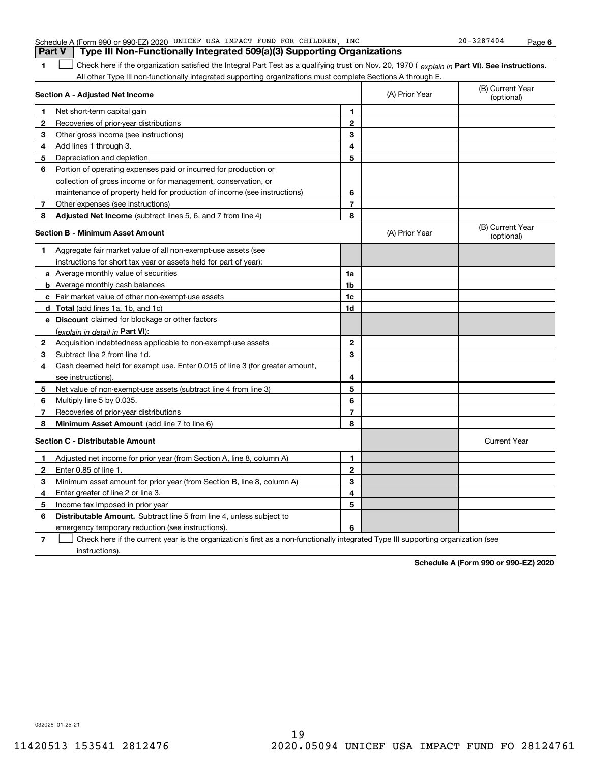Schedule A (Form 990 or 990-EZ) 2020 UNICEF USA IMPACT FUND FOR CHILDREN, INC 20-3287404

## Part V Type III Non-Functionally Integrated 509(a)(3) Supporting Organizations

**1** ☐ Check here if the organization satisfied the Integral Part Test as a qualifying trust on Nov. 20, 1970 ( *explain in* **Part VI**). **See instructions.** All other Type III non-functionally integrated supporting organizations must complete Sections A through E.

| **Section A - Adjusted Net Income** | | | (A) Prior Year | (B) Current Year (optional) |
|---|---|---|---|---|
| **1** | Net short-term capital gain | **1** | | |
| **2** | Recoveries of prior-year distributions | **2** | | |
| **3** | Other gross income (see instructions) | **3** | | |
| **4** | Add lines 1 through 3. | **4** | | |
| **5** | Depreciation and depletion | **5** | | |
| **6** | Portion of operating expenses paid or incurred for production or collection of gross income or for management, conservation, or maintenance of property held for production of income (see instructions) | **6** | | |
| **7** | Other expenses (see instructions) | **7** | | |
| **8** | **Adjusted Net Income** (subtract lines 5, 6, and 7 from line 4) | **8** | | |

| **Section B - Minimum Asset Amount** | | | (A) Prior Year | (B) Current Year (optional) |
|---|---|---|---|---|
| **1** | Aggregate fair market value of all non-exempt-use assets (see instructions for short tax year or assets held for part of year): | | | |
| **a** | Average monthly value of securities | **1a** | | |
| **b** | Average monthly cash balances | **1b** | | |
| **c** | Fair market value of other non-exempt-use assets | **1c** | | |
| **d** | **Total** (add lines 1a, 1b, and 1c) | **1d** | | |
| **e** | **Discount** claimed for blockage or other factors (*explain in detail in* **Part VI**): | | | |
| **2** | Acquisition indebtedness applicable to non-exempt-use assets | **2** | | |
| **3** | Subtract line 2 from line 1d. | **3** | | |
| **4** | Cash deemed held for exempt use. Enter 0.015 of line 3 (for greater amount, see instructions). | **4** | | |
| **5** | Net value of non-exempt-use assets (subtract line 4 from line 3) | **5** | | |
| **6** | Multiply line 5 by 0.035. | **6** | | |
| **7** | Recoveries of prior-year distributions | **7** | | |
| **8** | **Minimum Asset Amount** (add line 7 to line 6) | **8** | | |

| **Section C - Distributable Amount** | | | | Current Year |
|---|---|---|---|---|
| **1** | Adjusted net income for prior year (from Section A, line 8, column A) | **1** | | |
| **2** | Enter 0.85 of line 1. | **2** | | |
| **3** | Minimum asset amount for prior year (from Section B, line 8, column A) | **3** | | |
| **4** | Enter greater of line 2 or line 3. | **4** | | |
| **5** | Income tax imposed in prior year | **5** | | |
| **6** | **Distributable Amount.** Subtract line 5 from line 4, unless subject to emergency temporary reduction (see instructions). | **6** | | |

**7** ☐ Check here if the current year is the organization's first as a non-functionally integrated Type III supporting organization (see instructions).

**Schedule A (Form 990 or 990-EZ) 2020**

032026 01-25-21

11420513 153541 2812476 2020.05094 UNICEF USA IMPACT FUND FO 28124761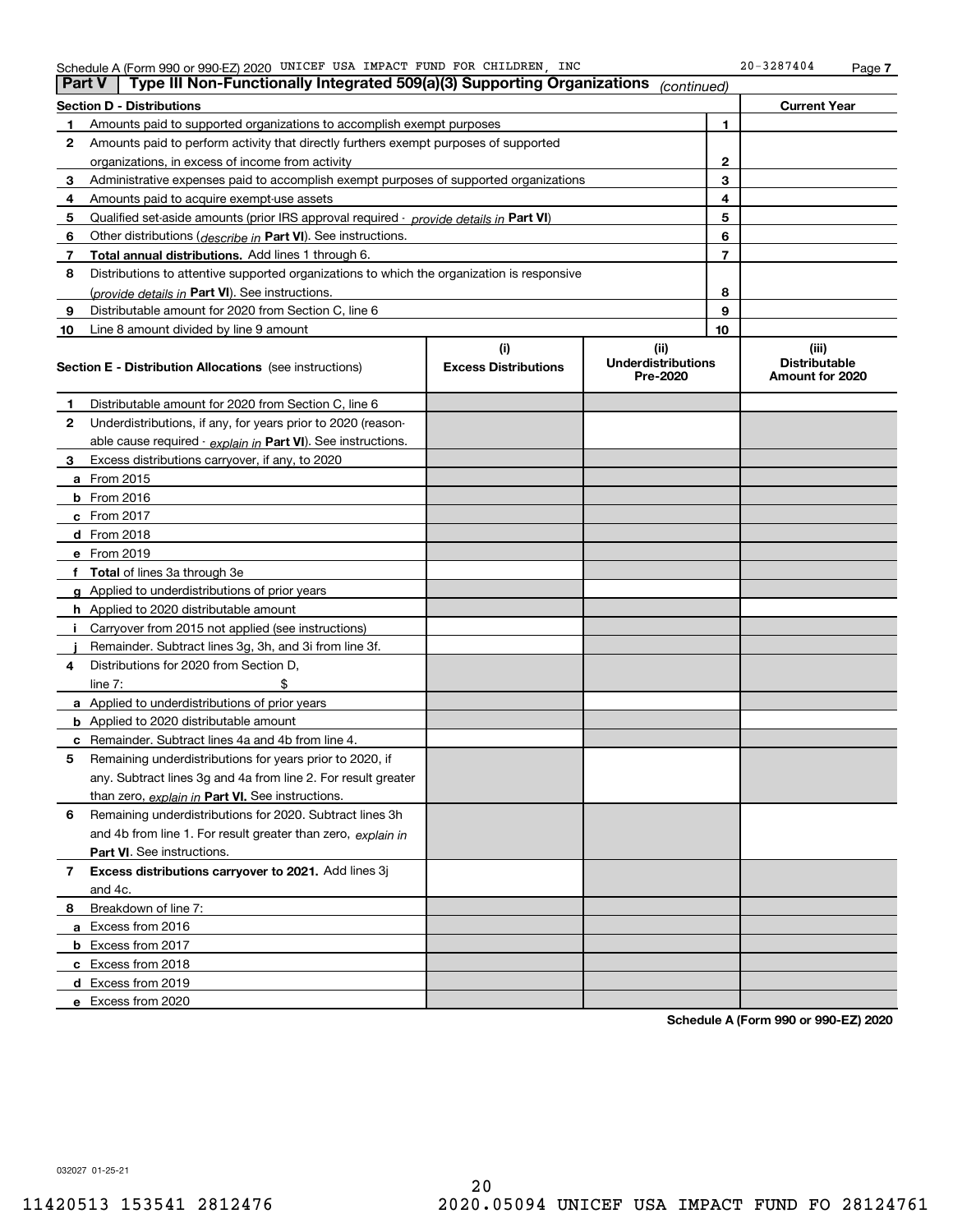Schedule A (Form 990 or 990-EZ) 2020 UNICEF USA IMPACT FUND FOR CHILDREN, INC 20-3287404

## Part V | Type III Non-Functionally Integrated 509(a)(3) Supporting Organizations *(continued)*

| Section D - Distributions | | | Current Year |
|---|---|---|---|
| 1 | Amounts paid to supported organizations to accomplish exempt purposes | 1 | |
| 2 | Amounts paid to perform activity that directly furthers exempt purposes of supported organizations, in excess of income from activity | 2 | |
| 3 | Administrative expenses paid to accomplish exempt purposes of supported organizations | 3 | |
| 4 | Amounts paid to acquire exempt-use assets | 4 | |
| 5 | Qualified set-aside amounts (prior IRS approval required - *provide details in* **Part VI**) | 5 | |
| 6 | Other distributions (*describe in* **Part VI**). See instructions. | 6 | |
| 7 | **Total annual distributions.** Add lines 1 through 6. | 7 | |
| 8 | Distributions to attentive supported organizations to which the organization is responsive (*provide details in* **Part VI**). See instructions. | 8 | |
| 9 | Distributable amount for 2020 from Section C, line 6 | 9 | |
| 10 | Line 8 amount divided by line 9 amount | 10 | |

| | **Section E - Distribution Allocations** (see instructions) | (i) Excess Distributions | (ii) Underdistributions Pre-2020 | (iii) Distributable Amount for 2020 |
|---|---|---|---|---|
| 1 | Distributable amount for 2020 from Section C, line 6 | | | |
| 2 | Underdistributions, if any, for years prior to 2020 (reasonable cause required - *explain in* **Part VI**). See instructions. | | | |
| 3 | Excess distributions carryover, if any, to 2020 | | | |
| a | From 2015 | | | |
| b | From 2016 | | | |
| c | From 2017 | | | |
| d | From 2018 | | | |
| e | From 2019 | | | |
| f | **Total** of lines 3a through 3e | | | |
| g | Applied to underdistributions of prior years | | | |
| h | Applied to 2020 distributable amount | | | |
| i | Carryover from 2015 not applied (see instructions) | | | |
| j | Remainder. Subtract lines 3g, 3h, and 3i from line 3f. | | | |
| 4 | Distributions for 2020 from Section D, line 7: $ | | | |
| a | Applied to underdistributions of prior years | | | |
| b | Applied to 2020 distributable amount | | | |
| c | Remainder. Subtract lines 4a and 4b from line 4. | | | |
| 5 | Remaining underdistributions for years prior to 2020, if any. Subtract lines 3g and 4a from line 2. For result greater than zero, *explain in* **Part VI.** See instructions. | | | |
| 6 | Remaining underdistributions for 2020. Subtract lines 3h and 4b from line 1. For result greater than zero, *explain in* **Part VI**. See instructions. | | | |
| 7 | **Excess distributions carryover to 2021.** Add lines 3j and 4c. | | | |
| 8 | Breakdown of line 7: | | | |
| a | Excess from 2016 | | | |
| b | Excess from 2017 | | | |
| c | Excess from 2018 | | | |
| d | Excess from 2019 | | | |
| e | Excess from 2020 | | | |

**Schedule A (Form 990 or 990-EZ) 2020**

032027 01-25-21

11420513 153541 2812476 2020.05094 UNICEF USA IMPACT FUND FO 28124761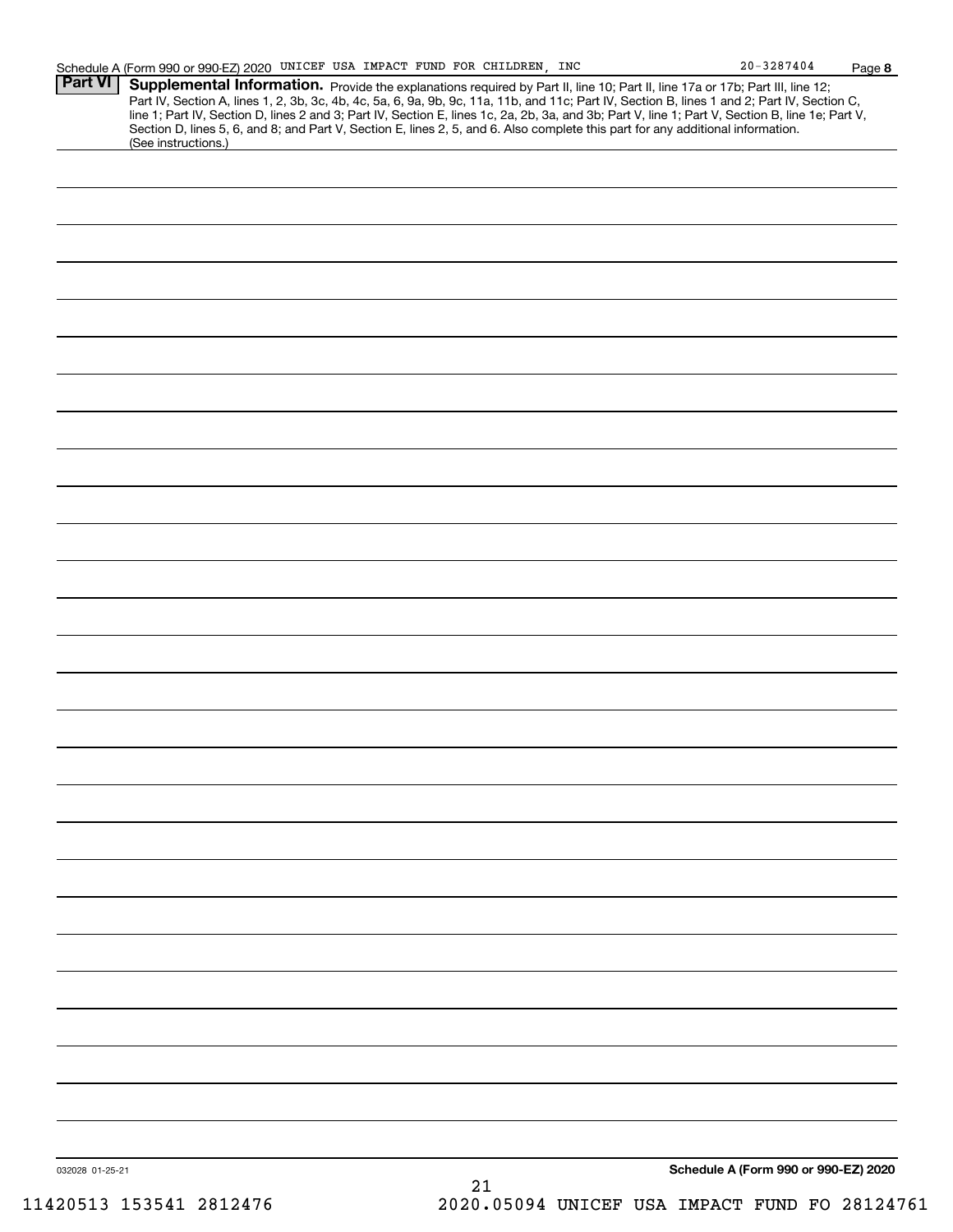Schedule A (Form 990 or 990-EZ) 2020 UNICEF USA IMPACT FUND FOR CHILDREN, INC 20-3287404 Page 8

## Part VI Supplemental Information.

Provide the explanations required by Part II, line 10; Part II, line 17a or 17b; Part III, line 12; Part IV, Section A, lines 1, 2, 3b, 3c, 4b, 4c, 5a, 6, 9a, 9b, 9c, 11a, 11b, and 11c; Part IV, Section B, lines 1 and 2; Part IV, Section C, line 1; Part IV, Section D, lines 2 and 3; Part IV, Section E, lines 1c, 2a, 2b, 3a, and 3b; Part V, line 1; Part V, Section B, line 1e; Part V, Section D, lines 5, 6, and 8; and Part V, Section E, lines 2, 5, and 6. Also complete this part for any additional information. (See instructions.)

032028 01-25-21

**Schedule A (Form 990 or 990-EZ) 2020**

11420513 153541 2812476 2020.05094 UNICEF USA IMPACT FUND FO 28124761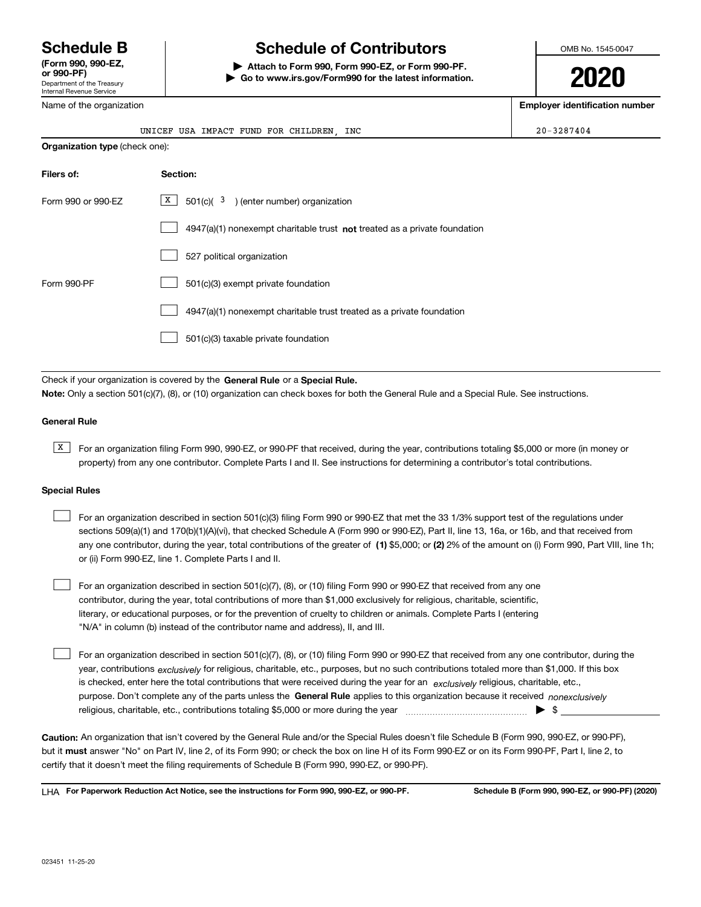# Schedule B

**(Form 990, 990-EZ, or 990-PF)**
Department of the Treasury
Internal Revenue Service

# Schedule of Contributors

▶ **Attach to Form 990, Form 990-EZ, or Form 990-PF.**
▶ **Go to www.irs.gov/Form990 for the latest information.**

OMB No. 1545-0047

**2020**

| Name of the organization | Employer identification number |
|---|---|
| UNICEF USA IMPACT FUND FOR CHILDREN, INC | 20-3287404 |

**Organization type** (check one):

| Filers of: | Section: |
|---|---|
| Form 990 or 990-EZ | [X] 501(c)( 3 ) (enter number) organization |
| | [ ] 4947(a)(1) nonexempt charitable trust **not** treated as a private foundation |
| | [ ] 527 political organization |
| Form 990-PF | [ ] 501(c)(3) exempt private foundation |
| | [ ] 4947(a)(1) nonexempt charitable trust treated as a private foundation |
| | [ ] 501(c)(3) taxable private foundation |

Check if your organization is covered by the **General Rule** or a **Special Rule.**

**Note:** Only a section 501(c)(7), (8), or (10) organization can check boxes for both the General Rule and a Special Rule. See instructions.

**General Rule**

[X] For an organization filing Form 990, 990-EZ, or 990-PF that received, during the year, contributions totaling $5,000 or more (in money or property) from any one contributor. Complete Parts I and II. See instructions for determining a contributor's total contributions.

**Special Rules**

[ ] For an organization described in section 501(c)(3) filing Form 990 or 990-EZ that met the 33 1/3% support test of the regulations under sections 509(a)(1) and 170(b)(1)(A)(vi), that checked Schedule A (Form 990 or 990-EZ), Part II, line 13, 16a, or 16b, and that received from any one contributor, during the year, total contributions of the greater of **(1)** $5,000; or **(2)** 2% of the amount on (i) Form 990, Part VIII, line 1h; or (ii) Form 990-EZ, line 1. Complete Parts I and II.

[ ] For an organization described in section 501(c)(7), (8), or (10) filing Form 990 or 990-EZ that received from any one contributor, during the year, total contributions of more than $1,000 exclusively for religious, charitable, scientific, literary, or educational purposes, or for the prevention of cruelty to children or animals. Complete Parts I (entering "N/A" in column (b) instead of the contributor name and address), II, and III.

[ ] For an organization described in section 501(c)(7), (8), or (10) filing Form 990 or 990-EZ that received from any one contributor, during the year, contributions *exclusively* for religious, charitable, etc., purposes, but no such contributions totaled more than $1,000. If this box is checked, enter here the total contributions that were received during the year for an *exclusively* religious, charitable, etc., purpose. Don't complete any of the parts unless the **General Rule** applies to this organization because it received *nonexclusively* religious, charitable, etc., contributions totaling $5,000 or more during the year ▶ $ ____________

**Caution:** An organization that isn't covered by the General Rule and/or the Special Rules doesn't file Schedule B (Form 990, 990-EZ, or 990-PF), but it **must** answer "No" on Part IV, line 2, of its Form 990; or check the box on line H of its Form 990-EZ or on its Form 990-PF, Part I, line 2, to certify that it doesn't meet the filing requirements of Schedule B (Form 990, 990-EZ, or 990-PF).

LHA **For Paperwork Reduction Act Notice, see the instructions for Form 990, 990-EZ, or 990-PF.** **Schedule B (Form 990, 990-EZ, or 990-PF) (2020)**

023451 11-25-20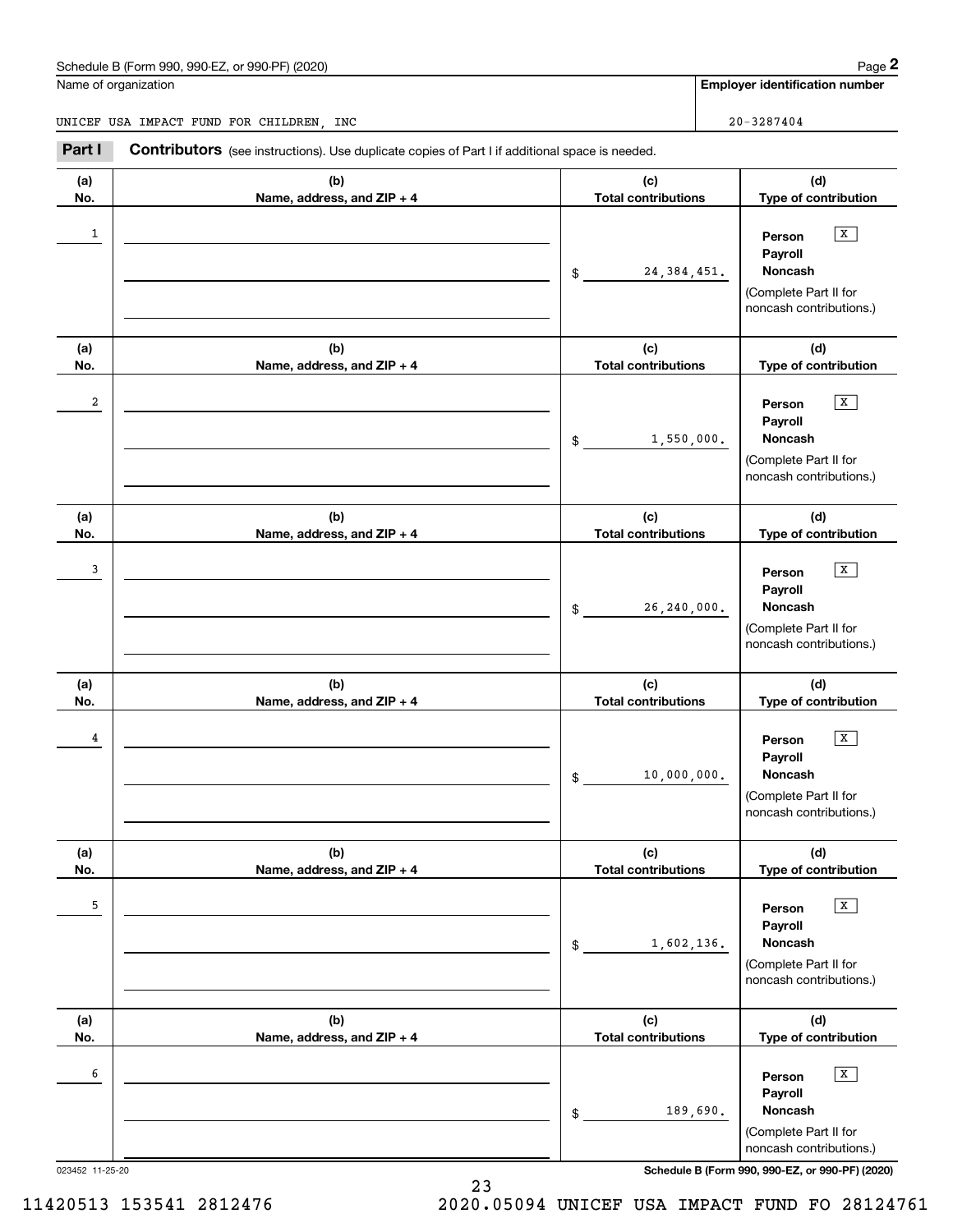Schedule B (Form 990, 990-EZ, or 990-PF) (2020)

Name of organization: UNICEF USA IMPACT FUND FOR CHILDREN, INC

Employer identification number: 20-3287404

## Part I Contributors (see instructions). Use duplicate copies of Part I if additional space is needed.

| (a) No. | (b) Name, address, and ZIP + 4 | (c) Total contributions | (d) Type of contribution |
|---|---|---|---|
| 1 | | $ 24,384,451. | Person [X] Payroll [ ] Noncash [ ] (Complete Part II for noncash contributions.) |
| 2 | | $ 1,550,000. | Person [X] Payroll [ ] Noncash [ ] (Complete Part II for noncash contributions.) |
| 3 | | $ 26,240,000. | Person [X] Payroll [ ] Noncash [ ] (Complete Part II for noncash contributions.) |
| 4 | | $ 10,000,000. | Person [X] Payroll [ ] Noncash [ ] (Complete Part II for noncash contributions.) |
| 5 | | $ 1,602,136. | Person [X] Payroll [ ] Noncash [ ] (Complete Part II for noncash contributions.) |
| 6 | | $ 189,690. | Person [X] Payroll [ ] Noncash [ ] (Complete Part II for noncash contributions.) |

023452 11-25-20

Schedule B (Form 990, 990-EZ, or 990-PF) (2020)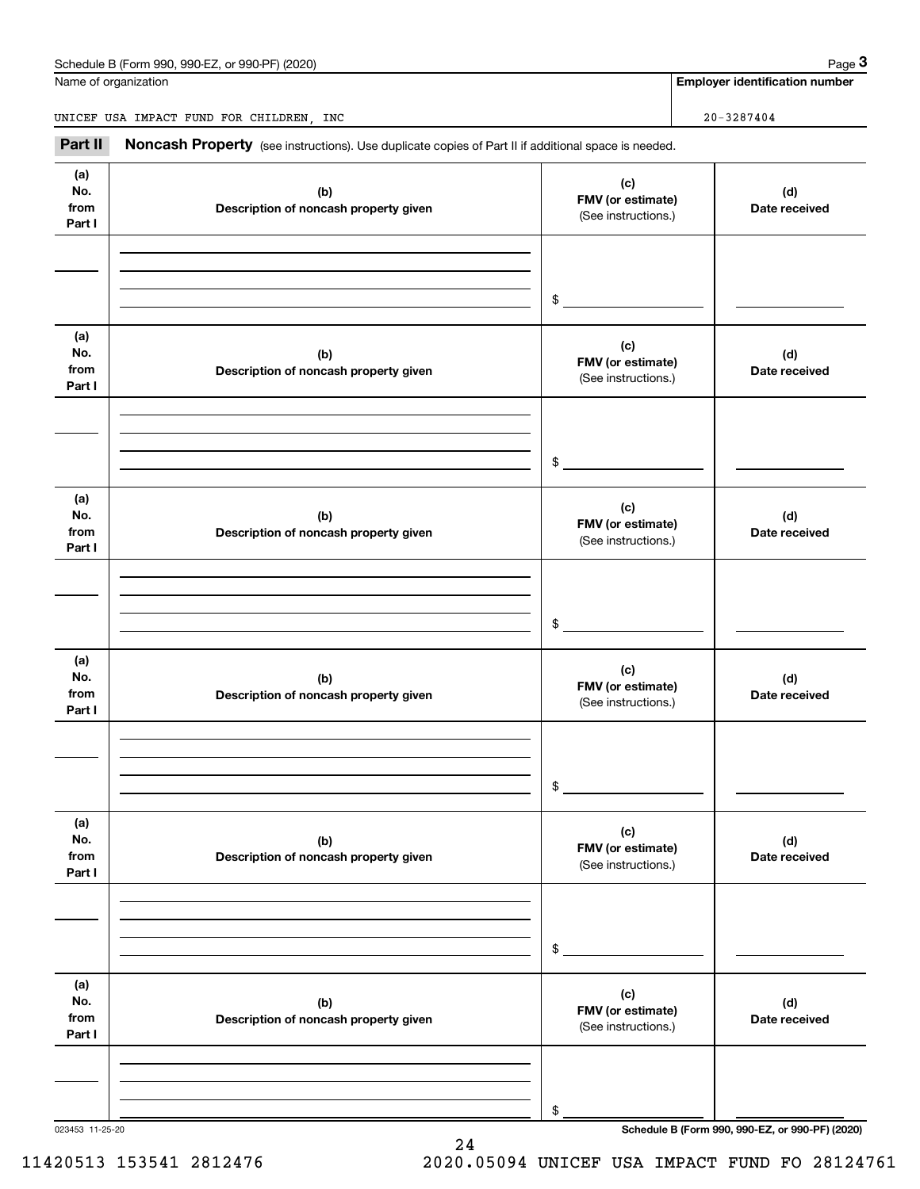Schedule B (Form 990, 990-EZ, or 990-PF) (2020)

Name of organization: UNICEF USA IMPACT FUND FOR CHILDREN, INC

Employer identification number: 20-3287404

## Part II Noncash Property (see instructions). Use duplicate copies of Part II if additional space is needed.

| (a) No. from Part I | (b) Description of noncash property given | (c) FMV (or estimate) (See instructions.) | (d) Date received |
|---|---|---|---|
| | | $ | |

| (a) No. from Part I | (b) Description of noncash property given | (c) FMV (or estimate) (See instructions.) | (d) Date received |
|---|---|---|---|
| | | $ | |

| (a) No. from Part I | (b) Description of noncash property given | (c) FMV (or estimate) (See instructions.) | (d) Date received |
|---|---|---|---|
| | | $ | |

| (a) No. from Part I | (b) Description of noncash property given | (c) FMV (or estimate) (See instructions.) | (d) Date received |
|---|---|---|---|
| | | $ | |

| (a) No. from Part I | (b) Description of noncash property given | (c) FMV (or estimate) (See instructions.) | (d) Date received |
|---|---|---|---|
| | | $ | |

| (a) No. from Part I | (b) Description of noncash property given | (c) FMV (or estimate) (See instructions.) | (d) Date received |
|---|---|---|---|
| | | $ | |

023453 11-25-20

Schedule B (Form 990, 990-EZ, or 990-PF) (2020)

11420513 153541 2812476 2020.05094 UNICEF USA IMPACT FUND FO 28124761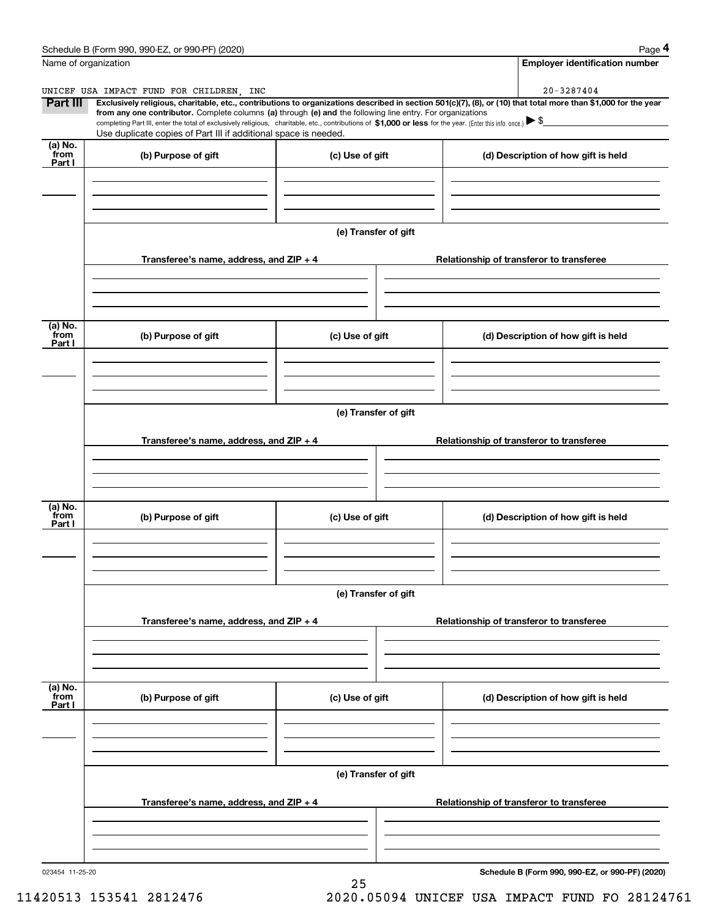Schedule B (Form 990, 990-EZ, or 990-PF) (2020) Page **4**

Name of organization: UNICEF USA IMPACT FUND FOR CHILDREN, INC

**Employer identification number**: 20-3287404

**Part III** **Exclusively religious, charitable, etc., contributions to organizations described in section 501(c)(7), (8), or (10) that total more than $1,000 for the year from any one contributor.** Complete columns **(a)** through **(e) and** the following line entry. For organizations completing Part III, enter the total of exclusively religious, charitable, etc., contributions of **$1,000 or less** for the year. (Enter this info. once.) ▶ $

Use duplicate copies of Part III if additional space is needed.

| (a) No. from Part I | (b) Purpose of gift | (c) Use of gift | (d) Description of how gift is held |
|---|---|---|---|
| | | | |

**(e) Transfer of gift**

| Transferee's name, address, and ZIP + 4 | Relationship of transferor to transferee |
|---|---|
| | |

| (a) No. from Part I | (b) Purpose of gift | (c) Use of gift | (d) Description of how gift is held |
|---|---|---|---|
| | | | |

**(e) Transfer of gift**

| Transferee's name, address, and ZIP + 4 | Relationship of transferor to transferee |
|---|---|
| | |

| (a) No. from Part I | (b) Purpose of gift | (c) Use of gift | (d) Description of how gift is held |
|---|---|---|---|
| | | | |

**(e) Transfer of gift**

| Transferee's name, address, and ZIP + 4 | Relationship of transferor to transferee |
|---|---|
| | |

| (a) No. from Part I | (b) Purpose of gift | (c) Use of gift | (d) Description of how gift is held |
|---|---|---|---|
| | | | |

**(e) Transfer of gift**

| Transferee's name, address, and ZIP + 4 | Relationship of transferor to transferee |
|---|---|
| | |

023454 11-25-20 **Schedule B (Form 990, 990-EZ, or 990-PF) (2020)**

11420513 153541 2812476 2020.05094 UNICEF USA IMPACT FUND FO 28124761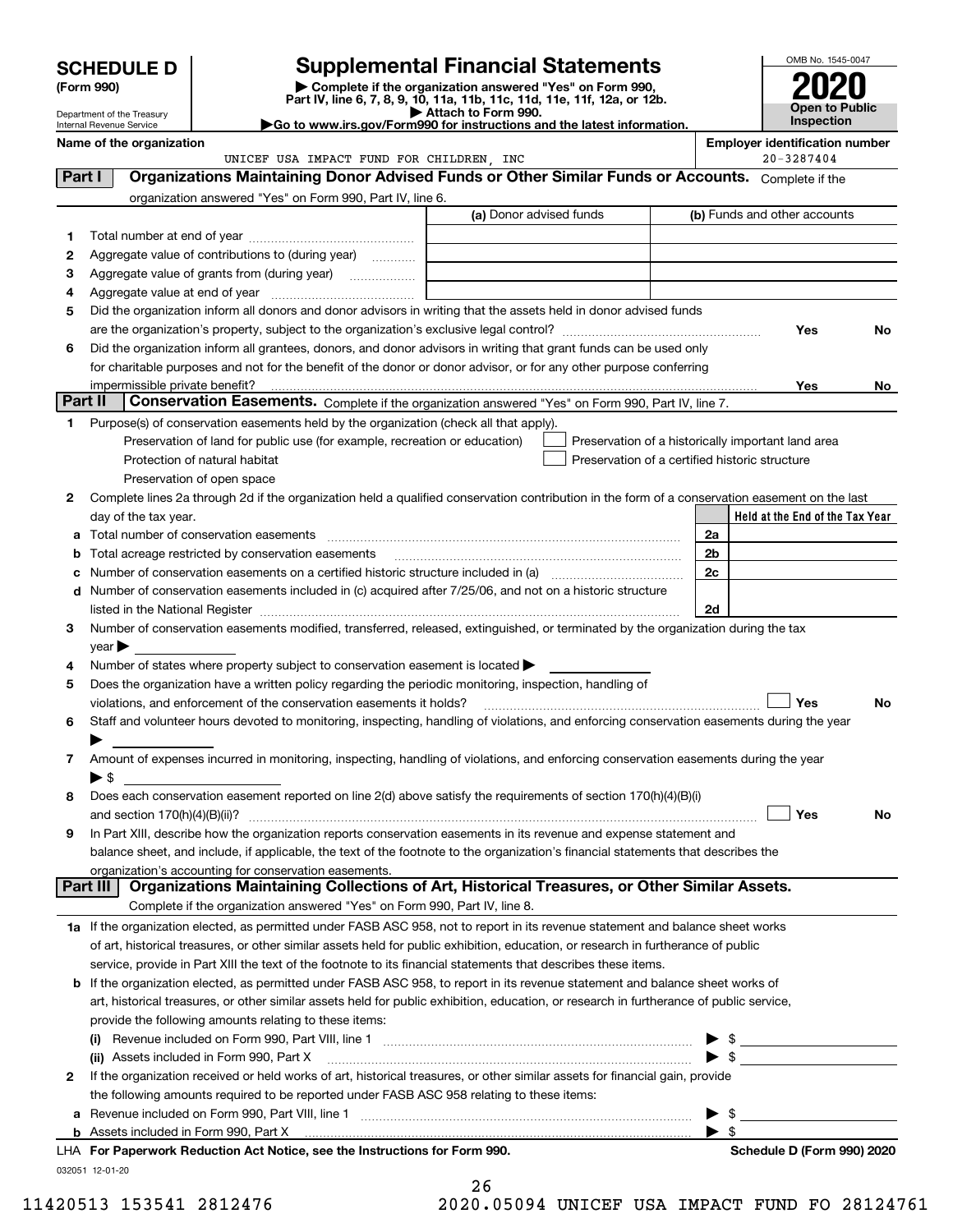**SCHEDULE D (Form 990)**

Department of the Treasury
Internal Revenue Service

# Supplemental Financial Statements

▶ Complete if the organization answered "Yes" on Form 990, Part IV, line 6, 7, 8, 9, 10, 11a, 11b, 11c, 11d, 11e, 11f, 12a, or 12b.
▶ Attach to Form 990.
▶Go to www.irs.gov/Form990 for instructions and the latest information.

OMB No. 1545-0047

**2020**

**Open to Public Inspection**

**Name of the organization**
UNICEF USA IMPACT FUND FOR CHILDREN, INC

**Employer identification number**
20-3287404

## Part I Organizations Maintaining Donor Advised Funds or Other Similar Funds or Accounts.

Complete if the organization answered "Yes" on Form 990, Part IV, line 6.

| | | (a) Donor advised funds | (b) Funds and other accounts |
|---|---|---|---|
| 1 | Total number at end of year | | |
| 2 | Aggregate value of contributions to (during year) | | |
| 3 | Aggregate value of grants from (during year) | | |
| 4 | Aggregate value at end of year | | |

5 Did the organization inform all donors and donor advisors in writing that the assets held in donor advised funds are the organization's property, subject to the organization's exclusive legal control? Yes No

6 Did the organization inform all grantees, donors, and donor advisors in writing that grant funds can be used only for charitable purposes and not for the benefit of the donor or donor advisor, or for any other purpose conferring impermissible private benefit? Yes No

## Part II Conservation Easements.

Complete if the organization answered "Yes" on Form 990, Part IV, line 7.

1 Purpose(s) of conservation easements held by the organization (check all that apply).
- Preservation of land for public use (for example, recreation or education)
- Protection of natural habitat
- Preservation of open space
- Preservation of a historically important land area
- Preservation of a certified historic structure

2 Complete lines 2a through 2d if the organization held a qualified conservation contribution in the form of a conservation easement on the last day of the tax year.

| | | | Held at the End of the Tax Year |
|---|---|---|---|
| a | Total number of conservation easements | 2a | |
| b | Total acreage restricted by conservation easements | 2b | |
| c | Number of conservation easements on a certified historic structure included in (a) | 2c | |
| d | Number of conservation easements included in (c) acquired after 7/25/06, and not on a historic structure listed in the National Register | 2d | |

3 Number of conservation easements modified, transferred, released, extinguished, or terminated by the organization during the tax year ▶

4 Number of states where property subject to conservation easement is located ▶

5 Does the organization have a written policy regarding the periodic monitoring, inspection, handling of violations, and enforcement of the conservation easements it holds? Yes No

6 Staff and volunteer hours devoted to monitoring, inspecting, handling of violations, and enforcing conservation easements during the year ▶

7 Amount of expenses incurred in monitoring, inspecting, handling of violations, and enforcing conservation easements during the year ▶ $

8 Does each conservation easement reported on line 2(d) above satisfy the requirements of section 170(h)(4)(B)(i) and section 170(h)(4)(B)(ii)? Yes No

9 In Part XIII, describe how the organization reports conservation easements in its revenue and expense statement and balance sheet, and include, if applicable, the text of the footnote to the organization's financial statements that describes the organization's accounting for conservation easements.

## Part III Organizations Maintaining Collections of Art, Historical Treasures, or Other Similar Assets.

Complete if the organization answered "Yes" on Form 990, Part IV, line 8.

1a If the organization elected, as permitted under FASB ASC 958, not to report in its revenue statement and balance sheet works of art, historical treasures, or other similar assets held for public exhibition, education, or research in furtherance of public service, provide in Part XIII the text of the footnote to its financial statements that describes these items.

b If the organization elected, as permitted under FASB ASC 958, to report in its revenue statement and balance sheet works of art, historical treasures, or other similar assets held for public exhibition, education, or research in furtherance of public service, provide the following amounts relating to these items:

(i) Revenue included on Form 990, Part VIII, line 1 ▶ $

(ii) Assets included in Form 990, Part X ▶ $

2 If the organization received or held works of art, historical treasures, or other similar assets for financial gain, provide the following amounts required to be reported under FASB ASC 958 relating to these items:

a Revenue included on Form 990, Part VIII, line 1 ▶ $

b Assets included in Form 990, Part X ▶ $

LHA For Paperwork Reduction Act Notice, see the Instructions for Form 990. Schedule D (Form 990) 2020

032051 12-01-20

11420513 153541 2812476 2020.05094 UNICEF USA IMPACT FUND FO 28124761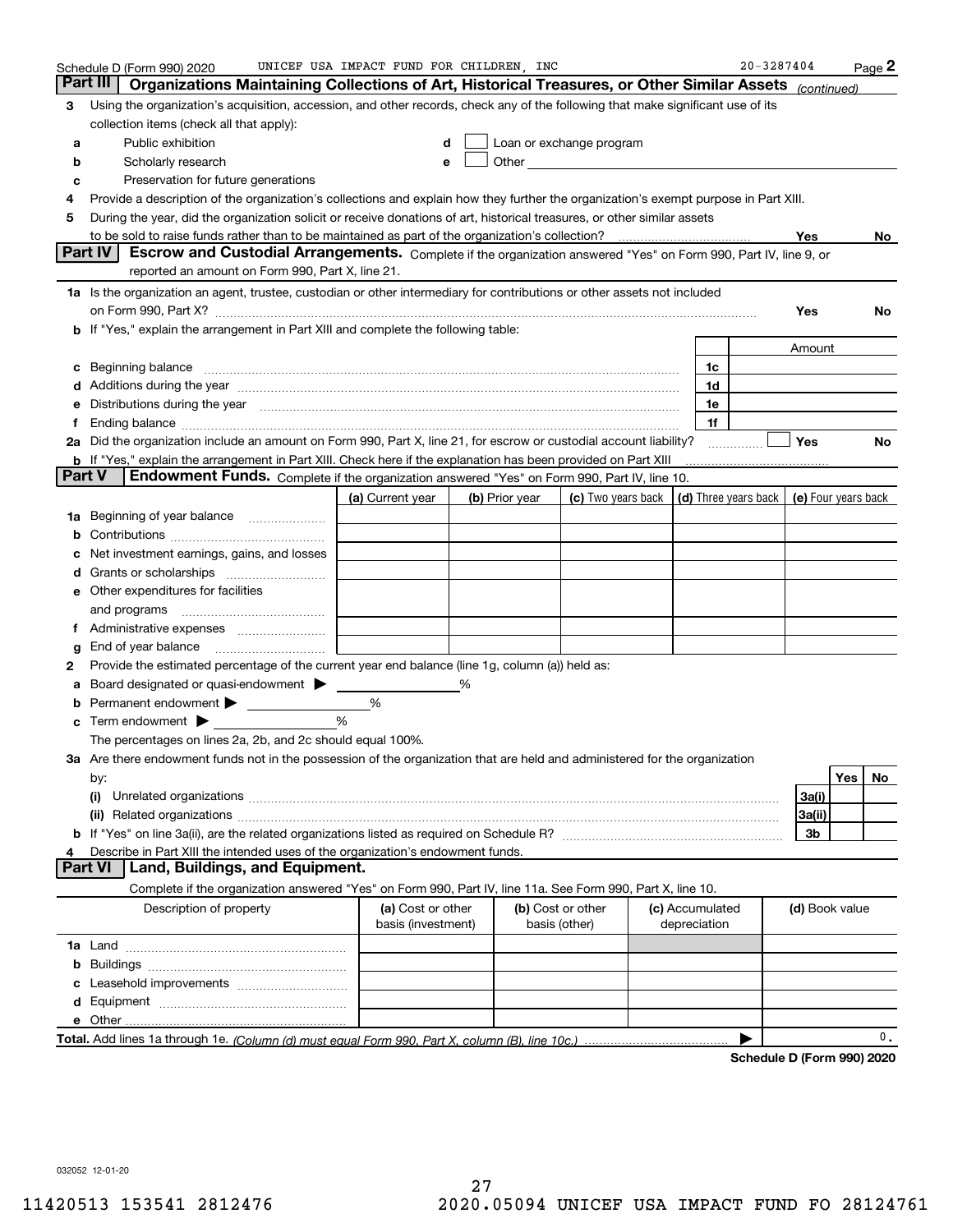Schedule D (Form 990) 2020 UNICEF USA IMPACT FUND FOR CHILDREN, INC 20-3287404 Page 2

## Part III Organizations Maintaining Collections of Art, Historical Treasures, or Other Similar Assets *(continued)*

**3** Using the organization's acquisition, accession, and other records, check any of the following that make significant use of its collection items (check all that apply):

- **a** Public exhibition
- **b** Scholarly research
- **c** Preservation for future generations
- **d** ☐ Loan or exchange program
- **e** ☐ Other

**4** Provide a description of the organization's collections and explain how they further the organization's exempt purpose in Part XIII.

**5** During the year, did the organization solicit or receive donations of art, historical treasures, or other similar assets to be sold to raise funds rather than to be maintained as part of the organization's collection? ☐ Yes ☐ No

## Part IV Escrow and Custodial Arrangements. 

Complete if the organization answered "Yes" on Form 990, Part IV, line 9, or reported an amount on Form 990, Part X, line 21.

**1a** Is the organization an agent, trustee, custodian or other intermediary for contributions or other assets not included on Form 990, Part X? ☐ Yes ☐ No

**b** If "Yes," explain the arrangement in Part XIII and complete the following table:

| | | Amount |
|---|---|---|
| **c** Beginning balance | 1c | |
| **d** Additions during the year | 1d | |
| **e** Distributions during the year | 1e | |
| **f** Ending balance | 1f | |

**2a** Did the organization include an amount on Form 990, Part X, line 21, for escrow or custodial account liability? ☐ Yes ☐ No

**b** If "Yes," explain the arrangement in Part XIII. Check here if the explanation has been provided on Part XIII ☐

## Part V Endowment Funds. 

Complete if the organization answered "Yes" on Form 990, Part IV, line 10.

| | (a) Current year | (b) Prior year | (c) Two years back | (d) Three years back | (e) Four years back |
|---|---|---|---|---|---|
| **1a** Beginning of year balance | | | | | |
| **b** Contributions | | | | | |
| **c** Net investment earnings, gains, and losses | | | | | |
| **d** Grants or scholarships | | | | | |
| **e** Other expenditures for facilities and programs | | | | | |
| **f** Administrative expenses | | | | | |
| **g** End of year balance | | | | | |

**2** Provide the estimated percentage of the current year end balance (line 1g, column (a)) held as:

- **a** Board designated or quasi-endowment ▶ ______ %
- **b** Permanent endowment ▶ ______ %
- **c** Term endowment ▶ ______ %

The percentages on lines 2a, 2b, and 2c should equal 100%.

**3a** Are there endowment funds not in the possession of the organization that are held and administered for the organization by:

| | | Yes | No |
|---|---|---|---|
| **(i)** Unrelated organizations | 3a(i) | | |
| **(ii)** Related organizations | 3a(ii) | | |
| **b** If "Yes" on line 3a(ii), are the related organizations listed as required on Schedule R? | 3b | | |

**4** Describe in Part XIII the intended uses of the organization's endowment funds.

## Part VI Land, Buildings, and Equipment.

Complete if the organization answered "Yes" on Form 990, Part IV, line 11a. See Form 990, Part X, line 10.

| Description of property | (a) Cost or other basis (investment) | (b) Cost or other basis (other) | (c) Accumulated depreciation | (d) Book value |
|---|---|---|---|---|
| **1a** Land | | | | |
| **b** Buildings | | | | |
| **c** Leasehold improvements | | | | |
| **d** Equipment | | | | |
| **e** Other | | | | |
| **Total.** Add lines 1a through 1e. *(Column (d) must equal Form 990, Part X, column (B), line 10c.)* | | | ▶ | 0. |

**Schedule D (Form 990) 2020**

032052 12-01-20

11420513 153541 2812476 2020.05094 UNICEF USA IMPACT FUND FO 28124761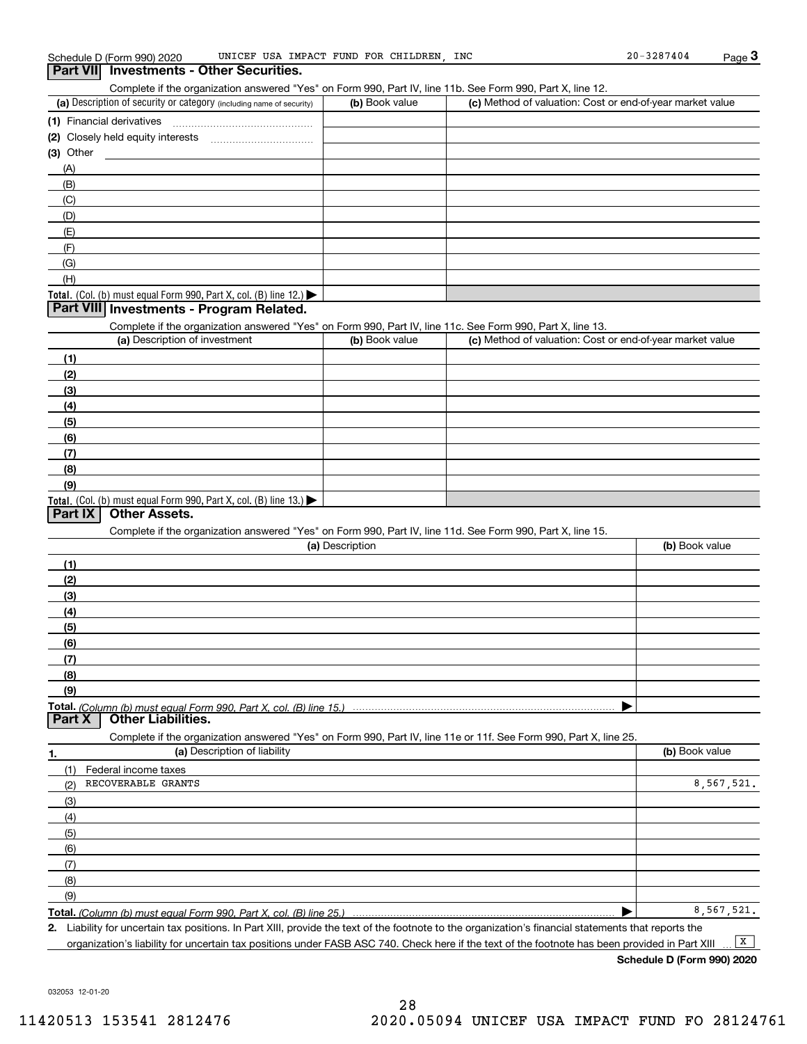Schedule D (Form 990) 2020 UNICEF USA IMPACT FUND FOR CHILDREN, INC 20-3287404 Page 3

## Part VII Investments - Other Securities.

Complete if the organization answered "Yes" on Form 990, Part IV, line 11b. See Form 990, Part X, line 12.

| (a) Description of security or category (including name of security) | (b) Book value | (c) Method of valuation: Cost or end-of-year market value |
|---|---|---|
| (1) Financial derivatives | | |
| (2) Closely held equity interests | | |
| (3) Other | | |
| (A) | | |
| (B) | | |
| (C) | | |
| (D) | | |
| (E) | | |
| (F) | | |
| (G) | | |
| (H) | | |
| **Total.** (Col. (b) must equal Form 990, Part X, col. (B) line 12.) ▶ | | |

## Part VIII Investments - Program Related.

Complete if the organization answered "Yes" on Form 990, Part IV, line 11c. See Form 990, Part X, line 13.

| (a) Description of investment | (b) Book value | (c) Method of valuation: Cost or end-of-year market value |
|---|---|---|
| (1) | | |
| (2) | | |
| (3) | | |
| (4) | | |
| (5) | | |
| (6) | | |
| (7) | | |
| (8) | | |
| (9) | | |
| **Total.** (Col. (b) must equal Form 990, Part X, col. (B) line 13.) ▶ | | |

## Part IX Other Assets.

Complete if the organization answered "Yes" on Form 990, Part IV, line 11d. See Form 990, Part X, line 15.

| (a) Description | (b) Book value |
|---|---|
| (1) | |
| (2) | |
| (3) | |
| (4) | |
| (5) | |
| (6) | |
| (7) | |
| (8) | |
| (9) | |
| **Total.** *(Column (b) must equal Form 990, Part X, col. (B) line 15.)* ▶ | |

## Part X Other Liabilities.

Complete if the organization answered "Yes" on Form 990, Part IV, line 11e or 11f. See Form 990, Part X, line 25.

| 1. (a) Description of liability | (b) Book value |
|---|---|
| (1) Federal income taxes | |
| (2) RECOVERABLE GRANTS | 8,567,521. |
| (3) | |
| (4) | |
| (5) | |
| (6) | |
| (7) | |
| (8) | |
| (9) | |
| **Total.** *(Column (b) must equal Form 990, Part X, col. (B) line 25.)* ▶ | 8,567,521. |

**2.** Liability for uncertain tax positions. In Part XIII, provide the text of the footnote to the organization's financial statements that reports the organization's liability for uncertain tax positions under FASB ASC 740. Check here if the text of the footnote has been provided in Part XIII ... [X]

**Schedule D (Form 990) 2020**

032053 12-01-20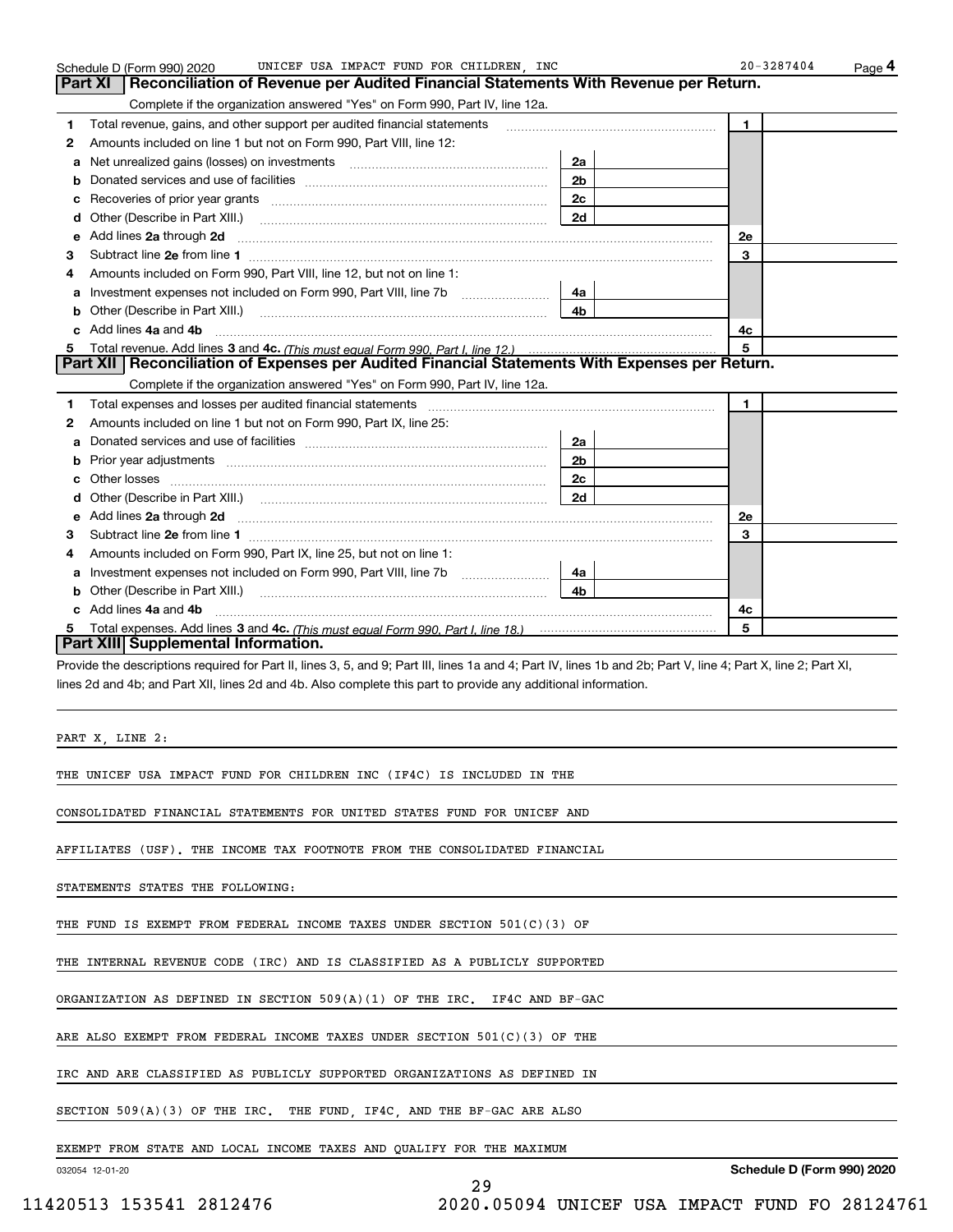## Part XI Reconciliation of Revenue per Audited Financial Statements With Revenue per Return.

Complete if the organization answered "Yes" on Form 990, Part IV, line 12a.

| | | | | | |
|---|---|---|---|---|---|
| 1 | Total revenue, gains, and other support per audited financial statements | | | 1 | |
| 2 | Amounts included on line 1 but not on Form 990, Part VIII, line 12: | | | | |
| a | Net unrealized gains (losses) on investments | 2a | | | |
| b | Donated services and use of facilities | 2b | | | |
| c | Recoveries of prior year grants | 2c | | | |
| d | Other (Describe in Part XIII.) | 2d | | | |
| e | Add lines **2a** through **2d** | | | 2e | |
| 3 | Subtract line **2e** from line **1** | | | 3 | |
| 4 | Amounts included on Form 990, Part VIII, line 12, but not on line 1: | | | | |
| a | Investment expenses not included on Form 990, Part VIII, line 7b | 4a | | | |
| b | Other (Describe in Part XIII.) | 4b | | | |
| c | Add lines **4a** and **4b** | | | 4c | |
| 5 | Total revenue. Add lines **3** and **4c.** *(This must equal Form 990, Part I, line 12.)* | | | 5 | |

## Part XII Reconciliation of Expenses per Audited Financial Statements With Expenses per Return.

Complete if the organization answered "Yes" on Form 990, Part IV, line 12a.

| | | | | | |
|---|---|---|---|---|---|
| 1 | Total expenses and losses per audited financial statements | | | 1 | |
| 2 | Amounts included on line 1 but not on Form 990, Part IX, line 25: | | | | |
| a | Donated services and use of facilities | 2a | | | |
| b | Prior year adjustments | 2b | | | |
| c | Other losses | 2c | | | |
| d | Other (Describe in Part XIII.) | 2d | | | |
| e | Add lines **2a** through **2d** | | | 2e | |
| 3 | Subtract line **2e** from line **1** | | | 3 | |
| 4 | Amounts included on Form 990, Part IX, line 25, but not on line 1: | | | | |
| a | Investment expenses not included on Form 990, Part VIII, line 7b | 4a | | | |
| b | Other (Describe in Part XIII.) | 4b | | | |
| c | Add lines **4a** and **4b** | | | 4c | |
| 5 | Total expenses. Add lines **3** and **4c.** *(This must equal Form 990, Part I, line 18.)* | | | 5 | |

## Part XIII Supplemental Information.

Provide the descriptions required for Part II, lines 3, 5, and 9; Part III, lines 1a and 4; Part IV, lines 1b and 2b; Part V, line 4; Part X, line 2; Part XI, lines 2d and 4b; and Part XII, lines 2d and 4b. Also complete this part to provide any additional information.

PART X, LINE 2:

THE UNICEF USA IMPACT FUND FOR CHILDREN INC (IF4C) IS INCLUDED IN THE CONSOLIDATED FINANCIAL STATEMENTS FOR UNITED STATES FUND FOR UNICEF AND AFFILIATES (USF). THE INCOME TAX FOOTNOTE FROM THE CONSOLIDATED FINANCIAL STATEMENTS STATES THE FOLLOWING:

THE FUND IS EXEMPT FROM FEDERAL INCOME TAXES UNDER SECTION 501(C)(3) OF THE INTERNAL REVENUE CODE (IRC) AND IS CLASSIFIED AS A PUBLICLY SUPPORTED ORGANIZATION AS DEFINED IN SECTION 509(A)(1) OF THE IRC. IF4C AND BF-GAC ARE ALSO EXEMPT FROM FEDERAL INCOME TAXES UNDER SECTION 501(C)(3) OF THE IRC AND ARE CLASSIFIED AS PUBLICLY SUPPORTED ORGANIZATIONS AS DEFINED IN SECTION 509(A)(3) OF THE IRC. THE FUND, IF4C, AND THE BF-GAC ARE ALSO EXEMPT FROM STATE AND LOCAL INCOME TAXES AND QUALIFY FOR THE MAXIMUM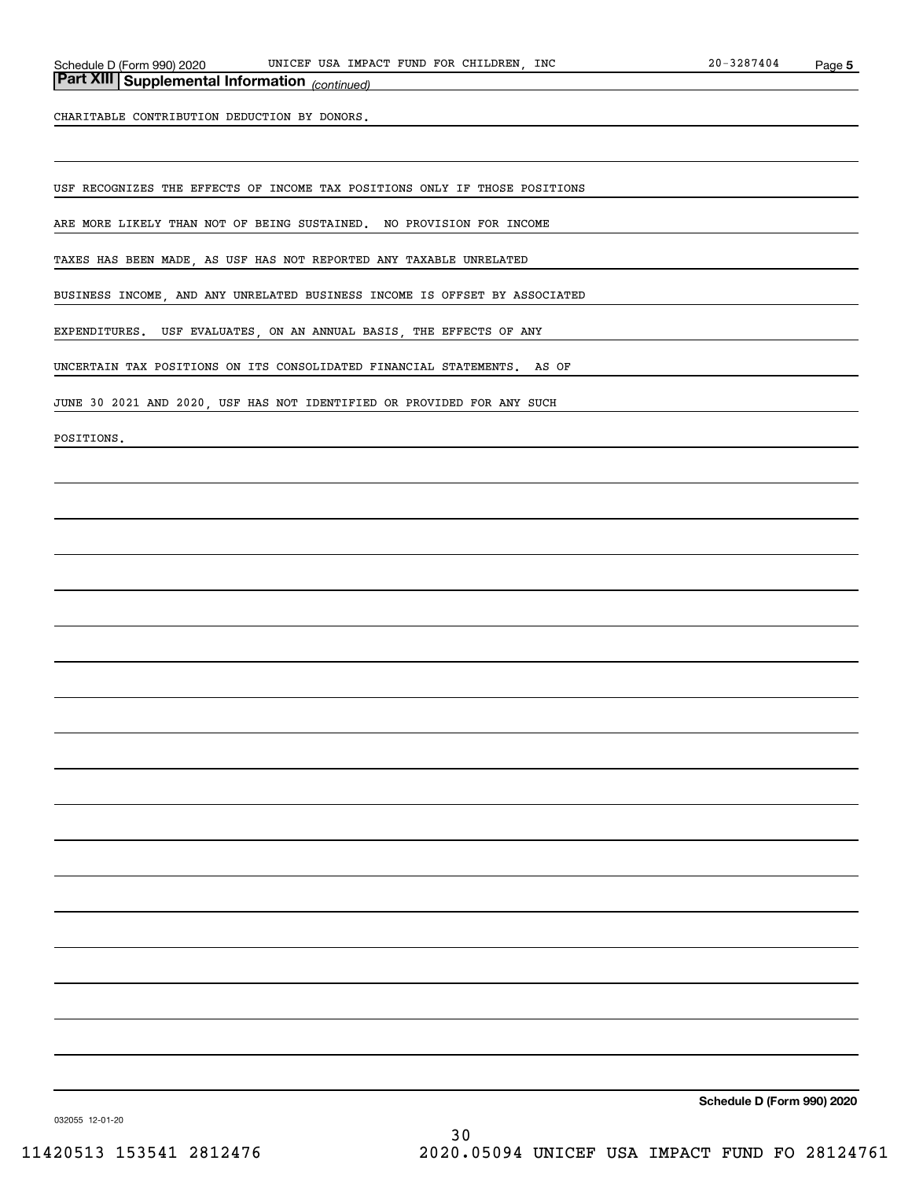## Part XIII Supplemental Information *(continued)*

CHARITABLE CONTRIBUTION DEDUCTION BY DONORS.

USF RECOGNIZES THE EFFECTS OF INCOME TAX POSITIONS ONLY IF THOSE POSITIONS ARE MORE LIKELY THAN NOT OF BEING SUSTAINED. NO PROVISION FOR INCOME TAXES HAS BEEN MADE, AS USF HAS NOT REPORTED ANY TAXABLE UNRELATED BUSINESS INCOME, AND ANY UNRELATED BUSINESS INCOME IS OFFSET BY ASSOCIATED EXPENDITURES. USF EVALUATES, ON AN ANNUAL BASIS, THE EFFECTS OF ANY UNCERTAIN TAX POSITIONS ON ITS CONSOLIDATED FINANCIAL STATEMENTS. AS OF JUNE 30 2021 AND 2020, USF HAS NOT IDENTIFIED OR PROVIDED FOR ANY SUCH POSITIONS.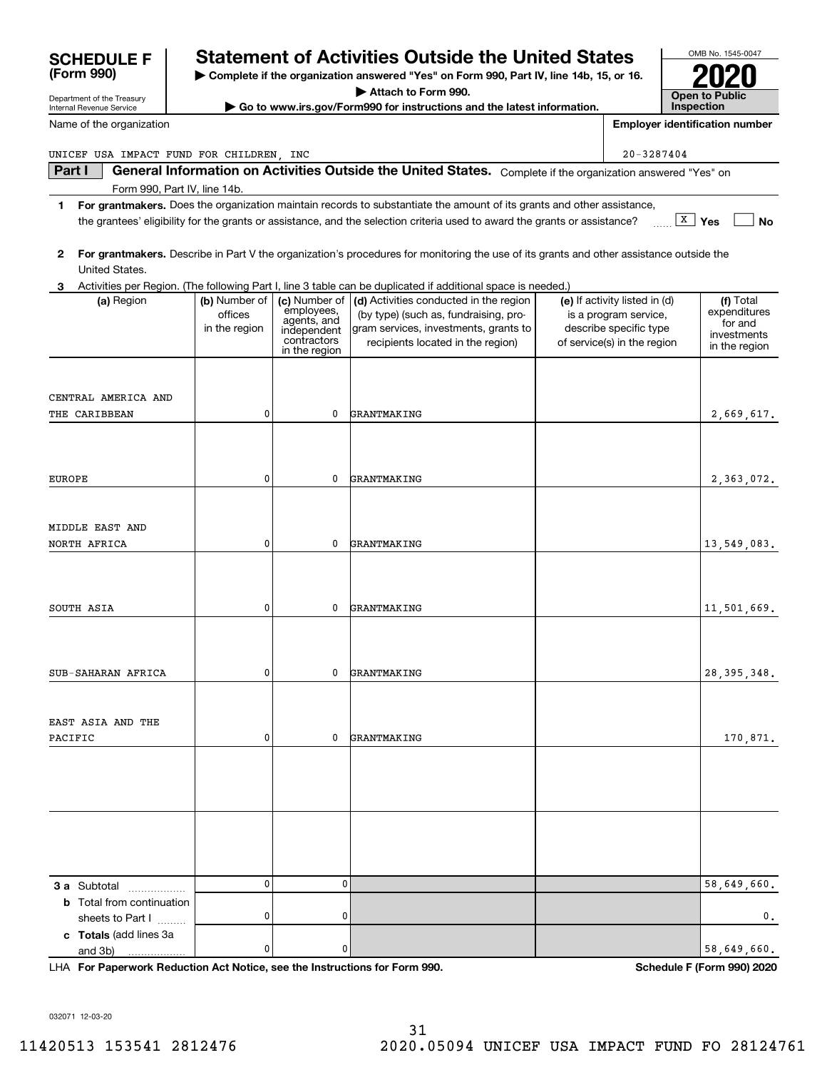# SCHEDULE F (Form 990)

Department of the Treasury
Internal Revenue Service

## Statement of Activities Outside the United States

▶ Complete if the organization answered "Yes" on Form 990, Part IV, line 14b, 15, or 16.
▶ Attach to Form 990.
▶ Go to www.irs.gov/Form990 for instructions and the latest information.

OMB No. 1545-0047
**2020**
**Open to Public Inspection**

Name of the organization: UNICEF USA IMPACT FUND FOR CHILDREN, INC

Employer identification number: 20-3287404

**Part I** **General Information on Activities Outside the United States.** Complete if the organization answered "Yes" on Form 990, Part IV, line 14b.

**1** **For grantmakers.** Does the organization maintain records to substantiate the amount of its grants and other assistance, the grantees' eligibility for the grants or assistance, and the selection criteria used to award the grants or assistance? [X] Yes [ ] No

**2** **For grantmakers.** Describe in Part V the organization's procedures for monitoring the use of its grants and other assistance outside the United States.

**3** Activities per Region. (The following Part I, line 3 table can be duplicated if additional space is needed.)

| (a) Region | (b) Number of offices in the region | (c) Number of employees, agents, and independent contractors in the region | (d) Activities conducted in the region (by type) (such as, fundraising, program services, investments, grants to recipients located in the region) | (e) If activity listed in (d) is a program service, describe specific type of service(s) in the region | (f) Total expenditures for and investments in the region |
|---|---|---|---|---|---|
| CENTRAL AMERICA AND THE CARIBBEAN | 0 | 0 | GRANTMAKING | | 2,669,617. |
| EUROPE | 0 | 0 | GRANTMAKING | | 2,363,072. |
| MIDDLE EAST AND NORTH AFRICA | 0 | 0 | GRANTMAKING | | 13,549,083. |
| SOUTH ASIA | 0 | 0 | GRANTMAKING | | 11,501,669. |
| SUB-SAHARAN AFRICA | 0 | 0 | GRANTMAKING | | 28,395,348. |
| EAST ASIA AND THE PACIFIC | 0 | 0 | GRANTMAKING | | 170,871. |
| | | | | | |
| | | | | | |
| **3 a** Subtotal | 0 | 0 | | | 58,649,660. |
| **b** Total from continuation sheets to Part I | 0 | 0 | | | 0. |
| **c** **Totals** (add lines 3a and 3b) | 0 | 0 | | | 58,649,660. |

LHA **For Paperwork Reduction Act Notice, see the Instructions for Form 990.** **Schedule F (Form 990) 2020**

032071 12-03-20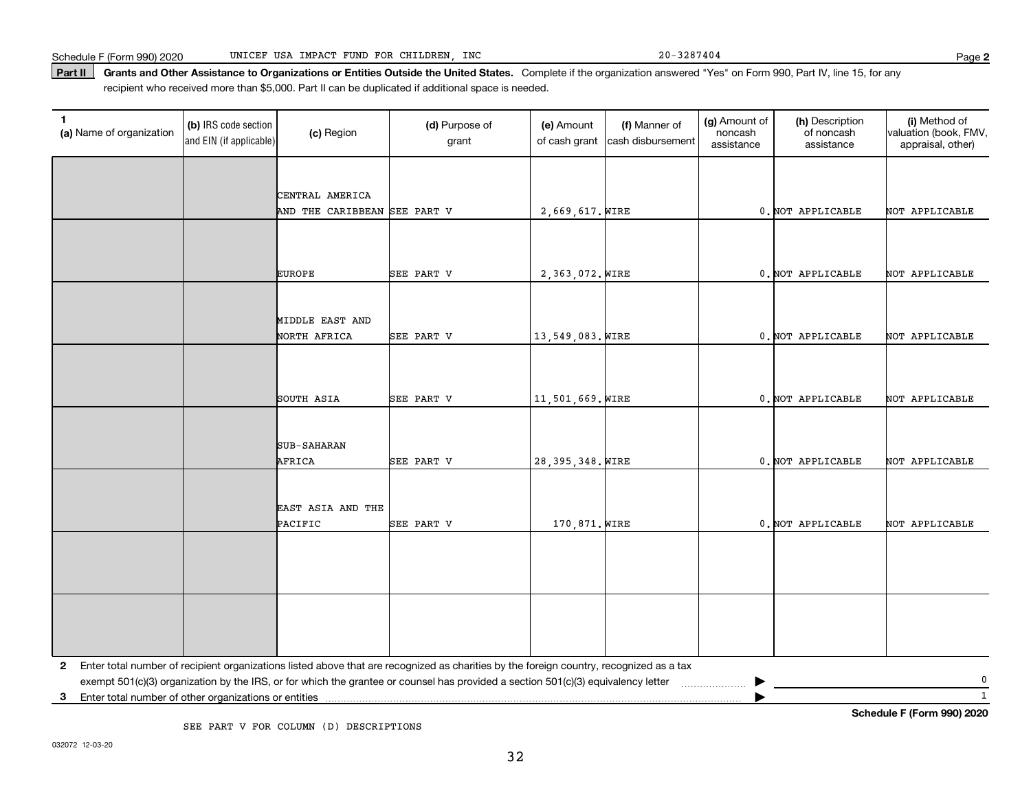Schedule F (Form 990) 2020 UNICEF USA IMPACT FUND FOR CHILDREN, INC 20-3287404 Page **2**

**Part II** **Grants and Other Assistance to Organizations or Entities Outside the United States.** Complete if the organization answered "Yes" on Form 990, Part IV, line 15, for any recipient who received more than $5,000. Part II can be duplicated if additional space is needed.

| 1 (a) Name of organization | (b) IRS code section and EIN (if applicable) | (c) Region | (d) Purpose of grant | (e) Amount of cash grant | (f) Manner of cash disbursement | (g) Amount of noncash assistance | (h) Description of noncash assistance | (i) Method of valuation (book, FMV, appraisal, other) |
|---|---|---|---|---|---|---|---|---|
| | | CENTRAL AMERICA AND THE CARIBBEAN | SEE PART V | 2,669,617. | WIRE | 0. | NOT APPLICABLE | NOT APPLICABLE |
| | | EUROPE | SEE PART V | 2,363,072. | WIRE | 0. | NOT APPLICABLE | NOT APPLICABLE |
| | | MIDDLE EAST AND NORTH AFRICA | SEE PART V | 13,549,083. | WIRE | 0. | NOT APPLICABLE | NOT APPLICABLE |
| | | SOUTH ASIA | SEE PART V | 11,501,669. | WIRE | 0. | NOT APPLICABLE | NOT APPLICABLE |
| | | SUB-SAHARAN AFRICA | SEE PART V | 28,395,348. | WIRE | 0. | NOT APPLICABLE | NOT APPLICABLE |
| | | EAST ASIA AND THE PACIFIC | SEE PART V | 170,871. | WIRE | 0. | NOT APPLICABLE | NOT APPLICABLE |
| | | | | | | | | |
| | | | | | | | | |

**2** Enter total number of recipient organizations listed above that are recognized as charities by the foreign country, recognized as a tax exempt 501(c)(3) organization by the IRS, or for which the grantee or counsel has provided a section 501(c)(3) equivalency letter ▶ 0

**3** Enter total number of other organizations or entities ▶ 1

**Schedule F (Form 990) 2020**

SEE PART V FOR COLUMN (D) DESCRIPTIONS

032072 12-03-20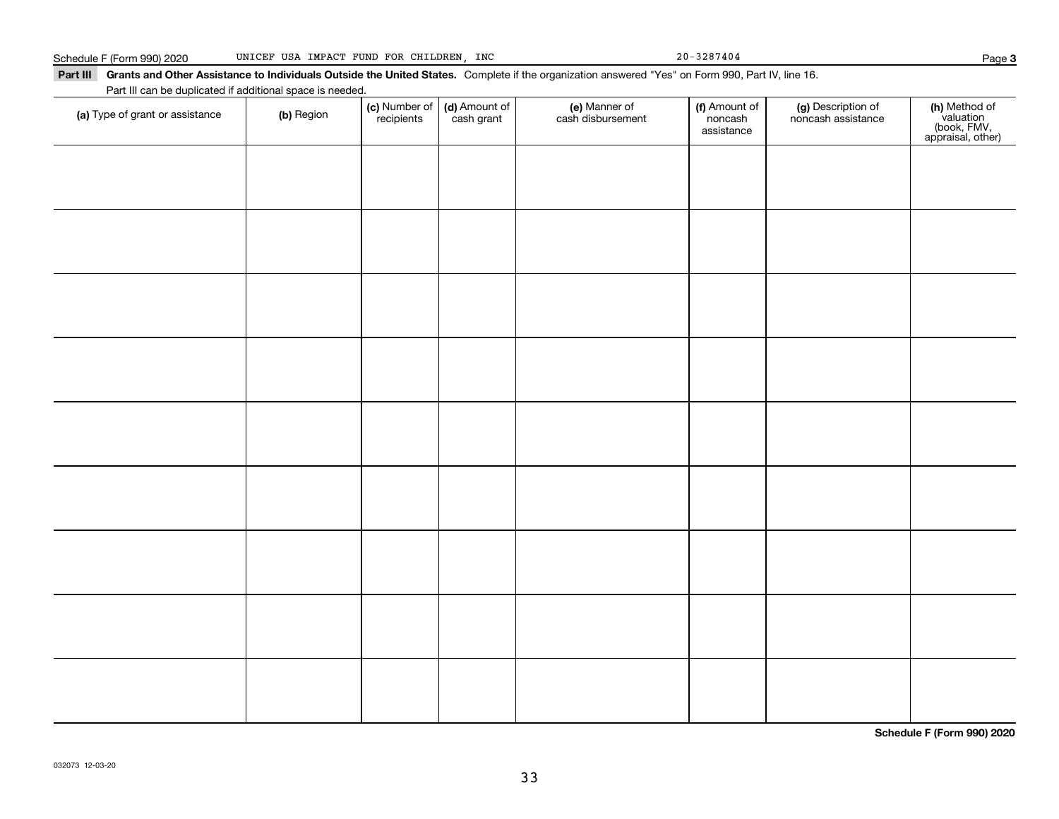Schedule F (Form 990) 2020 UNICEF USA IMPACT FUND FOR CHILDREN, INC 20-3287404

**Part III Grants and Other Assistance to Individuals Outside the United States.** Complete if the organization answered "Yes" on Form 990, Part IV, line 16.

Part III can be duplicated if additional space is needed.

| (a) Type of grant or assistance | (b) Region | (c) Number of recipients | (d) Amount of cash grant | (e) Manner of cash disbursement | (f) Amount of noncash assistance | (g) Description of noncash assistance | (h) Method of valuation (book, FMV, appraisal, other) |
|---|---|---|---|---|---|---|---|
| | | | | | | | |
| | | | | | | | |
| | | | | | | | |
| | | | | | | | |
| | | | | | | | |
| | | | | | | | |
| | | | | | | | |
| | | | | | | | |
| | | | | | | | |

**Schedule F (Form 990) 2020**

032073 12-03-20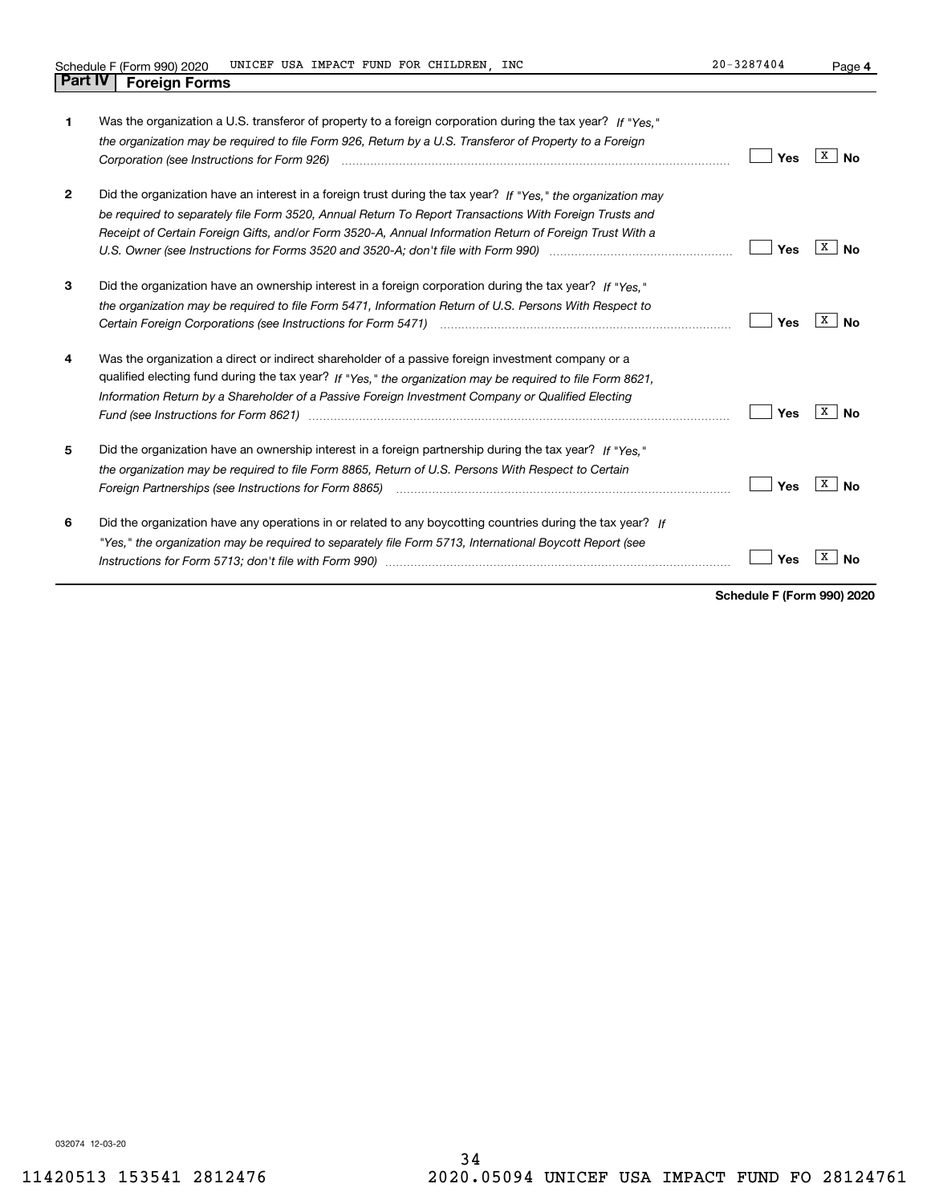Schedule F (Form 990) 2020 UNICEF USA IMPACT FUND FOR CHILDREN, INC 20-3287404

## Part IV Foreign Forms

| | | Yes | No |
|---|---|---|---|
| **1** | Was the organization a U.S. transferor of property to a foreign corporation during the tax year? *If "Yes," the organization may be required to file Form 926, Return by a U.S. Transferor of Property to a Foreign Corporation (see Instructions for Form 926)* | | X |
| **2** | Did the organization have an interest in a foreign trust during the tax year? *If "Yes," the organization may be required to separately file Form 3520, Annual Return To Report Transactions With Foreign Trusts and Receipt of Certain Foreign Gifts, and/or Form 3520-A, Annual Information Return of Foreign Trust With a U.S. Owner (see Instructions for Forms 3520 and 3520-A; don't file with Form 990)* | | X |
| **3** | Did the organization have an ownership interest in a foreign corporation during the tax year? *If "Yes," the organization may be required to file Form 5471, Information Return of U.S. Persons With Respect to Certain Foreign Corporations (see Instructions for Form 5471)* | | X |
| **4** | Was the organization a direct or indirect shareholder of a passive foreign investment company or a qualified electing fund during the tax year? *If "Yes," the organization may be required to file Form 8621, Information Return by a Shareholder of a Passive Foreign Investment Company or Qualified Electing Fund (see Instructions for Form 8621)* | | X |
| **5** | Did the organization have an ownership interest in a foreign partnership during the tax year? *If "Yes," the organization may be required to file Form 8865, Return of U.S. Persons With Respect to Certain Foreign Partnerships (see Instructions for Form 8865)* | | X |
| **6** | Did the organization have any operations in or related to any boycotting countries during the tax year? *If "Yes," the organization may be required to separately file Form 5713, International Boycott Report (see Instructions for Form 5713; don't file with Form 990)* | | X |

**Schedule F (Form 990) 2020**

032074 12-03-20

11420513 153541 2812476 2020.05094 UNICEF USA IMPACT FUND FO 28124761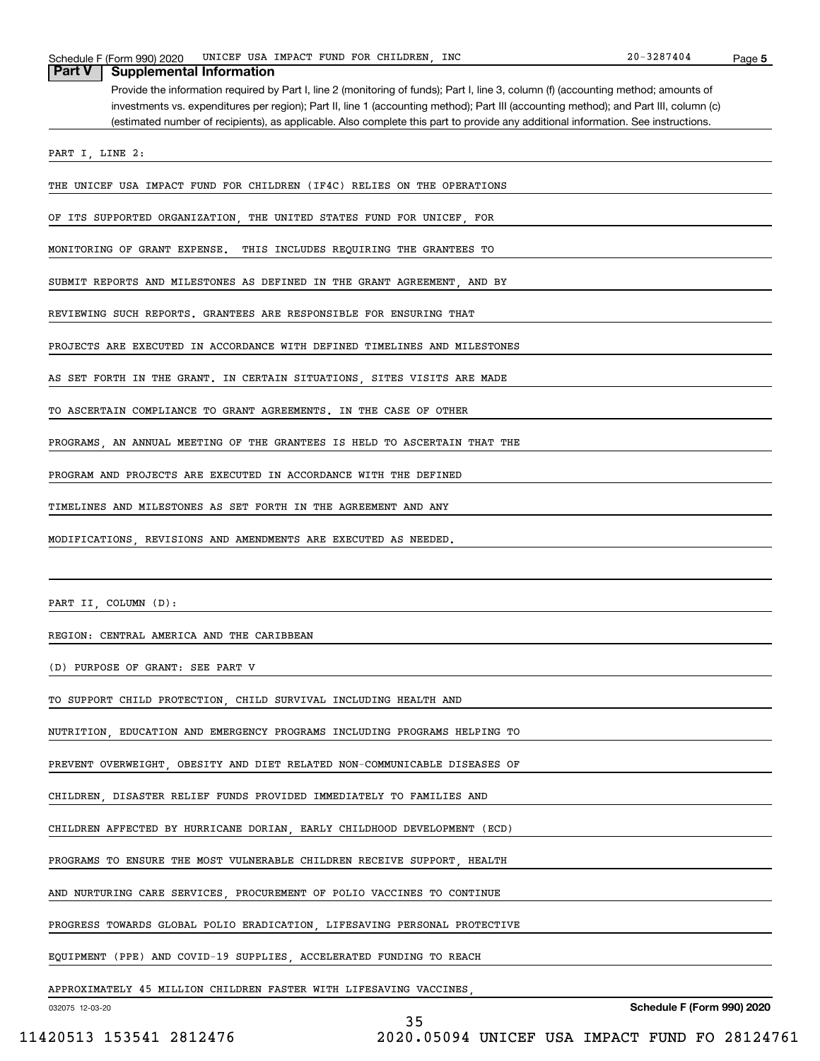## Part V Supplemental Information

Provide the information required by Part I, line 2 (monitoring of funds); Part I, line 3, column (f) (accounting method; amounts of investments vs. expenditures per region); Part II, line 1 (accounting method); Part III (accounting method); and Part III, column (c) (estimated number of recipients), as applicable. Also complete this part to provide any additional information. See instructions.

PART I, LINE 2:

THE UNICEF USA IMPACT FUND FOR CHILDREN (IF4C) RELIES ON THE OPERATIONS OF ITS SUPPORTED ORGANIZATION, THE UNITED STATES FUND FOR UNICEF, FOR MONITORING OF GRANT EXPENSE. THIS INCLUDES REQUIRING THE GRANTEES TO SUBMIT REPORTS AND MILESTONES AS DEFINED IN THE GRANT AGREEMENT, AND BY REVIEWING SUCH REPORTS. GRANTEES ARE RESPONSIBLE FOR ENSURING THAT PROJECTS ARE EXECUTED IN ACCORDANCE WITH DEFINED TIMELINES AND MILESTONES AS SET FORTH IN THE GRANT. IN CERTAIN SITUATIONS, SITES VISITS ARE MADE TO ASCERTAIN COMPLIANCE TO GRANT AGREEMENTS. IN THE CASE OF OTHER PROGRAMS, AN ANNUAL MEETING OF THE GRANTEES IS HELD TO ASCERTAIN THAT THE PROGRAM AND PROJECTS ARE EXECUTED IN ACCORDANCE WITH THE DEFINED TIMELINES AND MILESTONES AS SET FORTH IN THE AGREEMENT AND ANY MODIFICATIONS, REVISIONS AND AMENDMENTS ARE EXECUTED AS NEEDED.

PART II, COLUMN (D):

REGION: CENTRAL AMERICA AND THE CARIBBEAN

(D) PURPOSE OF GRANT: SEE PART V

TO SUPPORT CHILD PROTECTION, CHILD SURVIVAL INCLUDING HEALTH AND NUTRITION, EDUCATION AND EMERGENCY PROGRAMS INCLUDING PROGRAMS HELPING TO PREVENT OVERWEIGHT, OBESITY AND DIET RELATED NON-COMMUNICABLE DISEASES OF CHILDREN, DISASTER RELIEF FUNDS PROVIDED IMMEDIATELY TO FAMILIES AND CHILDREN AFFECTED BY HURRICANE DORIAN, EARLY CHILDHOOD DEVELOPMENT (ECD) PROGRAMS TO ENSURE THE MOST VULNERABLE CHILDREN RECEIVE SUPPORT, HEALTH AND NURTURING CARE SERVICES, PROCUREMENT OF POLIO VACCINES TO CONTINUE PROGRESS TOWARDS GLOBAL POLIO ERADICATION, LIFESAVING PERSONAL PROTECTIVE EQUIPMENT (PPE) AND COVID-19 SUPPLIES, ACCELERATED FUNDING TO REACH APPROXIMATELY 45 MILLION CHILDREN FASTER WITH LIFESAVING VACCINES,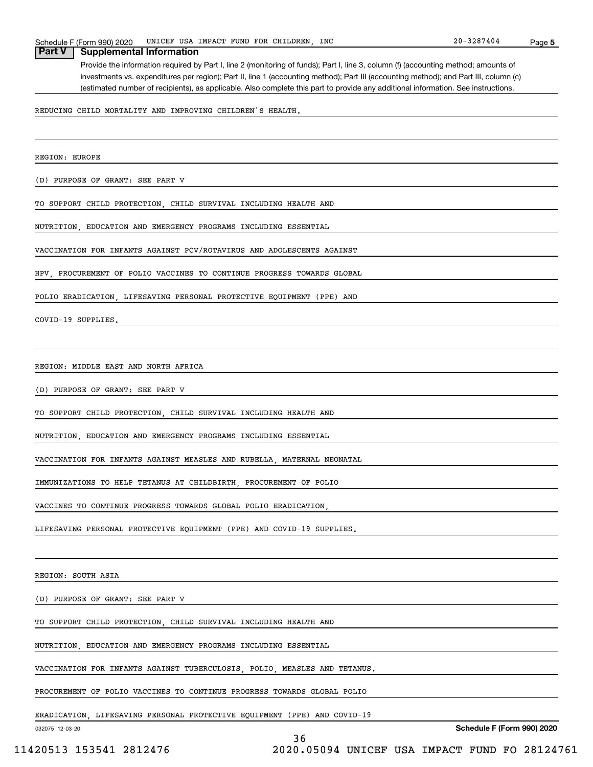## Part V Supplemental Information

Provide the information required by Part I, line 2 (monitoring of funds); Part I, line 3, column (f) (accounting method; amounts of investments vs. expenditures per region); Part II, line 1 (accounting method); Part III (accounting method); and Part III, column (c) (estimated number of recipients), as applicable. Also complete this part to provide any additional information. See instructions.

REDUCING CHILD MORTALITY AND IMPROVING CHILDREN'S HEALTH.

REGION: EUROPE

(D) PURPOSE OF GRANT: SEE PART V

TO SUPPORT CHILD PROTECTION, CHILD SURVIVAL INCLUDING HEALTH AND NUTRITION, EDUCATION AND EMERGENCY PROGRAMS INCLUDING ESSENTIAL VACCINATION FOR INFANTS AGAINST PCV/ROTAVIRUS AND ADOLESCENTS AGAINST HPV, PROCUREMENT OF POLIO VACCINES TO CONTINUE PROGRESS TOWARDS GLOBAL POLIO ERADICATION, LIFESAVING PERSONAL PROTECTIVE EQUIPMENT (PPE) AND COVID-19 SUPPLIES.

REGION: MIDDLE EAST AND NORTH AFRICA

(D) PURPOSE OF GRANT: SEE PART V

TO SUPPORT CHILD PROTECTION, CHILD SURVIVAL INCLUDING HEALTH AND NUTRITION, EDUCATION AND EMERGENCY PROGRAMS INCLUDING ESSENTIAL VACCINATION FOR INFANTS AGAINST MEASLES AND RUBELLA, MATERNAL NEONATAL IMMUNIZATIONS TO HELP TETANUS AT CHILDBIRTH, PROCUREMENT OF POLIO VACCINES TO CONTINUE PROGRESS TOWARDS GLOBAL POLIO ERADICATION, LIFESAVING PERSONAL PROTECTIVE EQUIPMENT (PPE) AND COVID-19 SUPPLIES.

REGION: SOUTH ASIA

(D) PURPOSE OF GRANT: SEE PART V

TO SUPPORT CHILD PROTECTION, CHILD SURVIVAL INCLUDING HEALTH AND NUTRITION, EDUCATION AND EMERGENCY PROGRAMS INCLUDING ESSENTIAL VACCINATION FOR INFANTS AGAINST TUBERCULOSIS, POLIO, MEASLES AND TETANUS. PROCUREMENT OF POLIO VACCINES TO CONTINUE PROGRESS TOWARDS GLOBAL POLIO ERADICATION, LIFESAVING PERSONAL PROTECTIVE EQUIPMENT (PPE) AND COVID-19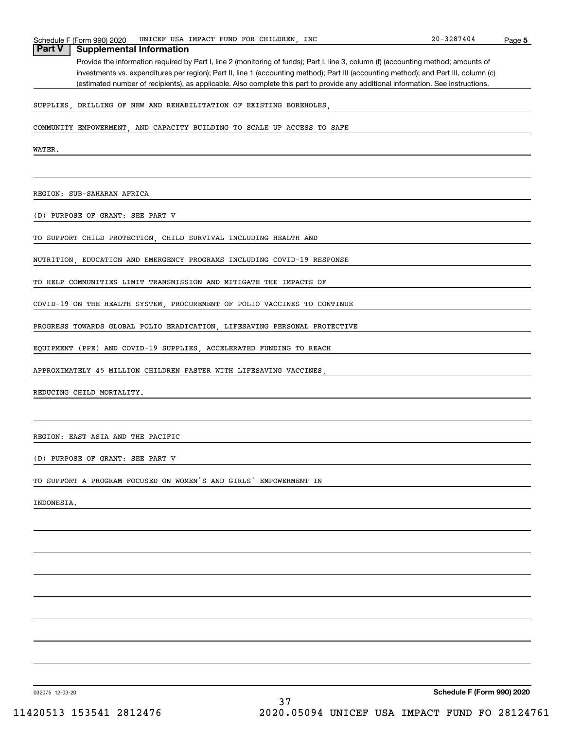## Part V Supplemental Information

Provide the information required by Part I, line 2 (monitoring of funds); Part I, line 3, column (f) (accounting method; amounts of investments vs. expenditures per region); Part II, line 1 (accounting method); Part III (accounting method); and Part III, column (c) (estimated number of recipients), as applicable. Also complete this part to provide any additional information. See instructions.

SUPPLIES, DRILLING OF NEW AND REHABILITATION OF EXISTING BOREHOLES, COMMUNITY EMPOWERMENT, AND CAPACITY BUILDING TO SCALE UP ACCESS TO SAFE WATER.

REGION: SUB-SAHARAN AFRICA

(D) PURPOSE OF GRANT: SEE PART V

TO SUPPORT CHILD PROTECTION, CHILD SURVIVAL INCLUDING HEALTH AND NUTRITION, EDUCATION AND EMERGENCY PROGRAMS INCLUDING COVID-19 RESPONSE TO HELP COMMUNITIES LIMIT TRANSMISSION AND MITIGATE THE IMPACTS OF COVID-19 ON THE HEALTH SYSTEM, PROCUREMENT OF POLIO VACCINES TO CONTINUE PROGRESS TOWARDS GLOBAL POLIO ERADICATION, LIFESAVING PERSONAL PROTECTIVE EQUIPMENT (PPE) AND COVID-19 SUPPLIES, ACCELERATED FUNDING TO REACH APPROXIMATELY 45 MILLION CHILDREN FASTER WITH LIFESAVING VACCINES, REDUCING CHILD MORTALITY.

REGION: EAST ASIA AND THE PACIFIC

(D) PURPOSE OF GRANT: SEE PART V

TO SUPPORT A PROGRAM FOCUSED ON WOMEN'S AND GIRLS' EMPOWERMENT IN INDONESIA.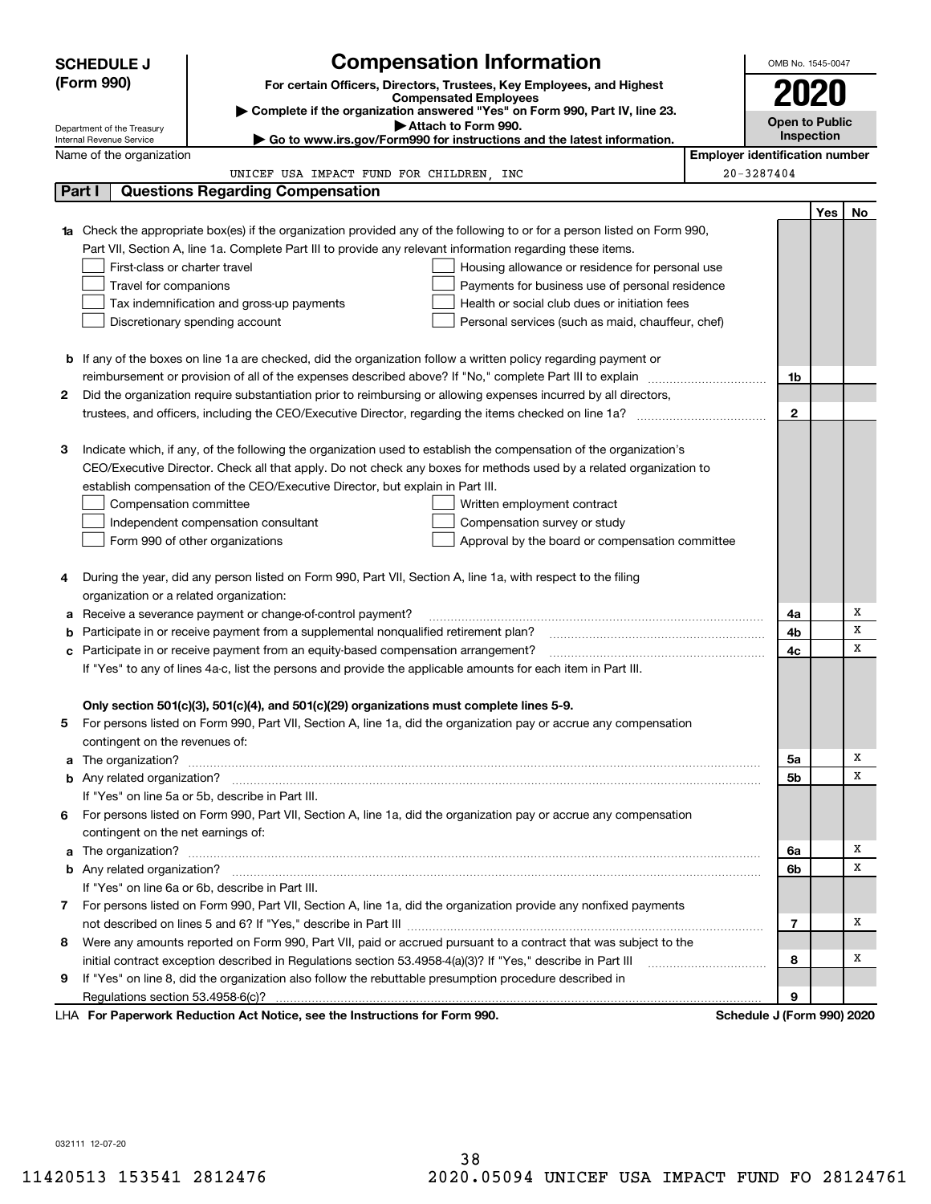# SCHEDULE J (Form 990)

Department of the Treasury
Internal Revenue Service

## Compensation Information

**For certain Officers, Directors, Trustees, Key Employees, and Highest Compensated Employees**

▶ Complete if the organization answered "Yes" on Form 990, Part IV, line 23.

▶ Attach to Form 990.

▶ Go to www.irs.gov/Form990 for instructions and the latest information.

OMB No. 1545-0047

**2020**

**Open to Public Inspection**

| Name of the organization | Employer identification number |
|---|---|
| UNICEF USA IMPACT FUND FOR CHILDREN, INC | 20-3287404 |

## Part I Questions Regarding Compensation

| | | | Yes | No |
|---|---|---|---|---|
| **1a** | Check the appropriate box(es) if the organization provided any of the following to or for a person listed on Form 990, Part VII, Section A, line 1a. Complete Part III to provide any relevant information regarding these items.<br>☐ First-class or charter travel ☐ Housing allowance or residence for personal use<br>☐ Travel for companions ☐ Payments for business use of personal residence<br>☐ Tax indemnification and gross-up payments ☐ Health or social club dues or initiation fees<br>☐ Discretionary spending account ☐ Personal services (such as maid, chauffeur, chef) | | | |
| **b** | If any of the boxes on line 1a are checked, did the organization follow a written policy regarding payment or reimbursement or provision of all of the expenses described above? If "No," complete Part III to explain | 1b | | |
| **2** | Did the organization require substantiation prior to reimbursing or allowing expenses incurred by all directors, trustees, and officers, including the CEO/Executive Director, regarding the items checked on line 1a? | 2 | | |
| **3** | Indicate which, if any, of the following the organization used to establish the compensation of the organization's CEO/Executive Director. Check all that apply. Do not check any boxes for methods used by a related organization to establish compensation of the CEO/Executive Director, but explain in Part III.<br>☐ Compensation committee ☐ Written employment contract<br>☐ Independent compensation consultant ☐ Compensation survey or study<br>☐ Form 990 of other organizations ☐ Approval by the board or compensation committee | | | |
| **4** | During the year, did any person listed on Form 990, Part VII, Section A, line 1a, with respect to the filing organization or a related organization: | | | |
| **a** | Receive a severance payment or change-of-control payment? | 4a | | X |
| **b** | Participate in or receive payment from a supplemental nonqualified retirement plan? | 4b | | X |
| **c** | Participate in or receive payment from an equity-based compensation arrangement? | 4c | | X |
| | If "Yes" to any of lines 4a-c, list the persons and provide the applicable amounts for each item in Part III. | | | |
| | **Only section 501(c)(3), 501(c)(4), and 501(c)(29) organizations must complete lines 5-9.** | | | |
| **5** | For persons listed on Form 990, Part VII, Section A, line 1a, did the organization pay or accrue any compensation contingent on the revenues of: | | | |
| **a** | The organization? | 5a | | X |
| **b** | Any related organization? | 5b | | X |
| | If "Yes" on line 5a or 5b, describe in Part III. | | | |
| **6** | For persons listed on Form 990, Part VII, Section A, line 1a, did the organization pay or accrue any compensation contingent on the net earnings of: | | | |
| **a** | The organization? | 6a | | X |
| **b** | Any related organization? | 6b | | X |
| | If "Yes" on line 6a or 6b, describe in Part III. | | | |
| **7** | For persons listed on Form 990, Part VII, Section A, line 1a, did the organization provide any nonfixed payments not described on lines 5 and 6? If "Yes," describe in Part III | 7 | | X |
| **8** | Were any amounts reported on Form 990, Part VII, paid or accrued pursuant to a contract that was subject to the initial contract exception described in Regulations section 53.4958-4(a)(3)? If "Yes," describe in Part III | 8 | | X |
| **9** | If "Yes" on line 8, did the organization also follow the rebuttable presumption procedure described in Regulations section 53.4958-6(c)? | 9 | | |

LHA **For Paperwork Reduction Act Notice, see the Instructions for Form 990.** **Schedule J (Form 990) 2020**

032111 12-07-20

11420513 153541 2812476 2020.05094 UNICEF USA IMPACT FUND FO 28124761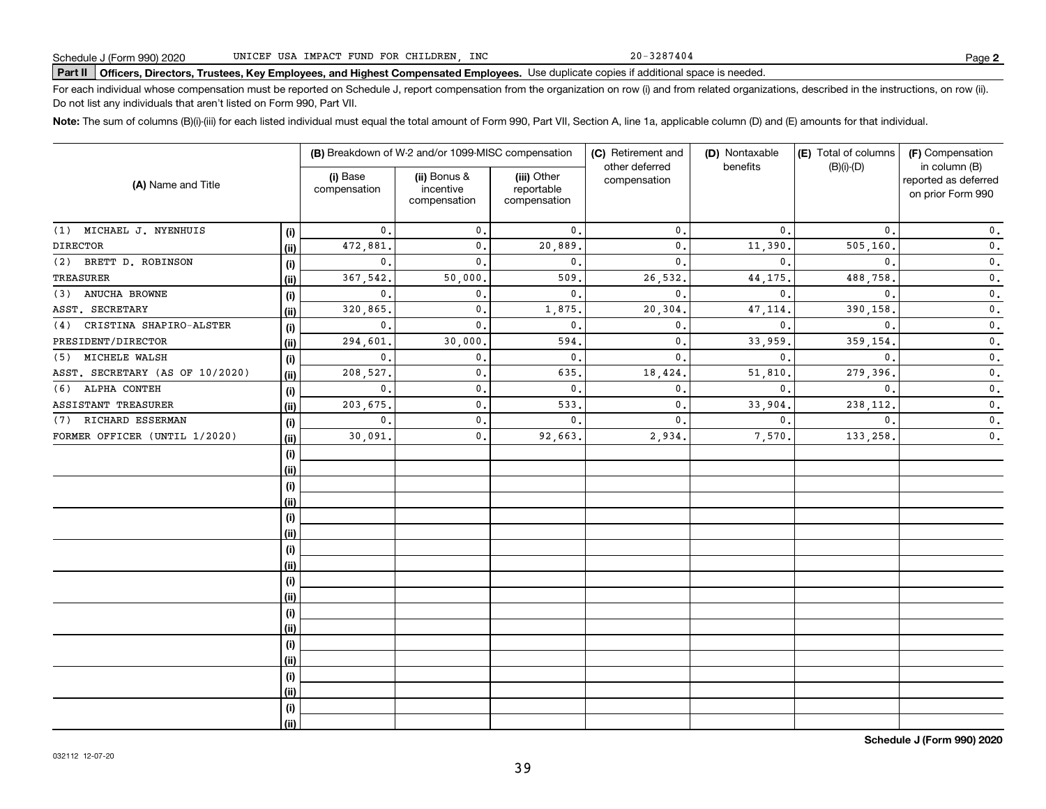Schedule J (Form 990) 2020 UNICEF USA IMPACT FUND FOR CHILDREN, INC 20-3287404 Page **2**

**Part II** **Officers, Directors, Trustees, Key Employees, and Highest Compensated Employees.** Use duplicate copies if additional space is needed.

For each individual whose compensation must be reported on Schedule J, report compensation from the organization on row (i) and from related organizations, described in the instructions, on row (ii). Do not list any individuals that aren't listed on Form 990, Part VII.

**Note:** The sum of columns (B)(i)-(iii) for each listed individual must equal the total amount of Form 990, Part VII, Section A, line 1a, applicable column (D) and (E) amounts for that individual.

| (A) Name and Title | | (B) Breakdown of W-2 and/or 1099-MISC compensation | | | (C) Retirement and other deferred compensation | (D) Nontaxable benefits | (E) Total of columns (B)(i)-(D) | (F) Compensation in column (B) reported as deferred on prior Form 990 |
|---|---|---|---|---|---|---|---|---|
| | | (i) Base compensation | (ii) Bonus & incentive compensation | (iii) Other reportable compensation | | | | |
| (1) MICHAEL J. NYENHUIS | (i) | 0. | 0. | 0. | 0. | 0. | 0. | 0. |
| DIRECTOR | (ii) | 472,881. | 0. | 20,889. | 0. | 11,390. | 505,160. | 0. |
| (2) BRETT D. ROBINSON | (i) | 0. | 0. | 0. | 0. | 0. | 0. | 0. |
| TREASURER | (ii) | 367,542. | 50,000. | 509. | 26,532. | 44,175. | 488,758. | 0. |
| (3) ANUCHA BROWNE | (i) | 0. | 0. | 0. | 0. | 0. | 0. | 0. |
| ASST. SECRETARY | (ii) | 320,865. | 0. | 1,875. | 20,304. | 47,114. | 390,158. | 0. |
| (4) CRISTINA SHAPIRO-ALSTER | (i) | 0. | 0. | 0. | 0. | 0. | 0. | 0. |
| PRESIDENT/DIRECTOR | (ii) | 294,601. | 30,000. | 594. | 0. | 33,959. | 359,154. | 0. |
| (5) MICHELE WALSH | (i) | 0. | 0. | 0. | 0. | 0. | 0. | 0. |
| ASST. SECRETARY (AS OF 10/2020) | (ii) | 208,527. | 0. | 635. | 18,424. | 51,810. | 279,396. | 0. |
| (6) ALPHA CONTEH | (i) | 0. | 0. | 0. | 0. | 0. | 0. | 0. |
| ASSISTANT TREASURER | (ii) | 203,675. | 0. | 533. | 0. | 33,904. | 238,112. | 0. |
| (7) RICHARD ESSERMAN | (i) | 0. | 0. | 0. | 0. | 0. | 0. | 0. |
| FORMER OFFICER (UNTIL 1/2020) | (ii) | 30,091. | 0. | 92,663. | 2,934. | 7,570. | 133,258. | 0. |
| | (i) | | | | | | | |
| | (ii) | | | | | | | |
| | (i) | | | | | | | |
| | (ii) | | | | | | | |
| | (i) | | | | | | | |
| | (ii) | | | | | | | |
| | (i) | | | | | | | |
| | (ii) | | | | | | | |
| | (i) | | | | | | | |
| | (ii) | | | | | | | |
| | (i) | | | | | | | |
| | (ii) | | | | | | | |
| | (i) | | | | | | | |
| | (ii) | | | | | | | |
| | (i) | | | | | | | |
| | (ii) | | | | | | | |
| | (i) | | | | | | | |
| | (ii) | | | | | | | |

**Schedule J (Form 990) 2020**

032112 12-07-20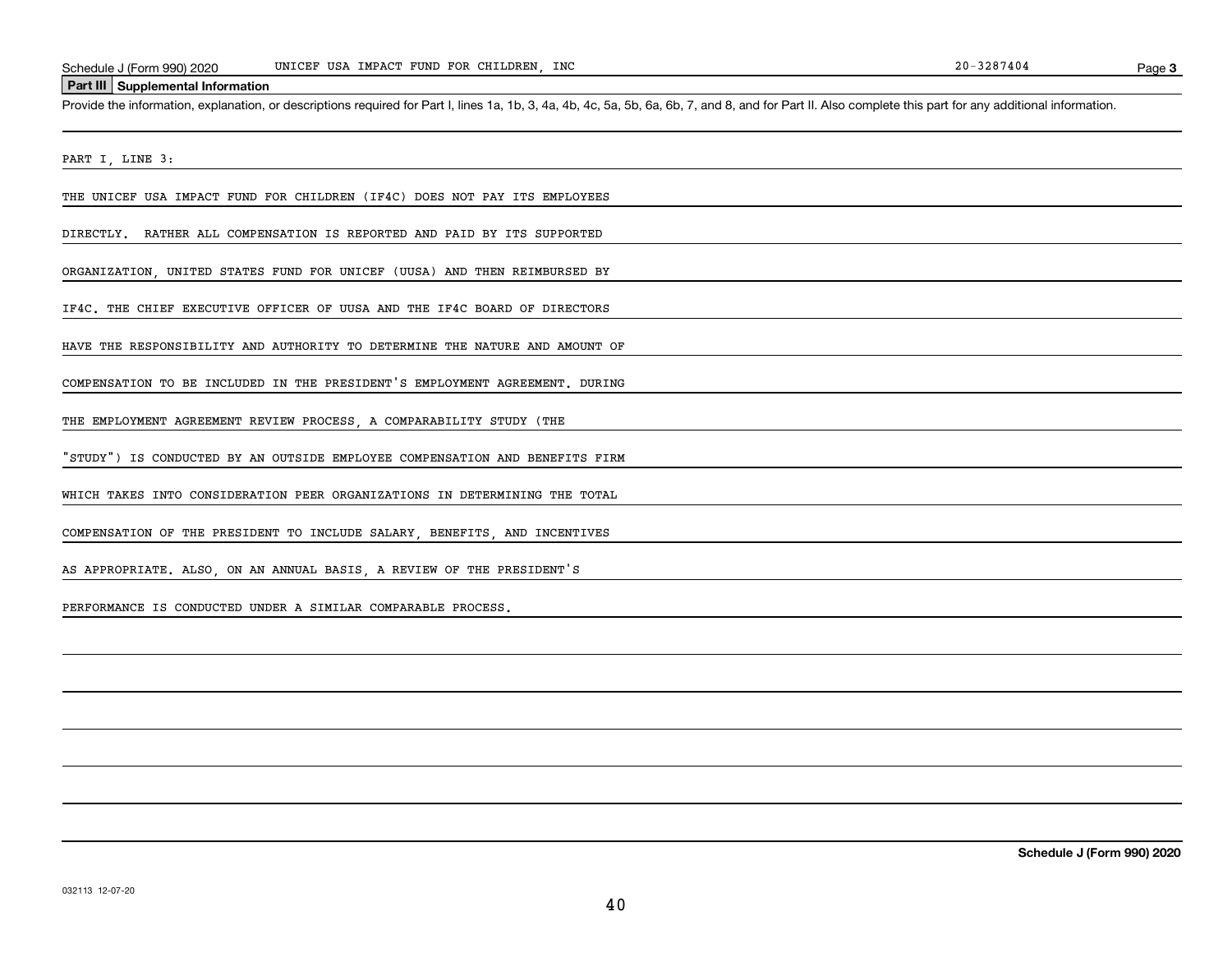Schedule J (Form 990) 2020 UNICEF USA IMPACT FUND FOR CHILDREN, INC 20-3287404

## Part III Supplemental Information

Provide the information, explanation, or descriptions required for Part I, lines 1a, 1b, 3, 4a, 4b, 4c, 5a, 5b, 6a, 6b, 7, and 8, and for Part II. Also complete this part for any additional information.

PART I, LINE 3:

THE UNICEF USA IMPACT FUND FOR CHILDREN (IF4C) DOES NOT PAY ITS EMPLOYEES DIRECTLY. RATHER ALL COMPENSATION IS REPORTED AND PAID BY ITS SUPPORTED ORGANIZATION, UNITED STATES FUND FOR UNICEF (UUSA) AND THEN REIMBURSED BY IF4C. THE CHIEF EXECUTIVE OFFICER OF UUSA AND THE IF4C BOARD OF DIRECTORS HAVE THE RESPONSIBILITY AND AUTHORITY TO DETERMINE THE NATURE AND AMOUNT OF COMPENSATION TO BE INCLUDED IN THE PRESIDENT'S EMPLOYMENT AGREEMENT. DURING THE EMPLOYMENT AGREEMENT REVIEW PROCESS, A COMPARABILITY STUDY (THE "STUDY") IS CONDUCTED BY AN OUTSIDE EMPLOYEE COMPENSATION AND BENEFITS FIRM WHICH TAKES INTO CONSIDERATION PEER ORGANIZATIONS IN DETERMINING THE TOTAL COMPENSATION OF THE PRESIDENT TO INCLUDE SALARY, BENEFITS, AND INCENTIVES AS APPROPRIATE. ALSO, ON AN ANNUAL BASIS, A REVIEW OF THE PRESIDENT'S PERFORMANCE IS CONDUCTED UNDER A SIMILAR COMPARABLE PROCESS.

032113 12-07-20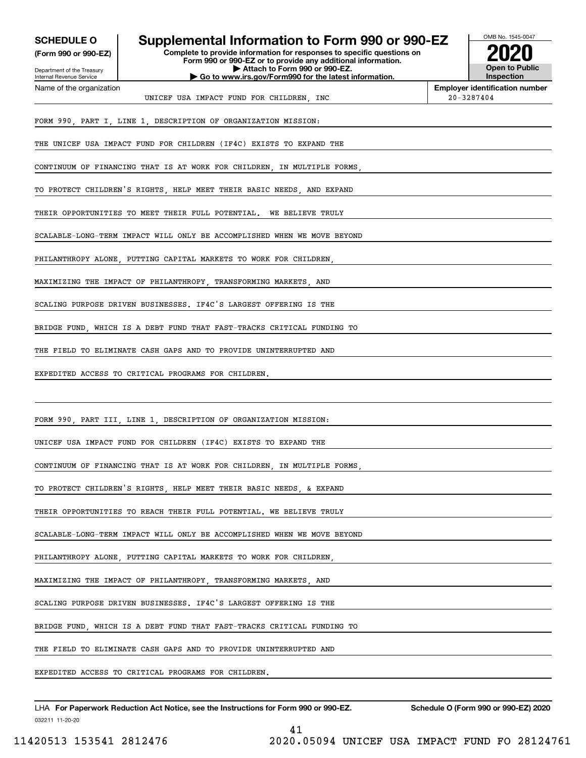**SCHEDULE O**
**(Form 990 or 990-EZ)**

Department of the Treasury
Internal Revenue Service

# Supplemental Information to Form 990 or 990-EZ

**Complete to provide information for responses to specific questions on Form 990 or 990-EZ or to provide any additional information.**
**▶ Attach to Form 990 or 990-EZ.**
**▶ Go to www.irs.gov/Form990 for the latest information.**

OMB No. 1545-0047
**2020**
**Open to Public Inspection**

| Name of the organization | Employer identification number |
|---|---|
| UNICEF USA IMPACT FUND FOR CHILDREN, INC | 20-3287404 |

FORM 990, PART I, LINE 1, DESCRIPTION OF ORGANIZATION MISSION:

THE UNICEF USA IMPACT FUND FOR CHILDREN (IF4C) EXISTS TO EXPAND THE CONTINUUM OF FINANCING THAT IS AT WORK FOR CHILDREN, IN MULTIPLE FORMS, TO PROTECT CHILDREN'S RIGHTS, HELP MEET THEIR BASIC NEEDS, AND EXPAND THEIR OPPORTUNITIES TO MEET THEIR FULL POTENTIAL. WE BELIEVE TRULY SCALABLE-LONG-TERM IMPACT WILL ONLY BE ACCOMPLISHED WHEN WE MOVE BEYOND PHILANTHROPY ALONE, PUTTING CAPITAL MARKETS TO WORK FOR CHILDREN, MAXIMIZING THE IMPACT OF PHILANTHROPY, TRANSFORMING MARKETS, AND SCALING PURPOSE DRIVEN BUSINESSES. IF4C'S LARGEST OFFERING IS THE BRIDGE FUND, WHICH IS A DEBT FUND THAT FAST-TRACKS CRITICAL FUNDING TO THE FIELD TO ELIMINATE CASH GAPS AND TO PROVIDE UNINTERRUPTED AND EXPEDITED ACCESS TO CRITICAL PROGRAMS FOR CHILDREN.

FORM 990, PART III, LINE 1, DESCRIPTION OF ORGANIZATION MISSION:

UNICEF USA IMPACT FUND FOR CHILDREN (IF4C) EXISTS TO EXPAND THE CONTINUUM OF FINANCING THAT IS AT WORK FOR CHILDREN, IN MULTIPLE FORMS, TO PROTECT CHILDREN'S RIGHTS, HELP MEET THEIR BASIC NEEDS, & EXPAND THEIR OPPORTUNITIES TO REACH THEIR FULL POTENTIAL. WE BELIEVE TRULY SCALABLE-LONG-TERM IMPACT WILL ONLY BE ACCOMPLISHED WHEN WE MOVE BEYOND PHILANTHROPY ALONE, PUTTING CAPITAL MARKETS TO WORK FOR CHILDREN, MAXIMIZING THE IMPACT OF PHILANTHROPY, TRANSFORMING MARKETS, AND SCALING PURPOSE DRIVEN BUSINESSES. IF4C'S LARGEST OFFERING IS THE BRIDGE FUND, WHICH IS A DEBT FUND THAT FAST-TRACKS CRITICAL FUNDING TO THE FIELD TO ELIMINATE CASH GAPS AND TO PROVIDE UNINTERRUPTED AND EXPEDITED ACCESS TO CRITICAL PROGRAMS FOR CHILDREN.

LHA **For Paperwork Reduction Act Notice, see the Instructions for Form 990 or 990-EZ.** **Schedule O (Form 990 or 990-EZ) 2020**

032211 11-20-20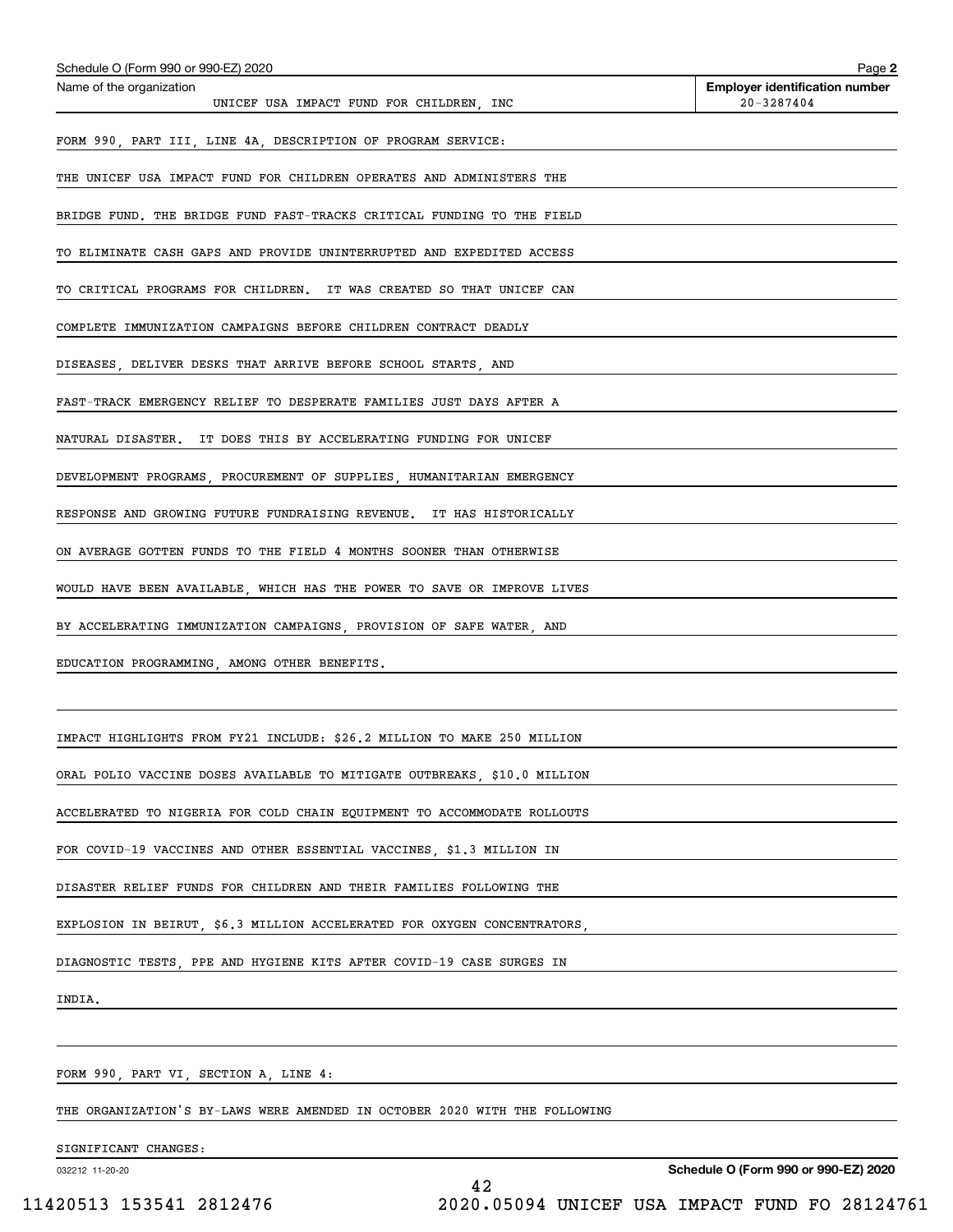Schedule O (Form 990 or 990-EZ) 2020

| Name of the organization | Employer identification number |
| --- | --- |
| UNICEF USA IMPACT FUND FOR CHILDREN, INC | 20-3287404 |

FORM 990, PART III, LINE 4A, DESCRIPTION OF PROGRAM SERVICE:

THE UNICEF USA IMPACT FUND FOR CHILDREN OPERATES AND ADMINISTERS THE BRIDGE FUND. THE BRIDGE FUND FAST-TRACKS CRITICAL FUNDING TO THE FIELD TO ELIMINATE CASH GAPS AND PROVIDE UNINTERRUPTED AND EXPEDITED ACCESS TO CRITICAL PROGRAMS FOR CHILDREN. IT WAS CREATED SO THAT UNICEF CAN COMPLETE IMMUNIZATION CAMPAIGNS BEFORE CHILDREN CONTRACT DEADLY DISEASES, DELIVER DESKS THAT ARRIVE BEFORE SCHOOL STARTS, AND FAST-TRACK EMERGENCY RELIEF TO DESPERATE FAMILIES JUST DAYS AFTER A NATURAL DISASTER. IT DOES THIS BY ACCELERATING FUNDING FOR UNICEF DEVELOPMENT PROGRAMS, PROCUREMENT OF SUPPLIES, HUMANITARIAN EMERGENCY RESPONSE AND GROWING FUTURE FUNDRAISING REVENUE. IT HAS HISTORICALLY ON AVERAGE GOTTEN FUNDS TO THE FIELD 4 MONTHS SOONER THAN OTHERWISE WOULD HAVE BEEN AVAILABLE, WHICH HAS THE POWER TO SAVE OR IMPROVE LIVES BY ACCELERATING IMMUNIZATION CAMPAIGNS, PROVISION OF SAFE WATER, AND EDUCATION PROGRAMMING, AMONG OTHER BENEFITS.

IMPACT HIGHLIGHTS FROM FY21 INCLUDE: $26.2 MILLION TO MAKE 250 MILLION ORAL POLIO VACCINE DOSES AVAILABLE TO MITIGATE OUTBREAKS, $10.0 MILLION ACCELERATED TO NIGERIA FOR COLD CHAIN EQUIPMENT TO ACCOMMODATE ROLLOUTS FOR COVID-19 VACCINES AND OTHER ESSENTIAL VACCINES, $1.3 MILLION IN DISASTER RELIEF FUNDS FOR CHILDREN AND THEIR FAMILIES FOLLOWING THE EXPLOSION IN BEIRUT, $6.3 MILLION ACCELERATED FOR OXYGEN CONCENTRATORS, DIAGNOSTIC TESTS, PPE AND HYGIENE KITS AFTER COVID-19 CASE SURGES IN INDIA.

FORM 990, PART VI, SECTION A, LINE 4:

THE ORGANIZATION'S BY-LAWS WERE AMENDED IN OCTOBER 2020 WITH THE FOLLOWING SIGNIFICANT CHANGES: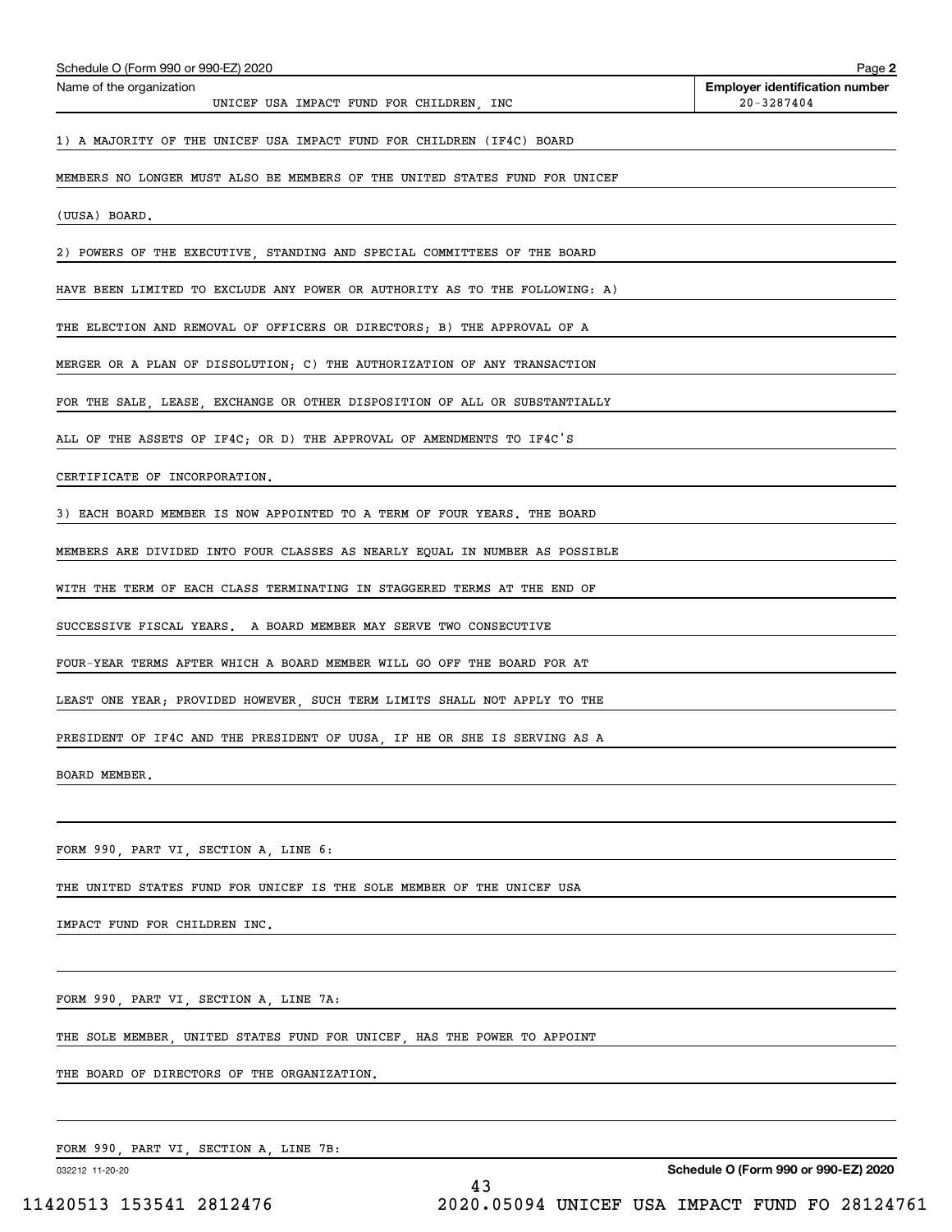Schedule O (Form 990 or 990-EZ) 2020

| Name of the organization | Employer identification number |
|---|---|
| UNICEF USA IMPACT FUND FOR CHILDREN, INC | 20-3287404 |

1) A MAJORITY OF THE UNICEF USA IMPACT FUND FOR CHILDREN (IF4C) BOARD MEMBERS NO LONGER MUST ALSO BE MEMBERS OF THE UNITED STATES FUND FOR UNICEF (UUSA) BOARD.

2) POWERS OF THE EXECUTIVE, STANDING AND SPECIAL COMMITTEES OF THE BOARD HAVE BEEN LIMITED TO EXCLUDE ANY POWER OR AUTHORITY AS TO THE FOLLOWING: A) THE ELECTION AND REMOVAL OF OFFICERS OR DIRECTORS; B) THE APPROVAL OF A MERGER OR A PLAN OF DISSOLUTION; C) THE AUTHORIZATION OF ANY TRANSACTION FOR THE SALE, LEASE, EXCHANGE OR OTHER DISPOSITION OF ALL OR SUBSTANTIALLY ALL OF THE ASSETS OF IF4C; OR D) THE APPROVAL OF AMENDMENTS TO IF4C'S CERTIFICATE OF INCORPORATION.

3) EACH BOARD MEMBER IS NOW APPOINTED TO A TERM OF FOUR YEARS. THE BOARD MEMBERS ARE DIVIDED INTO FOUR CLASSES AS NEARLY EQUAL IN NUMBER AS POSSIBLE WITH THE TERM OF EACH CLASS TERMINATING IN STAGGERED TERMS AT THE END OF SUCCESSIVE FISCAL YEARS. A BOARD MEMBER MAY SERVE TWO CONSECUTIVE FOUR-YEAR TERMS AFTER WHICH A BOARD MEMBER WILL GO OFF THE BOARD FOR AT LEAST ONE YEAR; PROVIDED HOWEVER, SUCH TERM LIMITS SHALL NOT APPLY TO THE PRESIDENT OF IF4C AND THE PRESIDENT OF UUSA, IF HE OR SHE IS SERVING AS A BOARD MEMBER.

FORM 990, PART VI, SECTION A, LINE 6:

THE UNITED STATES FUND FOR UNICEF IS THE SOLE MEMBER OF THE UNICEF USA IMPACT FUND FOR CHILDREN INC.

FORM 990, PART VI, SECTION A, LINE 7A:

THE SOLE MEMBER, UNITED STATES FUND FOR UNICEF, HAS THE POWER TO APPOINT THE BOARD OF DIRECTORS OF THE ORGANIZATION.

FORM 990, PART VI, SECTION A, LINE 7B: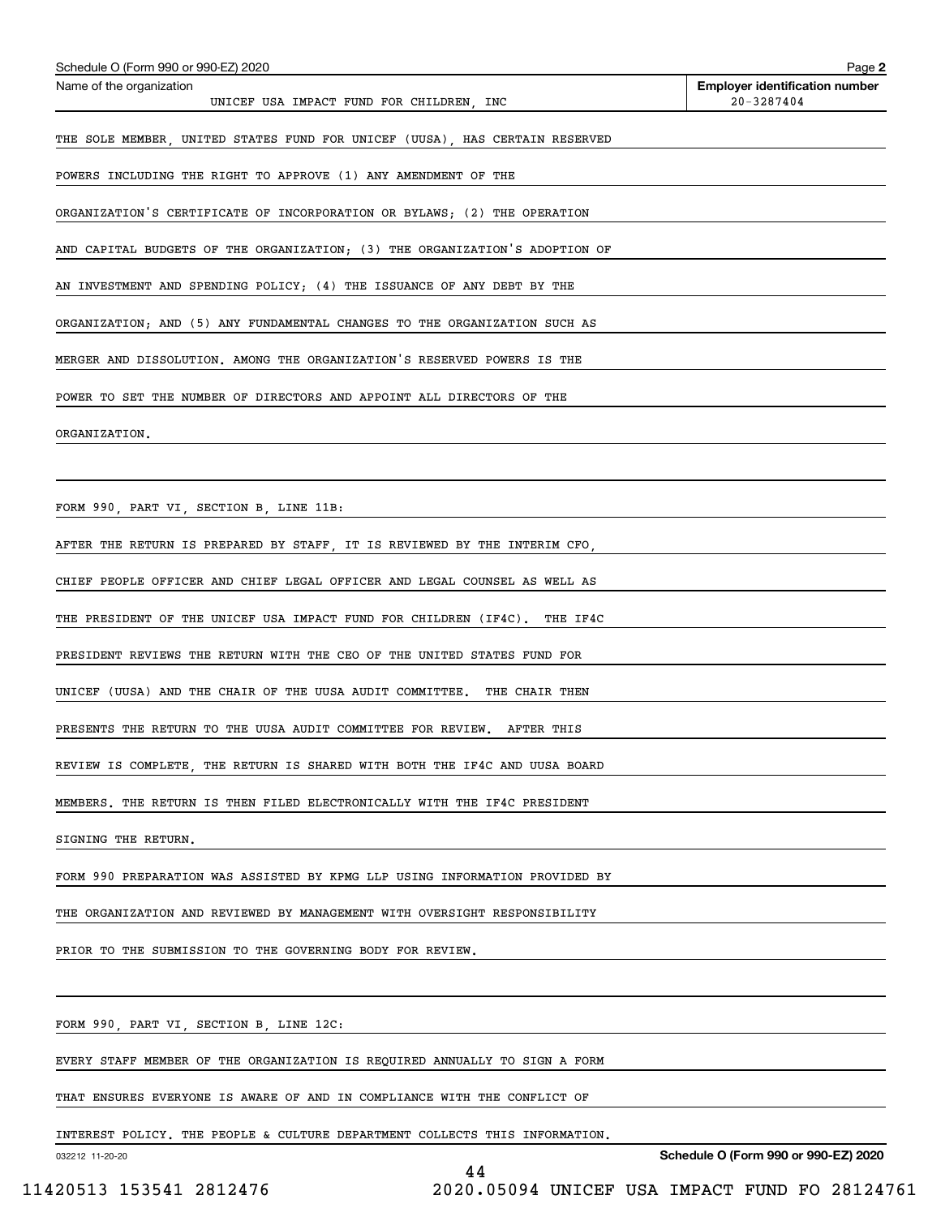Schedule O (Form 990 or 990-EZ) 2020

Name of the organization: UNICEF USA IMPACT FUND FOR CHILDREN, INC

Employer identification number: 20-3287404

THE SOLE MEMBER, UNITED STATES FUND FOR UNICEF (UUSA), HAS CERTAIN RESERVED POWERS INCLUDING THE RIGHT TO APPROVE (1) ANY AMENDMENT OF THE ORGANIZATION'S CERTIFICATE OF INCORPORATION OR BYLAWS; (2) THE OPERATION AND CAPITAL BUDGETS OF THE ORGANIZATION; (3) THE ORGANIZATION'S ADOPTION OF AN INVESTMENT AND SPENDING POLICY; (4) THE ISSUANCE OF ANY DEBT BY THE ORGANIZATION; AND (5) ANY FUNDAMENTAL CHANGES TO THE ORGANIZATION SUCH AS MERGER AND DISSOLUTION. AMONG THE ORGANIZATION'S RESERVED POWERS IS THE POWER TO SET THE NUMBER OF DIRECTORS AND APPOINT ALL DIRECTORS OF THE ORGANIZATION.

FORM 990, PART VI, SECTION B, LINE 11B:

AFTER THE RETURN IS PREPARED BY STAFF, IT IS REVIEWED BY THE INTERIM CFO, CHIEF PEOPLE OFFICER AND CHIEF LEGAL OFFICER AND LEGAL COUNSEL AS WELL AS THE PRESIDENT OF THE UNICEF USA IMPACT FUND FOR CHILDREN (IF4C). THE IF4C PRESIDENT REVIEWS THE RETURN WITH THE CEO OF THE UNITED STATES FUND FOR UNICEF (UUSA) AND THE CHAIR OF THE UUSA AUDIT COMMITTEE. THE CHAIR THEN PRESENTS THE RETURN TO THE UUSA AUDIT COMMITTEE FOR REVIEW. AFTER THIS REVIEW IS COMPLETE, THE RETURN IS SHARED WITH BOTH THE IF4C AND UUSA BOARD MEMBERS. THE RETURN IS THEN FILED ELECTRONICALLY WITH THE IF4C PRESIDENT SIGNING THE RETURN.

FORM 990 PREPARATION WAS ASSISTED BY KPMG LLP USING INFORMATION PROVIDED BY THE ORGANIZATION AND REVIEWED BY MANAGEMENT WITH OVERSIGHT RESPONSIBILITY PRIOR TO THE SUBMISSION TO THE GOVERNING BODY FOR REVIEW.

FORM 990, PART VI, SECTION B, LINE 12C:

EVERY STAFF MEMBER OF THE ORGANIZATION IS REQUIRED ANNUALLY TO SIGN A FORM THAT ENSURES EVERYONE IS AWARE OF AND IN COMPLIANCE WITH THE CONFLICT OF INTEREST POLICY. THE PEOPLE & CULTURE DEPARTMENT COLLECTS THIS INFORMATION.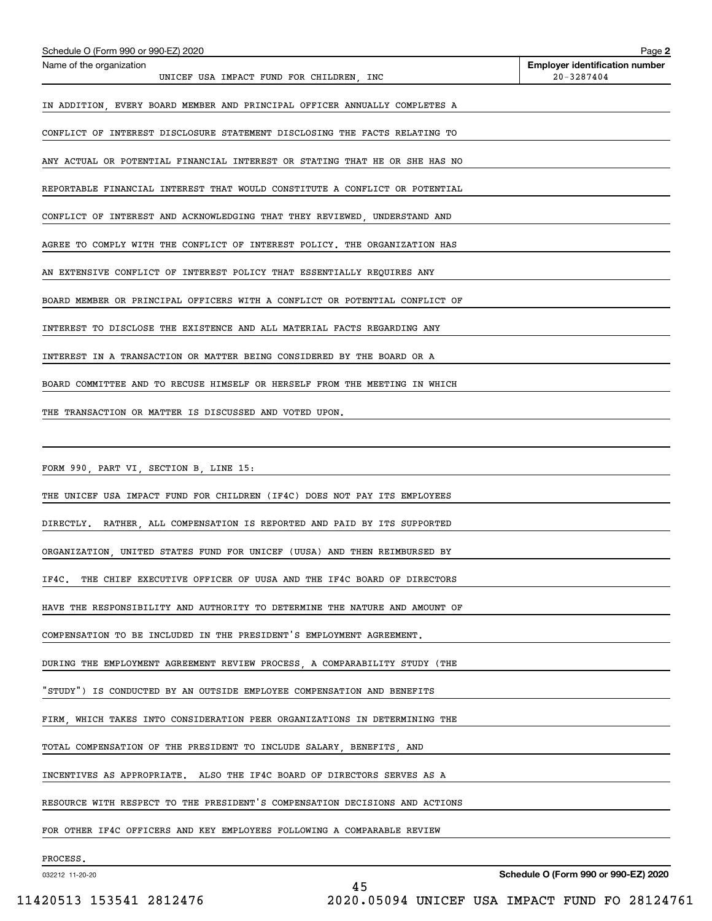Schedule O (Form 990 or 990-EZ) 2020

Name of the organization: UNICEF USA IMPACT FUND FOR CHILDREN, INC

Employer identification number: 20-3287404

IN ADDITION, EVERY BOARD MEMBER AND PRINCIPAL OFFICER ANNUALLY COMPLETES A CONFLICT OF INTEREST DISCLOSURE STATEMENT DISCLOSING THE FACTS RELATING TO ANY ACTUAL OR POTENTIAL FINANCIAL INTEREST OR STATING THAT HE OR SHE HAS NO REPORTABLE FINANCIAL INTEREST THAT WOULD CONSTITUTE A CONFLICT OR POTENTIAL CONFLICT OF INTEREST AND ACKNOWLEDGING THAT THEY REVIEWED, UNDERSTAND AND AGREE TO COMPLY WITH THE CONFLICT OF INTEREST POLICY. THE ORGANIZATION HAS AN EXTENSIVE CONFLICT OF INTEREST POLICY THAT ESSENTIALLY REQUIRES ANY BOARD MEMBER OR PRINCIPAL OFFICERS WITH A CONFLICT OR POTENTIAL CONFLICT OF INTEREST TO DISCLOSE THE EXISTENCE AND ALL MATERIAL FACTS REGARDING ANY INTEREST IN A TRANSACTION OR MATTER BEING CONSIDERED BY THE BOARD OR A BOARD COMMITTEE AND TO RECUSE HIMSELF OR HERSELF FROM THE MEETING IN WHICH THE TRANSACTION OR MATTER IS DISCUSSED AND VOTED UPON.

FORM 990, PART VI, SECTION B, LINE 15:

THE UNICEF USA IMPACT FUND FOR CHILDREN (IF4C) DOES NOT PAY ITS EMPLOYEES DIRECTLY. RATHER, ALL COMPENSATION IS REPORTED AND PAID BY ITS SUPPORTED ORGANIZATION, UNITED STATES FUND FOR UNICEF (UUSA) AND THEN REIMBURSED BY IF4C. THE CHIEF EXECUTIVE OFFICER OF UUSA AND THE IF4C BOARD OF DIRECTORS HAVE THE RESPONSIBILITY AND AUTHORITY TO DETERMINE THE NATURE AND AMOUNT OF COMPENSATION TO BE INCLUDED IN THE PRESIDENT'S EMPLOYMENT AGREEMENT. DURING THE EMPLOYMENT AGREEMENT REVIEW PROCESS, A COMPARABILITY STUDY (THE "STUDY") IS CONDUCTED BY AN OUTSIDE EMPLOYEE COMPENSATION AND BENEFITS FIRM, WHICH TAKES INTO CONSIDERATION PEER ORGANIZATIONS IN DETERMINING THE TOTAL COMPENSATION OF THE PRESIDENT TO INCLUDE SALARY, BENEFITS, AND INCENTIVES AS APPROPRIATE. ALSO THE IF4C BOARD OF DIRECTORS SERVES AS A RESOURCE WITH RESPECT TO THE PRESIDENT'S COMPENSATION DECISIONS AND ACTIONS FOR OTHER IF4C OFFICERS AND KEY EMPLOYEES FOLLOWING A COMPARABLE REVIEW PROCESS.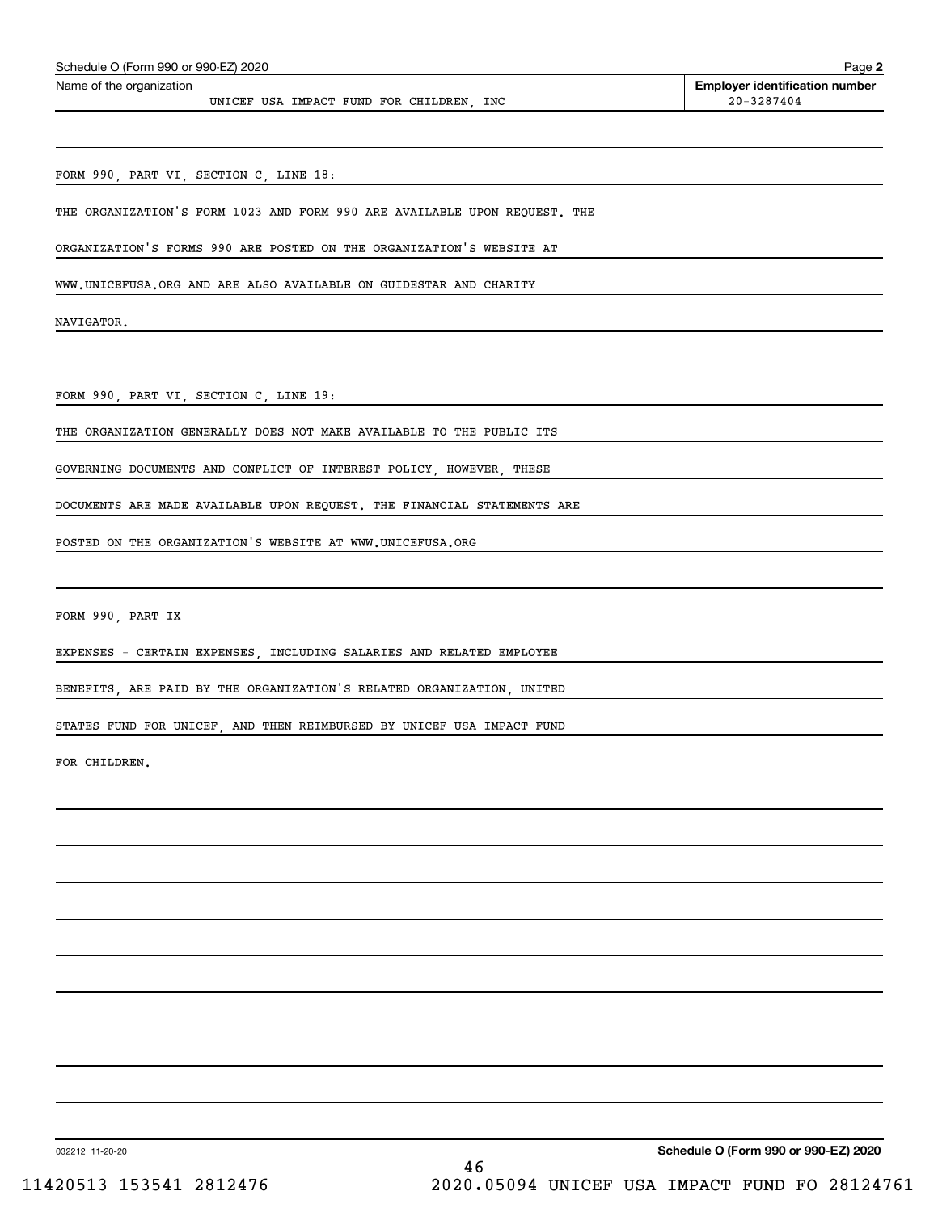Schedule O (Form 990 or 990-EZ) 2020

**Name of the organization:** UNICEF USA IMPACT FUND FOR CHILDREN, INC

**Employer identification number:** 20-3287404

FORM 990, PART VI, SECTION C, LINE 18:

THE ORGANIZATION'S FORM 1023 AND FORM 990 ARE AVAILABLE UPON REQUEST. THE ORGANIZATION'S FORMS 990 ARE POSTED ON THE ORGANIZATION'S WEBSITE AT WWW.UNICEFUSA.ORG AND ARE ALSO AVAILABLE ON GUIDESTAR AND CHARITY NAVIGATOR.

FORM 990, PART VI, SECTION C, LINE 19:

THE ORGANIZATION GENERALLY DOES NOT MAKE AVAILABLE TO THE PUBLIC ITS GOVERNING DOCUMENTS AND CONFLICT OF INTEREST POLICY, HOWEVER, THESE DOCUMENTS ARE MADE AVAILABLE UPON REQUEST. THE FINANCIAL STATEMENTS ARE POSTED ON THE ORGANIZATION'S WEBSITE AT WWW.UNICEFUSA.ORG

FORM 990, PART IX

EXPENSES - CERTAIN EXPENSES, INCLUDING SALARIES AND RELATED EMPLOYEE BENEFITS, ARE PAID BY THE ORGANIZATION'S RELATED ORGANIZATION, UNITED STATES FUND FOR UNICEF, AND THEN REIMBURSED BY UNICEF USA IMPACT FUND FOR CHILDREN.

032212 11-20-20

**Schedule O (Form 990 or 990-EZ) 2020**

11420513 153541 2812476 2020.05094 UNICEF USA IMPACT FUND FO 28124761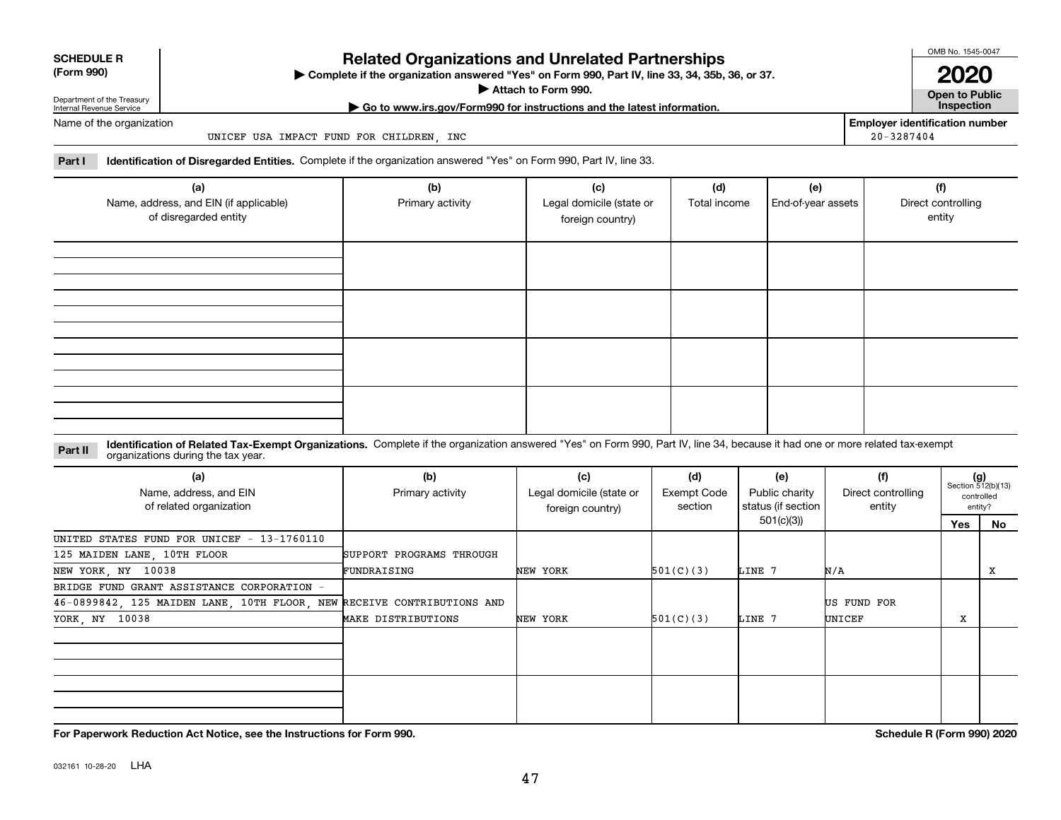**SCHEDULE R (Form 990)**

Department of the Treasury
Internal Revenue Service

# Related Organizations and Unrelated Partnerships

▶ Complete if the organization answered "Yes" on Form 990, Part IV, line 33, 34, 35b, 36, or 37.
▶ Attach to Form 990.
▶ Go to www.irs.gov/Form990 for instructions and the latest information.

OMB No. 1545-0047

**2020**

**Open to Public Inspection**

Name of the organization: UNICEF USA IMPACT FUND FOR CHILDREN, INC

Employer identification number: 20-3287404

**Part I** **Identification of Disregarded Entities.** Complete if the organization answered "Yes" on Form 990, Part IV, line 33.

| (a) Name, address, and EIN (if applicable) of disregarded entity | (b) Primary activity | (c) Legal domicile (state or foreign country) | (d) Total income | (e) End-of-year assets | (f) Direct controlling entity |
|---|---|---|---|---|---|
| | | | | | |
| | | | | | |
| | | | | | |
| | | | | | |

**Part II** **Identification of Related Tax-Exempt Organizations.** Complete if the organization answered "Yes" on Form 990, Part IV, line 34, because it had one or more related tax-exempt organizations during the tax year.

| (a) Name, address, and EIN of related organization | (b) Primary activity | (c) Legal domicile (state or foreign country) | (d) Exempt Code section | (e) Public charity status (if section 501(c)(3)) | (f) Direct controlling entity | (g) Section 512(b)(13) controlled entity? Yes | No |
|---|---|---|---|---|---|---|---|
| UNITED STATES FUND FOR UNICEF - 13-1760110, 125 MAIDEN LANE, 10TH FLOOR, NEW YORK, NY 10038 | SUPPORT PROGRAMS THROUGH FUNDRAISING | NEW YORK | 501(C)(3) | LINE 7 | N/A | | X |
| BRIDGE FUND GRANT ASSISTANCE CORPORATION - 46-0899842, 125 MAIDEN LANE, 10TH FLOOR, NEW YORK, NY 10038 | RECEIVE CONTRIBUTIONS AND MAKE DISTRIBUTIONS | NEW YORK | 501(C)(3) | LINE 7 | US FUND FOR UNICEF | X | |
| | | | | | | | |
| | | | | | | | |

**For Paperwork Reduction Act Notice, see the Instructions for Form 990.** **Schedule R (Form 990) 2020**

032161 10-28-20 LHA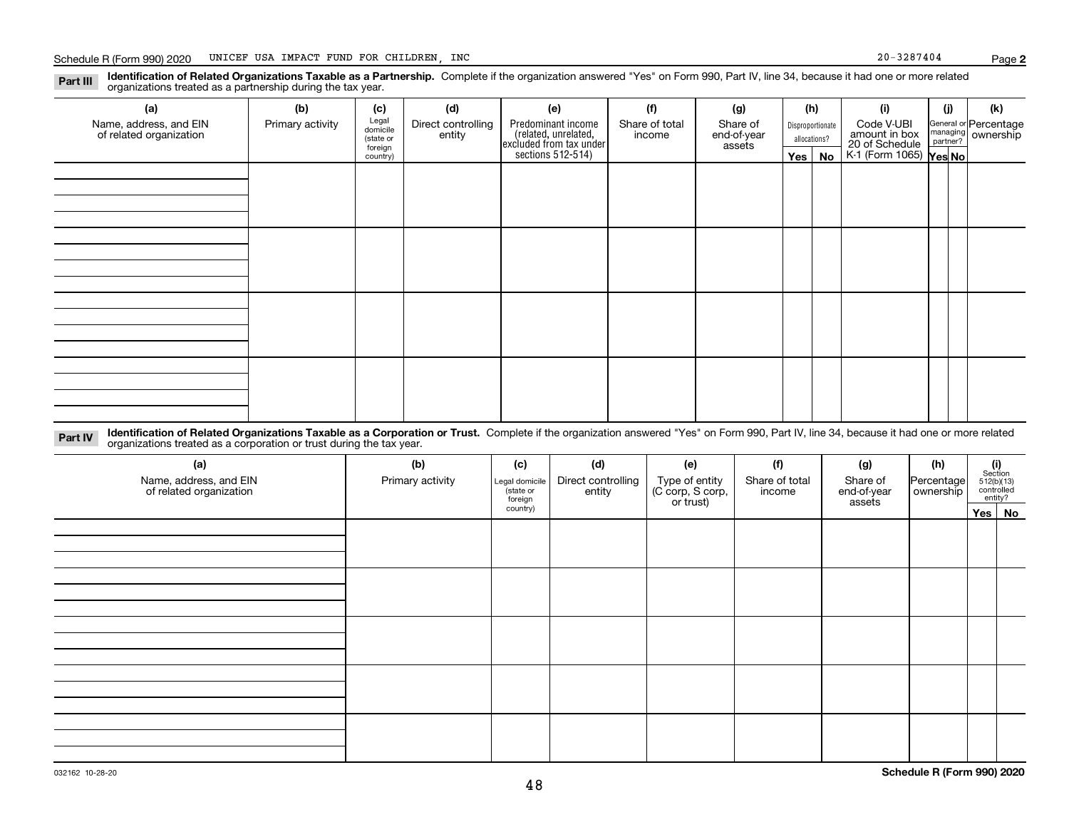Schedule R (Form 990) 2020 UNICEF USA IMPACT FUND FOR CHILDREN, INC 20-3287404 Page **2**

**Part III** **Identification of Related Organizations Taxable as a Partnership.** Complete if the organization answered "Yes" on Form 990, Part IV, line 34, because it had one or more related organizations treated as a partnership during the tax year.

| (a) Name, address, and EIN of related organization | (b) Primary activity | (c) Legal domicile (state or foreign country) | (d) Direct controlling entity | (e) Predominant income (related, unrelated, excluded from tax under sections 512-514) | (f) Share of total income | (g) Share of end-of-year assets | (h) Disproportionate allocations? Yes | (h) No | (i) Code V-UBI amount in box 20 of Schedule K-1 (Form 1065) | (j) General or managing partner? Yes | (j) No | (k) Percentage ownership |
|---|---|---|---|---|---|---|---|---|---|---|---|---|
| | | | | | | | | | | | | |
| | | | | | | | | | | | | |
| | | | | | | | | | | | | |
| | | | | | | | | | | | | |

**Part IV** **Identification of Related Organizations Taxable as a Corporation or Trust.** Complete if the organization answered "Yes" on Form 990, Part IV, line 34, because it had one or more related organizations treated as a corporation or trust during the tax year.

| (a) Name, address, and EIN of related organization | (b) Primary activity | (c) Legal domicile (state or foreign country) | (d) Direct controlling entity | (e) Type of entity (C corp, S corp, or trust) | (f) Share of total income | (g) Share of end-of-year assets | (h) Percentage ownership | (i) Section 512(b)(13) controlled entity? Yes | (i) No |
|---|---|---|---|---|---|---|---|---|---|
| | | | | | | | | | |
| | | | | | | | | | |
| | | | | | | | | | |
| | | | | | | | | | |
| | | | | | | | | | |

032162 10-28-20 **Schedule R (Form 990) 2020**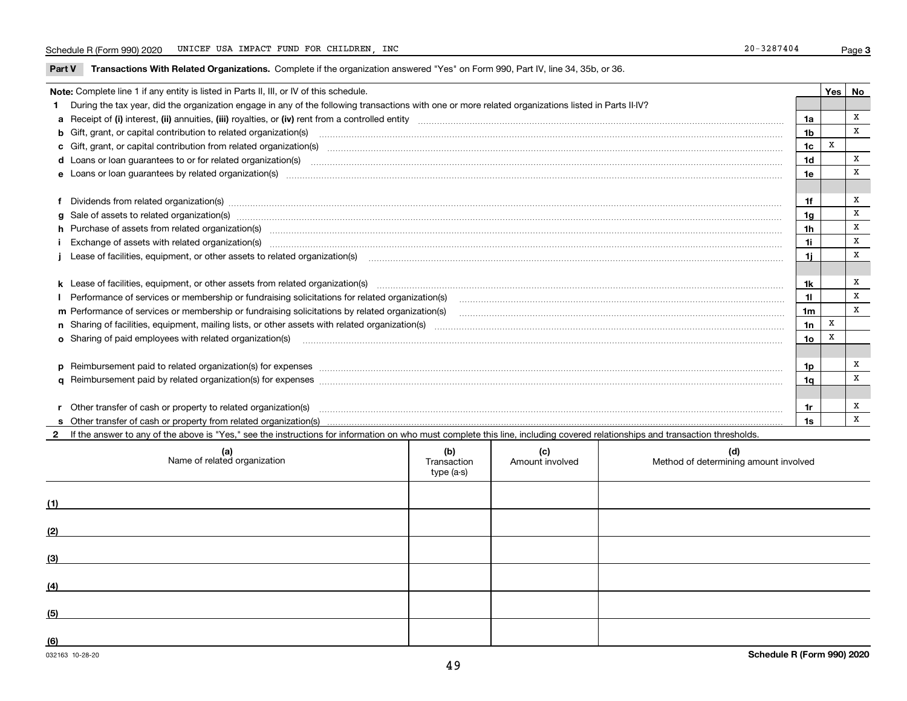Schedule R (Form 990) 2020 UNICEF USA IMPACT FUND FOR CHILDREN, INC 20-3287404 Page **3**

## Part V Transactions With Related Organizations.

Complete if the organization answered "Yes" on Form 990, Part IV, line 34, 35b, or 36.

| **Note:** Complete line 1 if any entity is listed in Parts II, III, or IV of this schedule. | | Yes | No |
|---|---|---|---|
| **1** During the tax year, did the organization engage in any of the following transactions with one or more related organizations listed in Parts II-IV? | | | |
| **a** Receipt of **(i)** interest, **(ii)** annuities, **(iii)** royalties, or **(iv)** rent from a controlled entity | 1a | | X |
| **b** Gift, grant, or capital contribution to related organization(s) | 1b | | X |
| **c** Gift, grant, or capital contribution from related organization(s) | 1c | X | |
| **d** Loans or loan guarantees to or for related organization(s) | 1d | | X |
| **e** Loans or loan guarantees by related organization(s) | 1e | | X |
| **f** Dividends from related organization(s) | 1f | | X |
| **g** Sale of assets to related organization(s) | 1g | | X |
| **h** Purchase of assets from related organization(s) | 1h | | X |
| **i** Exchange of assets with related organization(s) | 1i | | X |
| **j** Lease of facilities, equipment, or other assets to related organization(s) | 1j | | X |
| **k** Lease of facilities, equipment, or other assets from related organization(s) | 1k | | X |
| **l** Performance of services or membership or fundraising solicitations for related organization(s) | 1l | | X |
| **m** Performance of services or membership or fundraising solicitations by related organization(s) | 1m | | X |
| **n** Sharing of facilities, equipment, mailing lists, or other assets with related organization(s) | 1n | X | |
| **o** Sharing of paid employees with related organization(s) | 1o | X | |
| **p** Reimbursement paid to related organization(s) for expenses | 1p | | X |
| **q** Reimbursement paid by related organization(s) for expenses | 1q | | X |
| **r** Other transfer of cash or property to related organization(s) | 1r | | X |
| **s** Other transfer of cash or property from related organization(s) | 1s | | X |

**2** If the answer to any of the above is "Yes," see the instructions for information on who must complete this line, including covered relationships and transaction thresholds.

| | (a) Name of related organization | (b) Transaction type (a-s) | (c) Amount involved | (d) Method of determining amount involved |
|---|---|---|---|---|
| (1) | | | | |
| (2) | | | | |
| (3) | | | | |
| (4) | | | | |
| (5) | | | | |
| (6) | | | | |

032163 10-28-20 **Schedule R (Form 990) 2020**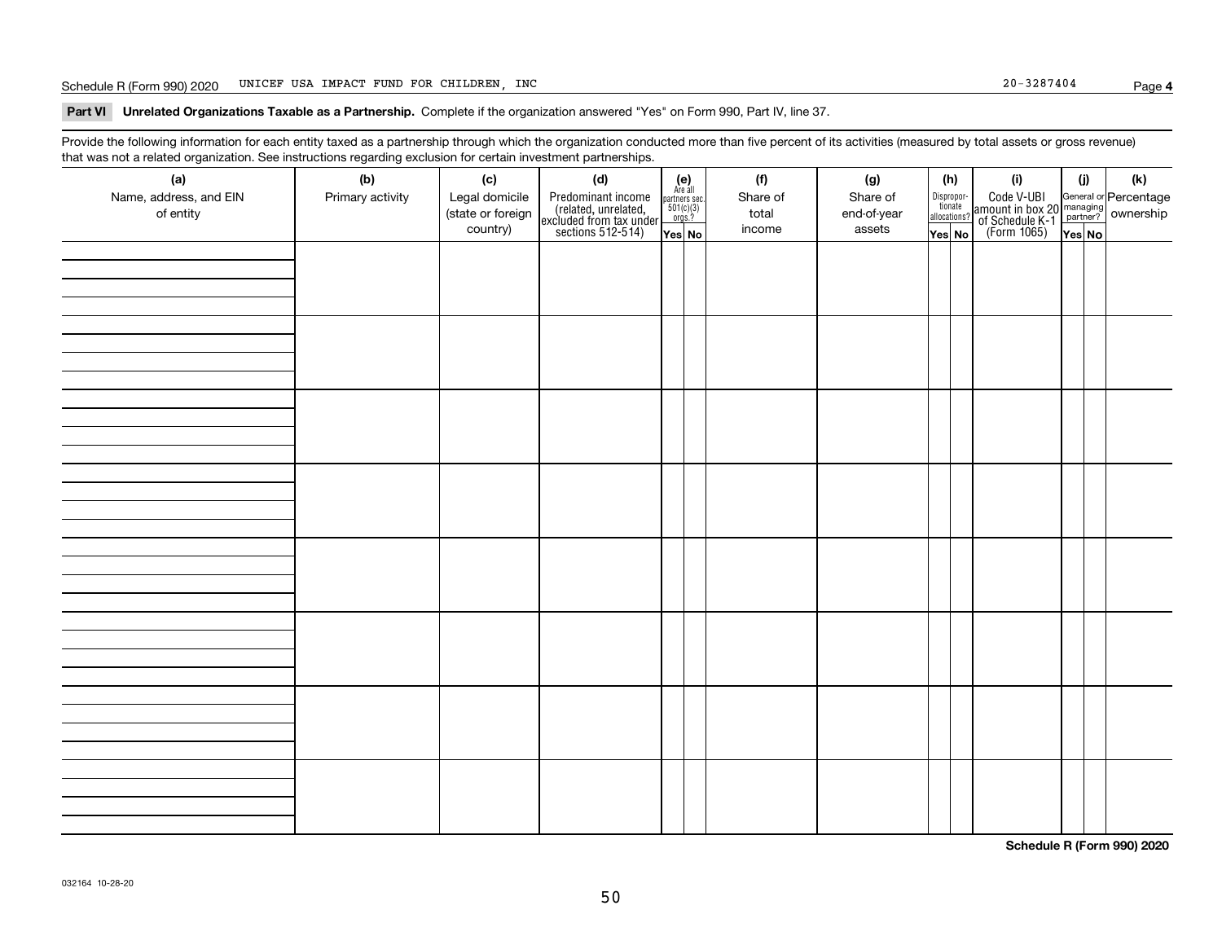Schedule R (Form 990) 2020 UNICEF USA IMPACT FUND FOR CHILDREN, INC 20-3287404

**Part VI Unrelated Organizations Taxable as a Partnership.** Complete if the organization answered "Yes" on Form 990, Part IV, line 37.

Provide the following information for each entity taxed as a partnership through which the organization conducted more than five percent of its activities (measured by total assets or gross revenue) that was not a related organization. See instructions regarding exclusion for certain investment partnerships.

| (a) Name, address, and EIN of entity | (b) Primary activity | (c) Legal domicile (state or foreign country) | (d) Predominant income (related, unrelated, excluded from tax under sections 512-514) | (e) Are all partners sec. 501(c)(3) orgs.? | | (f) Share of total income | (g) Share of end-of-year assets | (h) Disproportionate allocations? | | (i) Code V-UBI amount in box 20 of Schedule K-1 (Form 1065) | (j) General or managing partner? | | (k) Percentage ownership |
|---|---|---|---|---|---|---|---|---|---|---|---|---|---|
| | | | | Yes | No | | | Yes | No | | Yes | No | |
| | | | | | | | | | | | | | |
| | | | | | | | | | | | | | |
| | | | | | | | | | | | | | |
| | | | | | | | | | | | | | |
| | | | | | | | | | | | | | |
| | | | | | | | | | | | | | |
| | | | | | | | | | | | | | |
| | | | | | | | | | | | | | |

**Schedule R (Form 990) 2020**

032164 10-28-20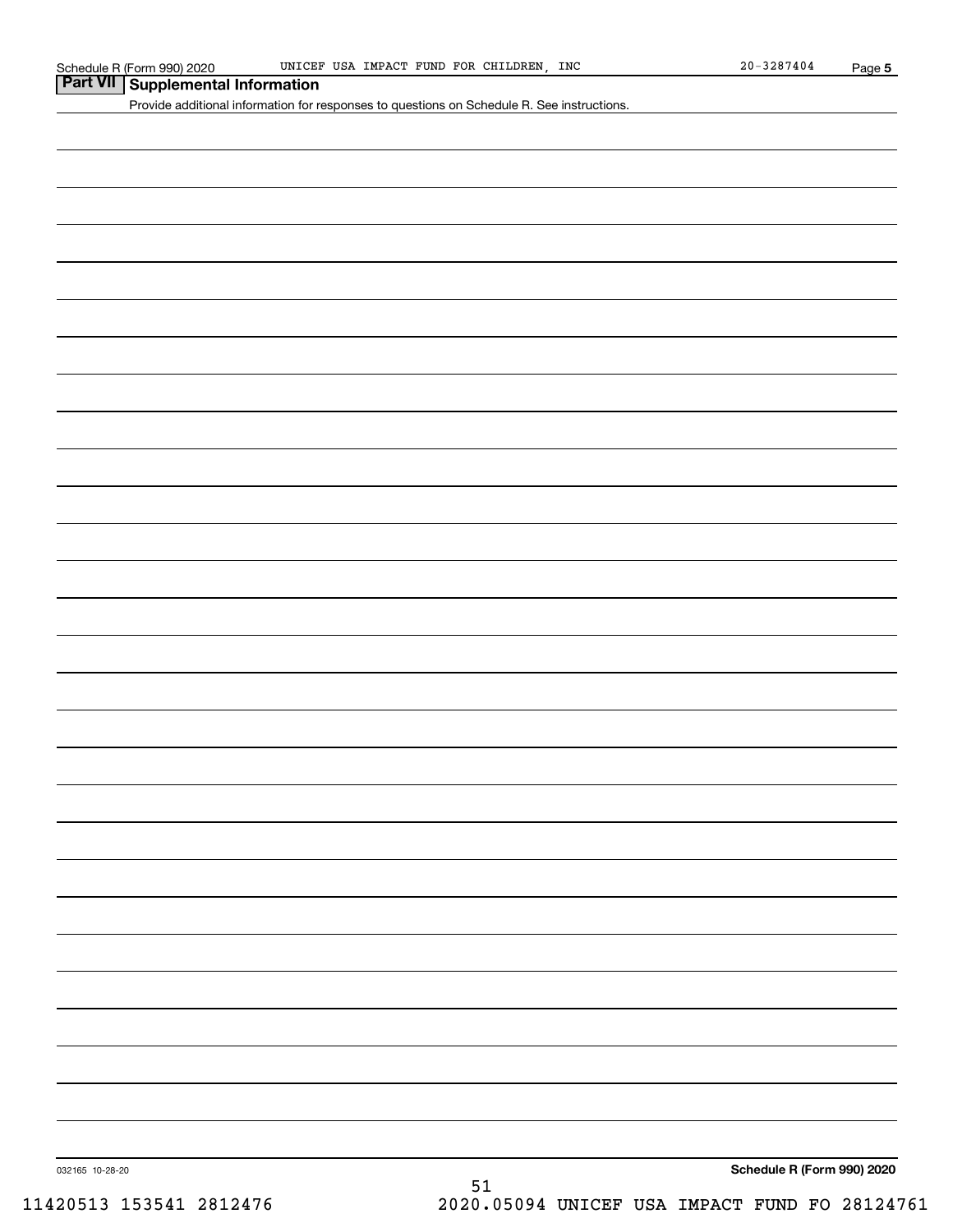## Part VII Supplemental Information

Provide additional information for responses to questions on Schedule R. See instructions.